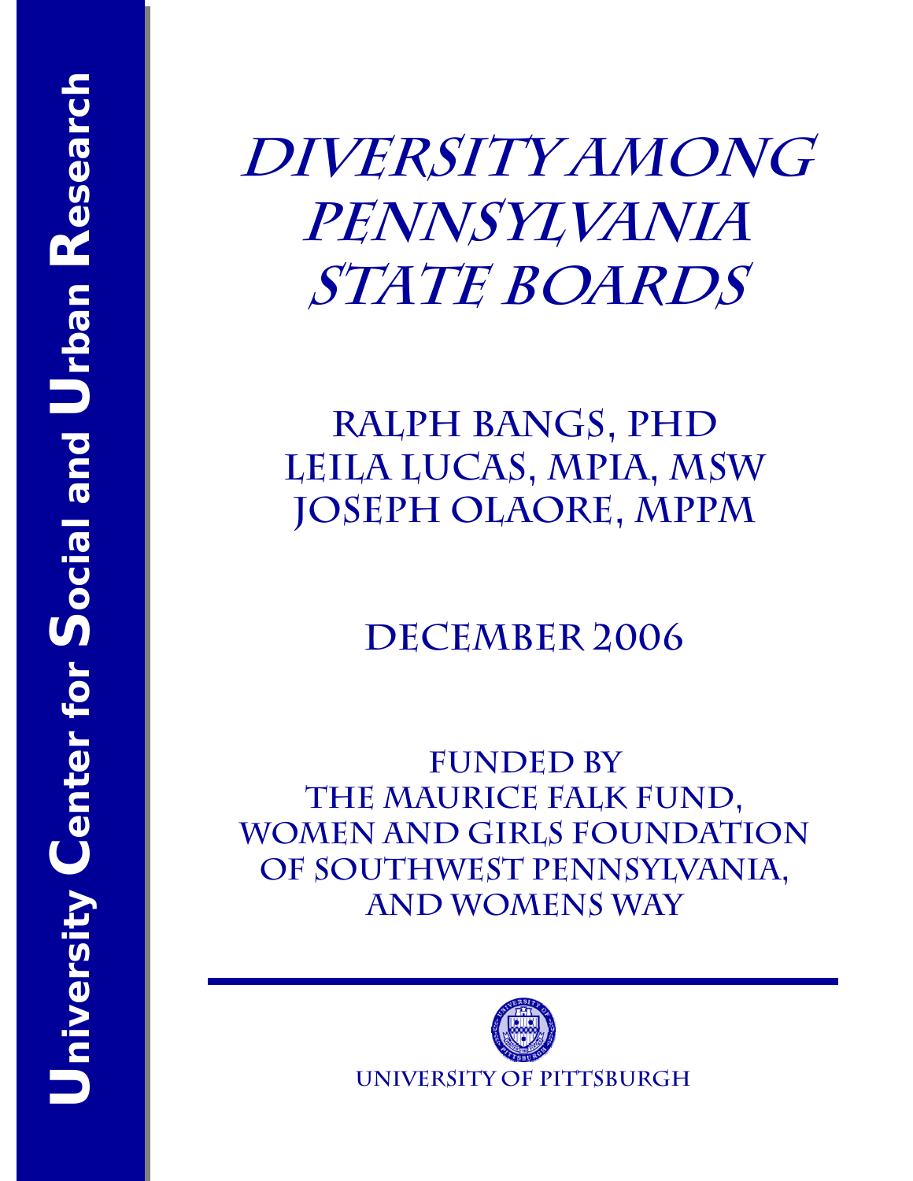University Center for Social and Urban Research

# Diversity Among Pennsylvania State Boards

Ralph Bangs, PhD
Leila Lucas, MPIA, MSW
Joseph Olaore, MPPM

December 2006

Funded by
The Maurice Falk Fund,
Women and Girls Foundation of Southwest Pennsylvania,
and Womens Way

University of Pittsburgh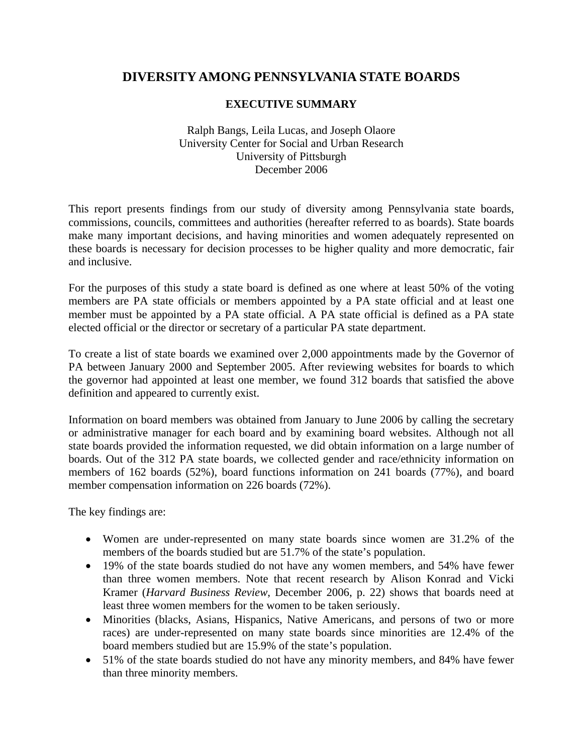# DIVERSITY AMONG PENNSYLVANIA STATE BOARDS

## EXECUTIVE SUMMARY

Ralph Bangs, Leila Lucas, and Joseph Olaore
University Center for Social and Urban Research
University of Pittsburgh
December 2006

This report presents findings from our study of diversity among Pennsylvania state boards, commissions, councils, committees and authorities (hereafter referred to as boards). State boards make many important decisions, and having minorities and women adequately represented on these boards is necessary for decision processes to be higher quality and more democratic, fair and inclusive.

For the purposes of this study a state board is defined as one where at least 50% of the voting members are PA state officials or members appointed by a PA state official and at least one member must be appointed by a PA state official. A PA state official is defined as a PA state elected official or the director or secretary of a particular PA state department.

To create a list of state boards we examined over 2,000 appointments made by the Governor of PA between January 2000 and September 2005. After reviewing websites for boards to which the governor had appointed at least one member, we found 312 boards that satisfied the above definition and appeared to currently exist.

Information on board members was obtained from January to June 2006 by calling the secretary or administrative manager for each board and by examining board websites. Although not all state boards provided the information requested, we did obtain information on a large number of boards. Out of the 312 PA state boards, we collected gender and race/ethnicity information on members of 162 boards (52%), board functions information on 241 boards (77%), and board member compensation information on 226 boards (72%).

The key findings are:

- Women are under-represented on many state boards since women are 31.2% of the members of the boards studied but are 51.7% of the state's population.
- 19% of the state boards studied do not have any women members, and 54% have fewer than three women members. Note that recent research by Alison Konrad and Vicki Kramer (*Harvard Business Review*, December 2006, p. 22) shows that boards need at least three women members for the women to be taken seriously.
- Minorities (blacks, Asians, Hispanics, Native Americans, and persons of two or more races) are under-represented on many state boards since minorities are 12.4% of the board members studied but are 15.9% of the state's population.
- 51% of the state boards studied do not have any minority members, and 84% have fewer than three minority members.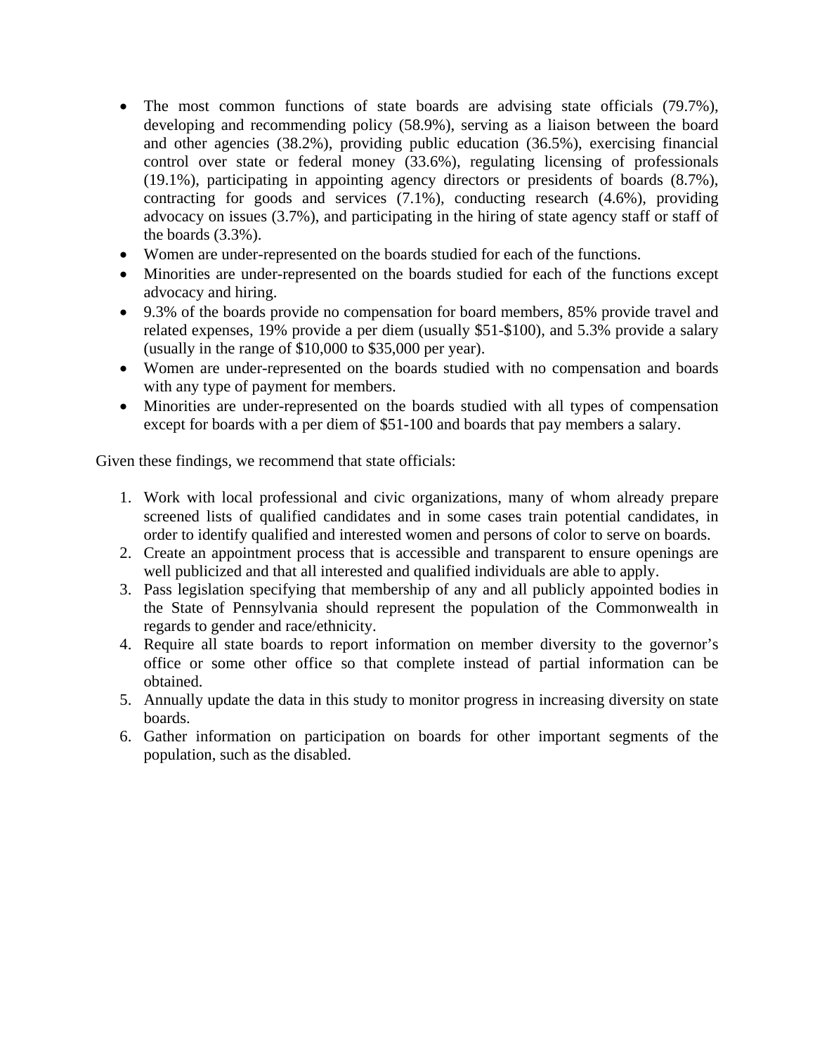- The most common functions of state boards are advising state officials (79.7%), developing and recommending policy (58.9%), serving as a liaison between the board and other agencies (38.2%), providing public education (36.5%), exercising financial control over state or federal money (33.6%), regulating licensing of professionals (19.1%), participating in appointing agency directors or presidents of boards (8.7%), contracting for goods and services (7.1%), conducting research (4.6%), providing advocacy on issues (3.7%), and participating in the hiring of state agency staff or staff of the boards (3.3%).
- Women are under-represented on the boards studied for each of the functions.
- Minorities are under-represented on the boards studied for each of the functions except advocacy and hiring.
- 9.3% of the boards provide no compensation for board members, 85% provide travel and related expenses, 19% provide a per diem (usually $51-$100), and 5.3% provide a salary (usually in the range of $10,000 to $35,000 per year).
- Women are under-represented on the boards studied with no compensation and boards with any type of payment for members.
- Minorities are under-represented on the boards studied with all types of compensation except for boards with a per diem of $51-100 and boards that pay members a salary.

Given these findings, we recommend that state officials:

1. Work with local professional and civic organizations, many of whom already prepare screened lists of qualified candidates and in some cases train potential candidates, in order to identify qualified and interested women and persons of color to serve on boards.
2. Create an appointment process that is accessible and transparent to ensure openings are well publicized and that all interested and qualified individuals are able to apply.
3. Pass legislation specifying that membership of any and all publicly appointed bodies in the State of Pennsylvania should represent the population of the Commonwealth in regards to gender and race/ethnicity.
4. Require all state boards to report information on member diversity to the governor's office or some other office so that complete instead of partial information can be obtained.
5. Annually update the data in this study to monitor progress in increasing diversity on state boards.
6. Gather information on participation on boards for other important segments of the population, such as the disabled.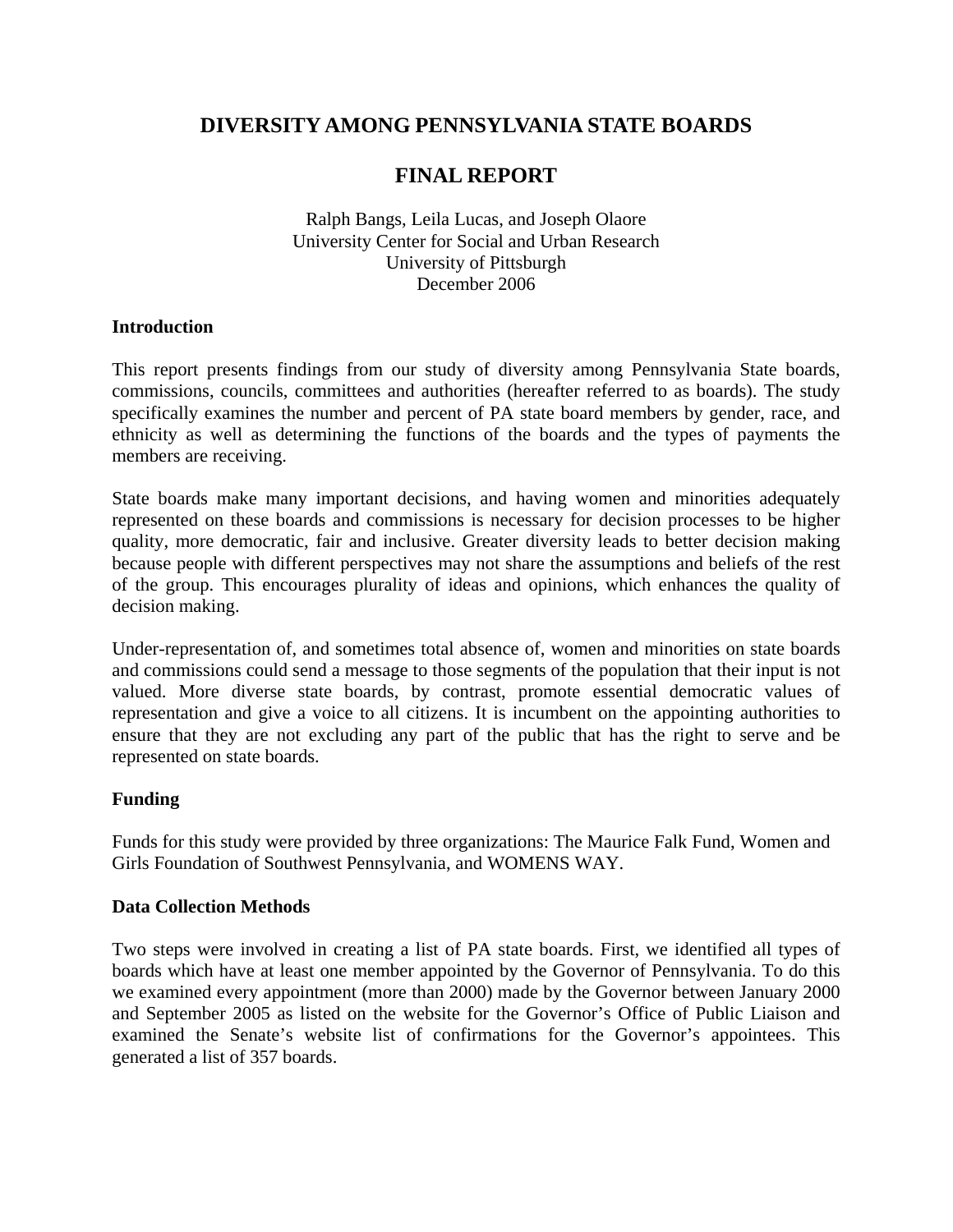# DIVERSITY AMONG PENNSYLVANIA STATE BOARDS

# FINAL REPORT

Ralph Bangs, Leila Lucas, and Joseph Olaore
University Center for Social and Urban Research
University of Pittsburgh
December 2006

## Introduction

This report presents findings from our study of diversity among Pennsylvania State boards, commissions, councils, committees and authorities (hereafter referred to as boards). The study specifically examines the number and percent of PA state board members by gender, race, and ethnicity as well as determining the functions of the boards and the types of payments the members are receiving.

State boards make many important decisions, and having women and minorities adequately represented on these boards and commissions is necessary for decision processes to be higher quality, more democratic, fair and inclusive. Greater diversity leads to better decision making because people with different perspectives may not share the assumptions and beliefs of the rest of the group. This encourages plurality of ideas and opinions, which enhances the quality of decision making.

Under-representation of, and sometimes total absence of, women and minorities on state boards and commissions could send a message to those segments of the population that their input is not valued. More diverse state boards, by contrast, promote essential democratic values of representation and give a voice to all citizens. It is incumbent on the appointing authorities to ensure that they are not excluding any part of the public that has the right to serve and be represented on state boards.

## Funding

Funds for this study were provided by three organizations: The Maurice Falk Fund, Women and Girls Foundation of Southwest Pennsylvania, and WOMENS WAY.

## Data Collection Methods

Two steps were involved in creating a list of PA state boards. First, we identified all types of boards which have at least one member appointed by the Governor of Pennsylvania. To do this we examined every appointment (more than 2000) made by the Governor between January 2000 and September 2005 as listed on the website for the Governor's Office of Public Liaison and examined the Senate's website list of confirmations for the Governor's appointees. This generated a list of 357 boards.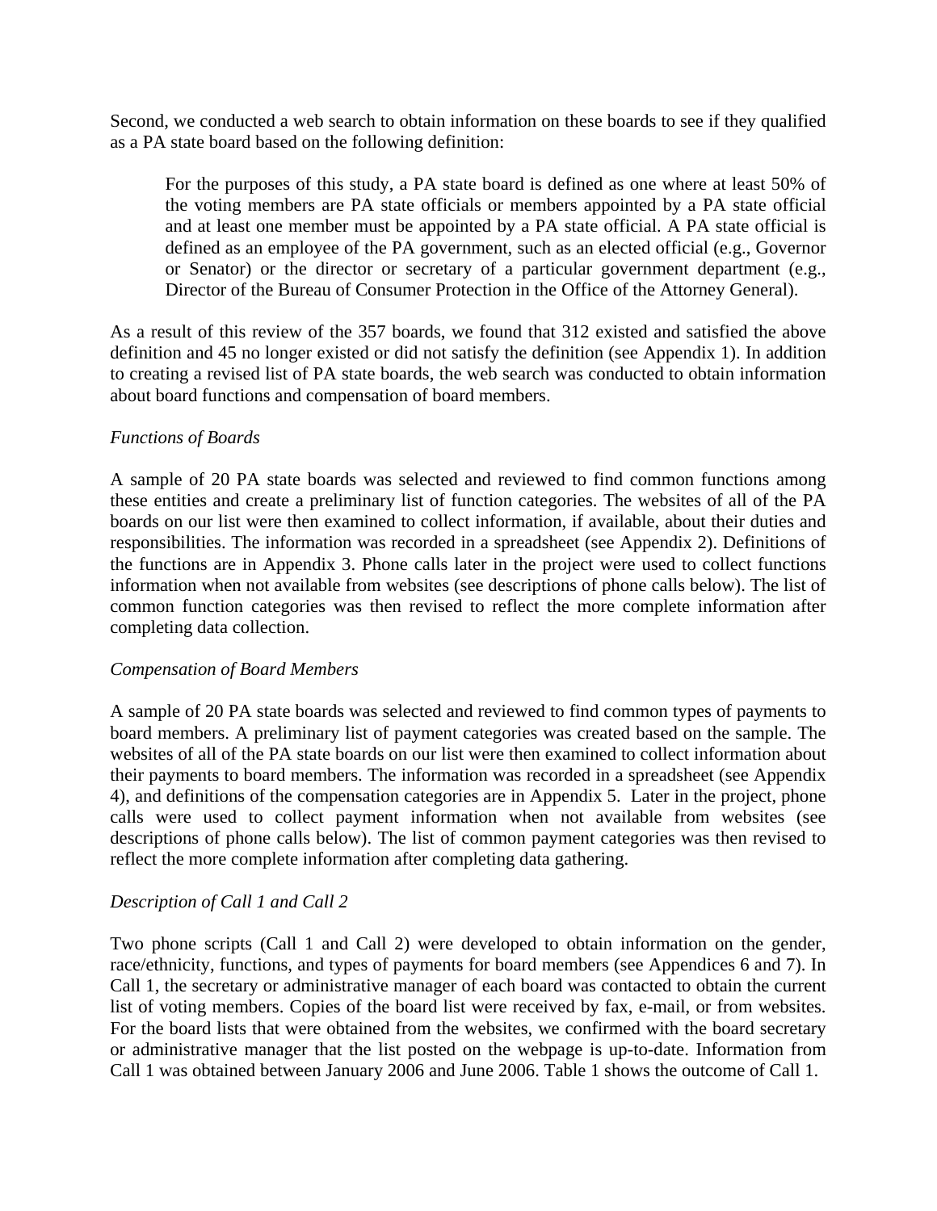Second, we conducted a web search to obtain information on these boards to see if they qualified as a PA state board based on the following definition:

> For the purposes of this study, a PA state board is defined as one where at least 50% of the voting members are PA state officials or members appointed by a PA state official and at least one member must be appointed by a PA state official. A PA state official is defined as an employee of the PA government, such as an elected official (e.g., Governor or Senator) or the director or secretary of a particular government department (e.g., Director of the Bureau of Consumer Protection in the Office of the Attorney General).

As a result of this review of the 357 boards, we found that 312 existed and satisfied the above definition and 45 no longer existed or did not satisfy the definition (see Appendix 1). In addition to creating a revised list of PA state boards, the web search was conducted to obtain information about board functions and compensation of board members.

*Functions of Boards*

A sample of 20 PA state boards was selected and reviewed to find common functions among these entities and create a preliminary list of function categories. The websites of all of the PA boards on our list were then examined to collect information, if available, about their duties and responsibilities. The information was recorded in a spreadsheet (see Appendix 2). Definitions of the functions are in Appendix 3. Phone calls later in the project were used to collect functions information when not available from websites (see descriptions of phone calls below). The list of common function categories was then revised to reflect the more complete information after completing data collection.

*Compensation of Board Members*

A sample of 20 PA state boards was selected and reviewed to find common types of payments to board members. A preliminary list of payment categories was created based on the sample. The websites of all of the PA state boards on our list were then examined to collect information about their payments to board members. The information was recorded in a spreadsheet (see Appendix 4), and definitions of the compensation categories are in Appendix 5. Later in the project, phone calls were used to collect payment information when not available from websites (see descriptions of phone calls below). The list of common payment categories was then revised to reflect the more complete information after completing data gathering.

*Description of Call 1 and Call 2*

Two phone scripts (Call 1 and Call 2) were developed to obtain information on the gender, race/ethnicity, functions, and types of payments for board members (see Appendices 6 and 7). In Call 1, the secretary or administrative manager of each board was contacted to obtain the current list of voting members. Copies of the board list were received by fax, e-mail, or from websites. For the board lists that were obtained from the websites, we confirmed with the board secretary or administrative manager that the list posted on the webpage is up-to-date. Information from Call 1 was obtained between January 2006 and June 2006. Table 1 shows the outcome of Call 1.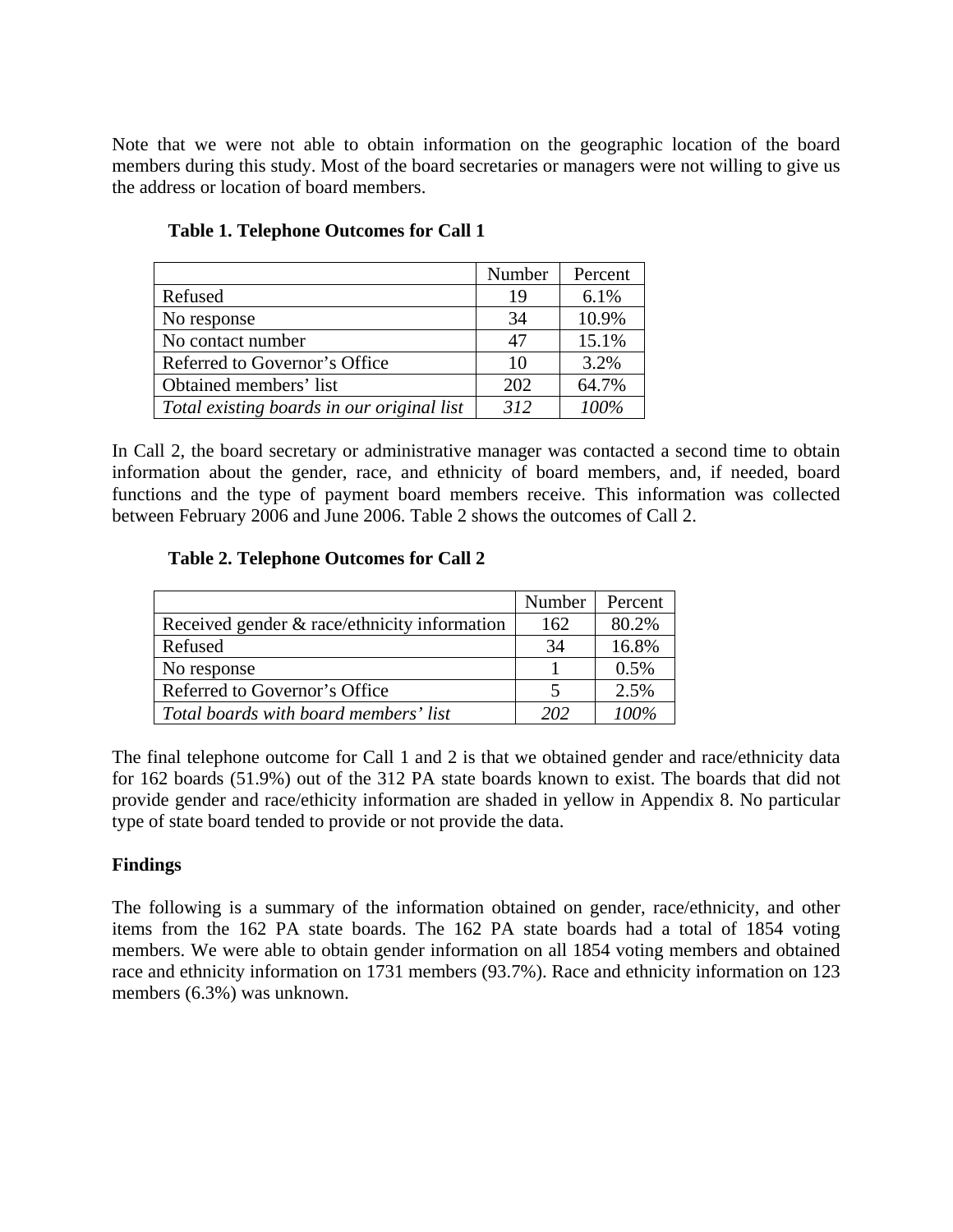Note that we were not able to obtain information on the geographic location of the board members during this study. Most of the board secretaries or managers were not willing to give us the address or location of board members.

**Table 1. Telephone Outcomes for Call 1**

| | Number | Percent |
|---|---|---|
| Refused | 19 | 6.1% |
| No response | 34 | 10.9% |
| No contact number | 47 | 15.1% |
| Referred to Governor's Office | 10 | 3.2% |
| Obtained members' list | 202 | 64.7% |
| *Total existing boards in our original list* | *312* | *100%* |

In Call 2, the board secretary or administrative manager was contacted a second time to obtain information about the gender, race, and ethnicity of board members, and, if needed, board functions and the type of payment board members receive. This information was collected between February 2006 and June 2006. Table 2 shows the outcomes of Call 2.

**Table 2. Telephone Outcomes for Call 2**

| | Number | Percent |
|---|---|---|
| Received gender & race/ethnicity information | 162 | 80.2% |
| Refused | 34 | 16.8% |
| No response | 1 | 0.5% |
| Referred to Governor's Office | 5 | 2.5% |
| *Total boards with board members' list* | *202* | *100%* |

The final telephone outcome for Call 1 and 2 is that we obtained gender and race/ethnicity data for 162 boards (51.9%) out of the 312 PA state boards known to exist. The boards that did not provide gender and race/ethicity information are shaded in yellow in Appendix 8. No particular type of state board tended to provide or not provide the data.

**Findings**

The following is a summary of the information obtained on gender, race/ethnicity, and other items from the 162 PA state boards. The 162 PA state boards had a total of 1854 voting members. We were able to obtain gender information on all 1854 voting members and obtained race and ethnicity information on 1731 members (93.7%). Race and ethnicity information on 123 members (6.3%) was unknown.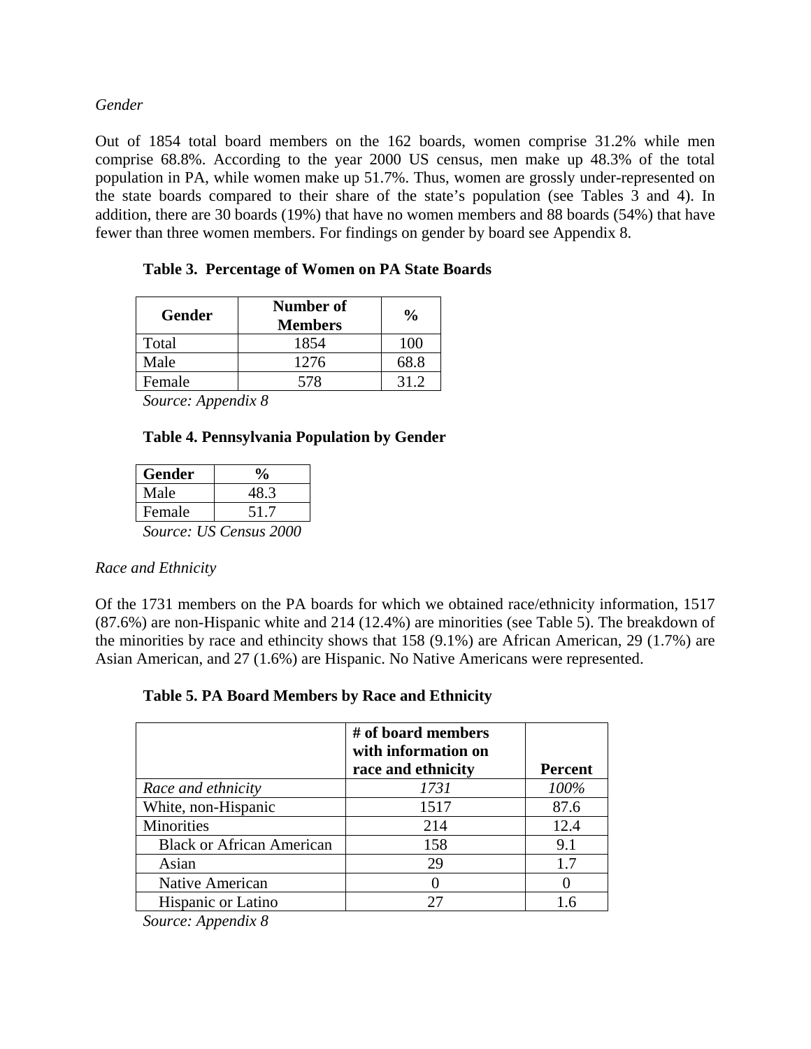*Gender*

Out of 1854 total board members on the 162 boards, women comprise 31.2% while men comprise 68.8%. According to the year 2000 US census, men make up 48.3% of the total population in PA, while women make up 51.7%. Thus, women are grossly under-represented on the state boards compared to their share of the state's population (see Tables 3 and 4). In addition, there are 30 boards (19%) that have no women members and 88 boards (54%) that have fewer than three women members. For findings on gender by board see Appendix 8.

**Table 3. Percentage of Women on PA State Boards**

| Gender | Number of Members | % |
|---|---|---|
| Total | 1854 | 100 |
| Male | 1276 | 68.8 |
| Female | 578 | 31.2 |

*Source: Appendix 8*

**Table 4. Pennsylvania Population by Gender**

| Gender | % |
|---|---|
| Male | 48.3 |
| Female | 51.7 |

*Source: US Census 2000*

*Race and Ethnicity*

Of the 1731 members on the PA boards for which we obtained race/ethnicity information, 1517 (87.6%) are non-Hispanic white and 214 (12.4%) are minorities (see Table 5). The breakdown of the minorities by race and ethincity shows that 158 (9.1%) are African American, 29 (1.7%) are Asian American, and 27 (1.6%) are Hispanic. No Native Americans were represented.

**Table 5. PA Board Members by Race and Ethnicity**

| | # of board members with information on race and ethnicity | Percent |
|---|---|---|
| *Race and ethnicity* | *1731* | *100%* |
| White, non-Hispanic | 1517 | 87.6 |
| Minorities | 214 | 12.4 |
| Black or African American | 158 | 9.1 |
| Asian | 29 | 1.7 |
| Native American | 0 | 0 |
| Hispanic or Latino | 27 | 1.6 |

*Source: Appendix 8*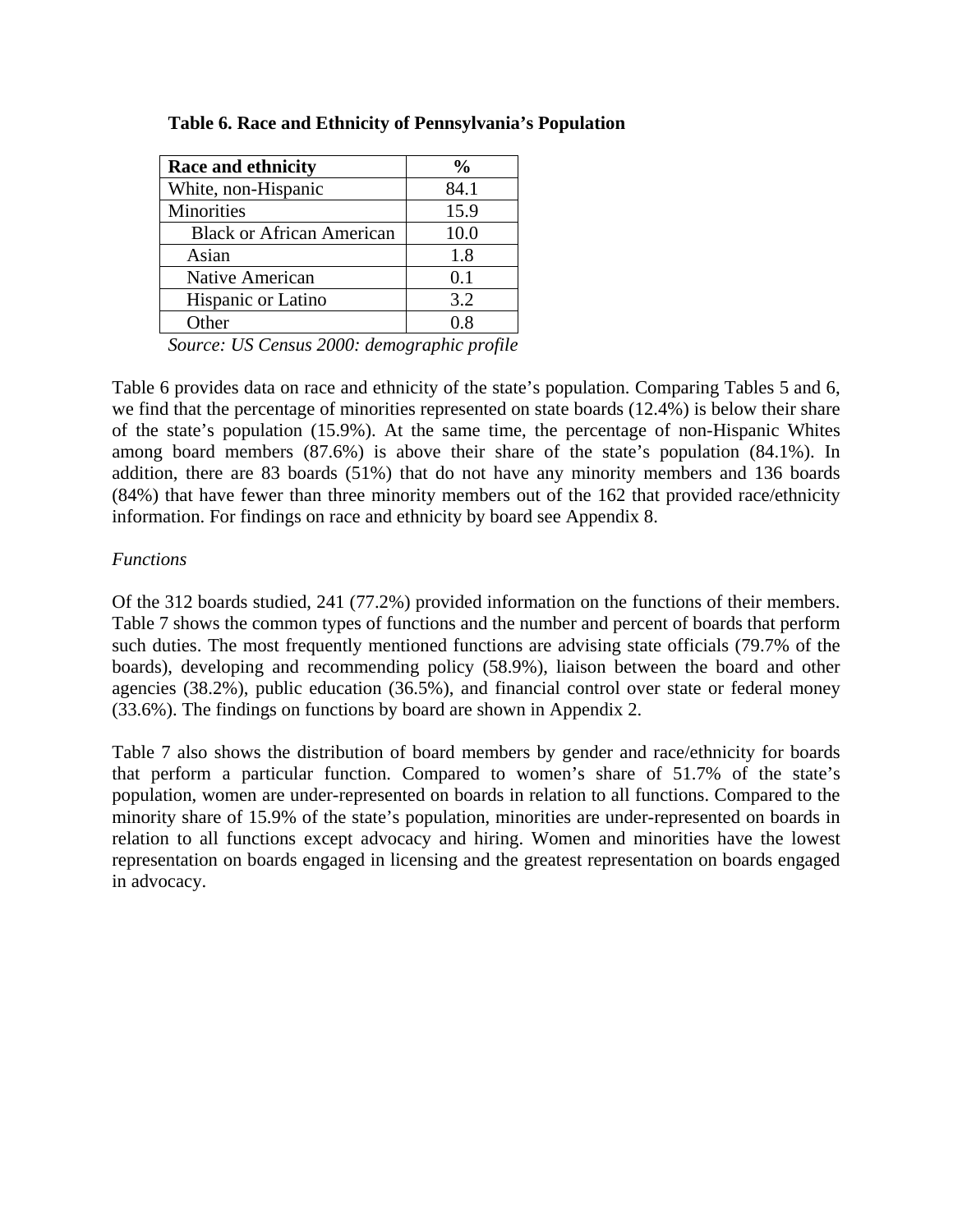**Table 6. Race and Ethnicity of Pennsylvania's Population**

| Race and ethnicity | % |
|---|---|
| White, non-Hispanic | 84.1 |
| Minorities | 15.9 |
| Black or African American | 10.0 |
| Asian | 1.8 |
| Native American | 0.1 |
| Hispanic or Latino | 3.2 |
| Other | 0.8 |

*Source: US Census 2000: demographic profile*

Table 6 provides data on race and ethnicity of the state's population. Comparing Tables 5 and 6, we find that the percentage of minorities represented on state boards (12.4%) is below their share of the state's population (15.9%). At the same time, the percentage of non-Hispanic Whites among board members (87.6%) is above their share of the state's population (84.1%). In addition, there are 83 boards (51%) that do not have any minority members and 136 boards (84%) that have fewer than three minority members out of the 162 that provided race/ethnicity information. For findings on race and ethnicity by board see Appendix 8.

*Functions*

Of the 312 boards studied, 241 (77.2%) provided information on the functions of their members. Table 7 shows the common types of functions and the number and percent of boards that perform such duties. The most frequently mentioned functions are advising state officials (79.7% of the boards), developing and recommending policy (58.9%), liaison between the board and other agencies (38.2%), public education (36.5%), and financial control over state or federal money (33.6%). The findings on functions by board are shown in Appendix 2.

Table 7 also shows the distribution of board members by gender and race/ethnicity for boards that perform a particular function. Compared to women's share of 51.7% of the state's population, women are under-represented on boards in relation to all functions. Compared to the minority share of 15.9% of the state's population, minorities are under-represented on boards in relation to all functions except advocacy and hiring. Women and minorities have the lowest representation on boards engaged in licensing and the greatest representation on boards engaged in advocacy.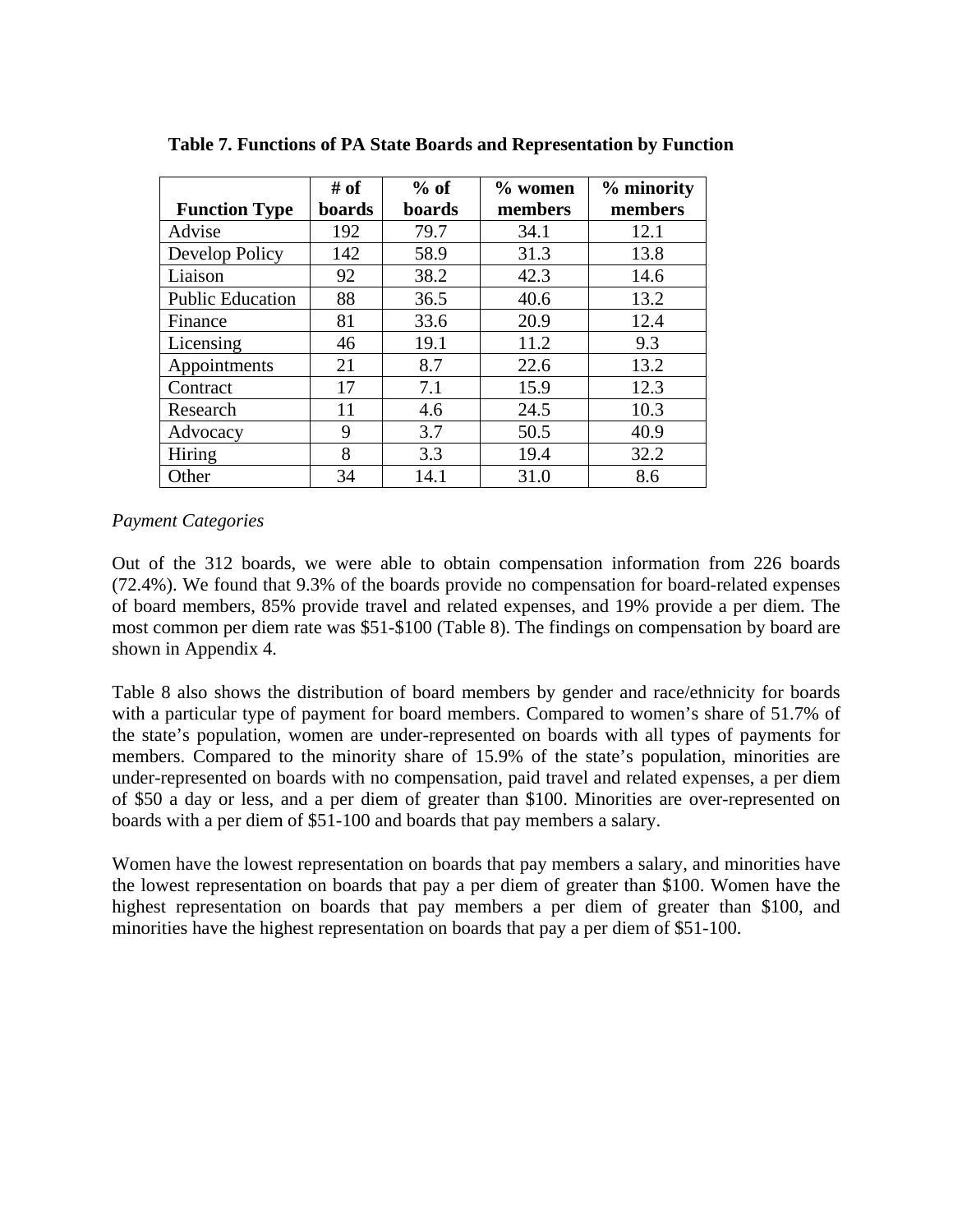**Table 7. Functions of PA State Boards and Representation by Function**

| Function Type | # of boards | % of boards | % women members | % minority members |
|---|---|---|---|---|
| Advise | 192 | 79.7 | 34.1 | 12.1 |
| Develop Policy | 142 | 58.9 | 31.3 | 13.8 |
| Liaison | 92 | 38.2 | 42.3 | 14.6 |
| Public Education | 88 | 36.5 | 40.6 | 13.2 |
| Finance | 81 | 33.6 | 20.9 | 12.4 |
| Licensing | 46 | 19.1 | 11.2 | 9.3 |
| Appointments | 21 | 8.7 | 22.6 | 13.2 |
| Contract | 17 | 7.1 | 15.9 | 12.3 |
| Research | 11 | 4.6 | 24.5 | 10.3 |
| Advocacy | 9 | 3.7 | 50.5 | 40.9 |
| Hiring | 8 | 3.3 | 19.4 | 32.2 |
| Other | 34 | 14.1 | 31.0 | 8.6 |

*Payment Categories*

Out of the 312 boards, we were able to obtain compensation information from 226 boards (72.4%). We found that 9.3% of the boards provide no compensation for board-related expenses of board members, 85% provide travel and related expenses, and 19% provide a per diem. The most common per diem rate was $51-$100 (Table 8). The findings on compensation by board are shown in Appendix 4.

Table 8 also shows the distribution of board members by gender and race/ethnicity for boards with a particular type of payment for board members. Compared to women's share of 51.7% of the state's population, women are under-represented on boards with all types of payments for members. Compared to the minority share of 15.9% of the state's population, minorities are under-represented on boards with no compensation, paid travel and related expenses, a per diem of $50 a day or less, and a per diem of greater than $100. Minorities are over-represented on boards with a per diem of $51-100 and boards that pay members a salary.

Women have the lowest representation on boards that pay members a salary, and minorities have the lowest representation on boards that pay a per diem of greater than $100. Women have the highest representation on boards that pay members a per diem of greater than $100, and minorities have the highest representation on boards that pay a per diem of $51-100.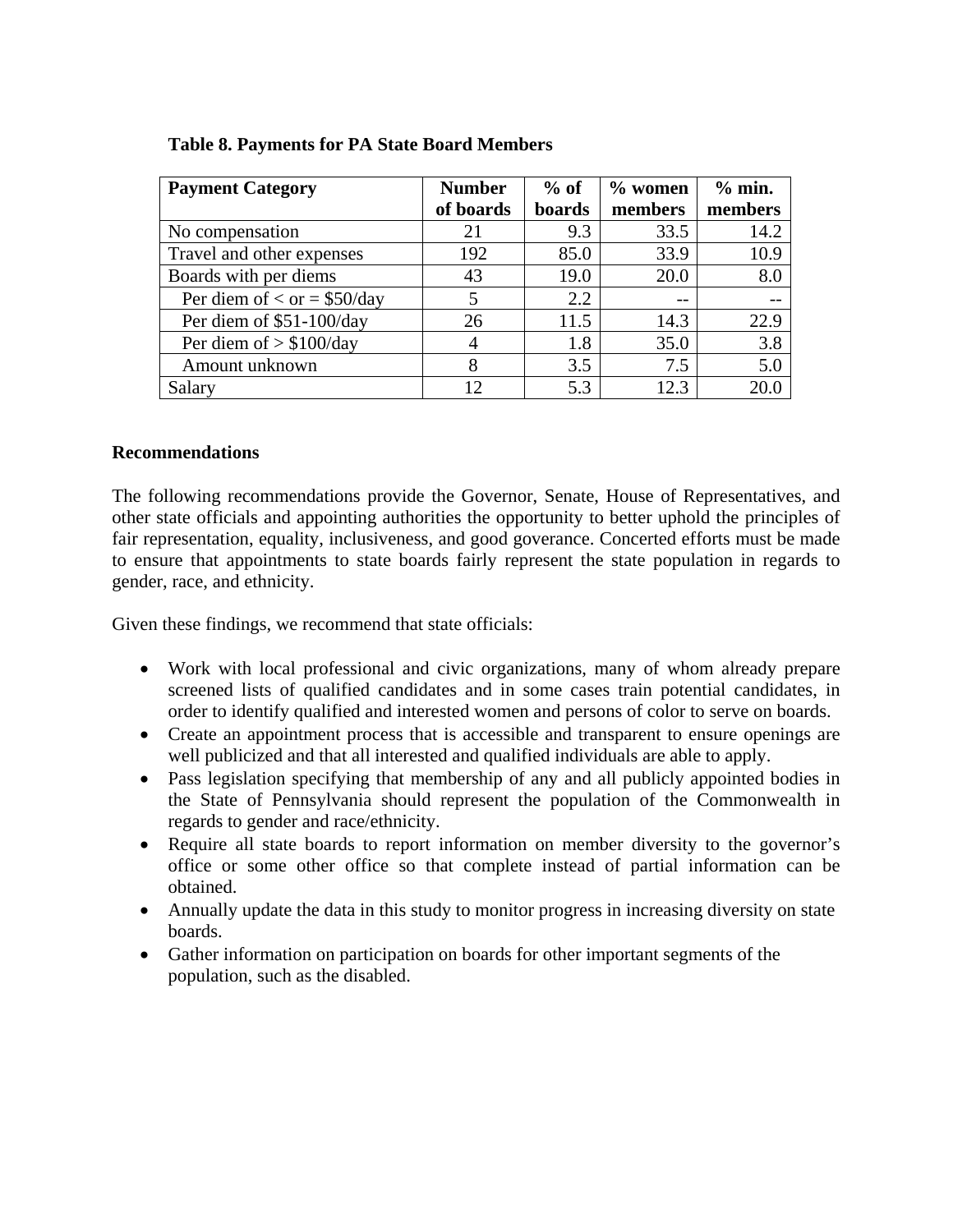**Table 8. Payments for PA State Board Members**

| Payment Category | Number of boards | % of boards | % women members | % min. members |
| --- | --- | --- | --- | --- |
| No compensation | 21 | 9.3 | 33.5 | 14.2 |
| Travel and other expenses | 192 | 85.0 | 33.9 | 10.9 |
| Boards with per diems | 43 | 19.0 | 20.0 | 8.0 |
| Per diem of < or = $50/day | 5 | 2.2 | -- | -- |
| Per diem of $51-100/day | 26 | 11.5 | 14.3 | 22.9 |
| Per diem of > $100/day | 4 | 1.8 | 35.0 | 3.8 |
| Amount unknown | 8 | 3.5 | 7.5 | 5.0 |
| Salary | 12 | 5.3 | 12.3 | 20.0 |

**Recommendations**

The following recommendations provide the Governor, Senate, House of Representatives, and other state officials and appointing authorities the opportunity to better uphold the principles of fair representation, equality, inclusiveness, and good goverance. Concerted efforts must be made to ensure that appointments to state boards fairly represent the state population in regards to gender, race, and ethnicity.

Given these findings, we recommend that state officials:

- Work with local professional and civic organizations, many of whom already prepare screened lists of qualified candidates and in some cases train potential candidates, in order to identify qualified and interested women and persons of color to serve on boards.
- Create an appointment process that is accessible and transparent to ensure openings are well publicized and that all interested and qualified individuals are able to apply.
- Pass legislation specifying that membership of any and all publicly appointed bodies in the State of Pennsylvania should represent the population of the Commonwealth in regards to gender and race/ethnicity.
- Require all state boards to report information on member diversity to the governor's office or some other office so that complete instead of partial information can be obtained.
- Annually update the data in this study to monitor progress in increasing diversity on state boards.
- Gather information on participation on boards for other important segments of the population, such as the disabled.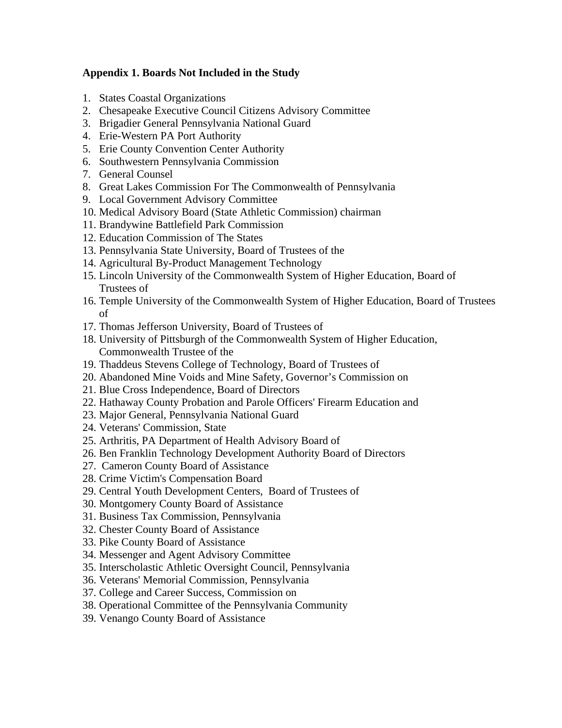**Appendix 1. Boards Not Included in the Study**

1. States Coastal Organizations
2. Chesapeake Executive Council Citizens Advisory Committee
3. Brigadier General Pennsylvania National Guard
4. Erie-Western PA Port Authority
5. Erie County Convention Center Authority
6. Southwestern Pennsylvania Commission
7. General Counsel
8. Great Lakes Commission For The Commonwealth of Pennsylvania
9. Local Government Advisory Committee
10. Medical Advisory Board (State Athletic Commission) chairman
11. Brandywine Battlefield Park Commission
12. Education Commission of The States
13. Pennsylvania State University, Board of Trustees of the
14. Agricultural By-Product Management Technology
15. Lincoln University of the Commonwealth System of Higher Education, Board of Trustees of
16. Temple University of the Commonwealth System of Higher Education, Board of Trustees of
17. Thomas Jefferson University, Board of Trustees of
18. University of Pittsburgh of the Commonwealth System of Higher Education, Commonwealth Trustee of the
19. Thaddeus Stevens College of Technology, Board of Trustees of
20. Abandoned Mine Voids and Mine Safety, Governor's Commission on
21. Blue Cross Independence, Board of Directors
22. Hathaway County Probation and Parole Officers' Firearm Education and
23. Major General, Pennsylvania National Guard
24. Veterans' Commission, State
25. Arthritis, PA Department of Health Advisory Board of
26. Ben Franklin Technology Development Authority Board of Directors
27. Cameron County Board of Assistance
28. Crime Victim's Compensation Board
29. Central Youth Development Centers, Board of Trustees of
30. Montgomery County Board of Assistance
31. Business Tax Commission, Pennsylvania
32. Chester County Board of Assistance
33. Pike County Board of Assistance
34. Messenger and Agent Advisory Committee
35. Interscholastic Athletic Oversight Council, Pennsylvania
36. Veterans' Memorial Commission, Pennsylvania
37. College and Career Success, Commission on
38. Operational Committee of the Pennsylvania Community
39. Venango County Board of Assistance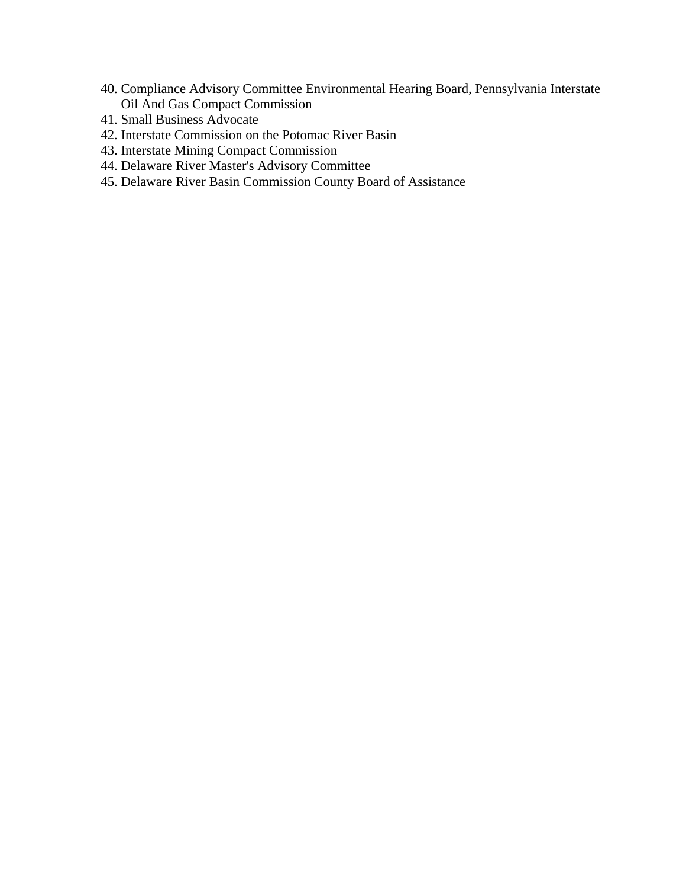40. Compliance Advisory Committee Environmental Hearing Board, Pennsylvania Interstate Oil And Gas Compact Commission
41. Small Business Advocate
42. Interstate Commission on the Potomac River Basin
43. Interstate Mining Compact Commission
44. Delaware River Master's Advisory Committee
45. Delaware River Basin Commission County Board of Assistance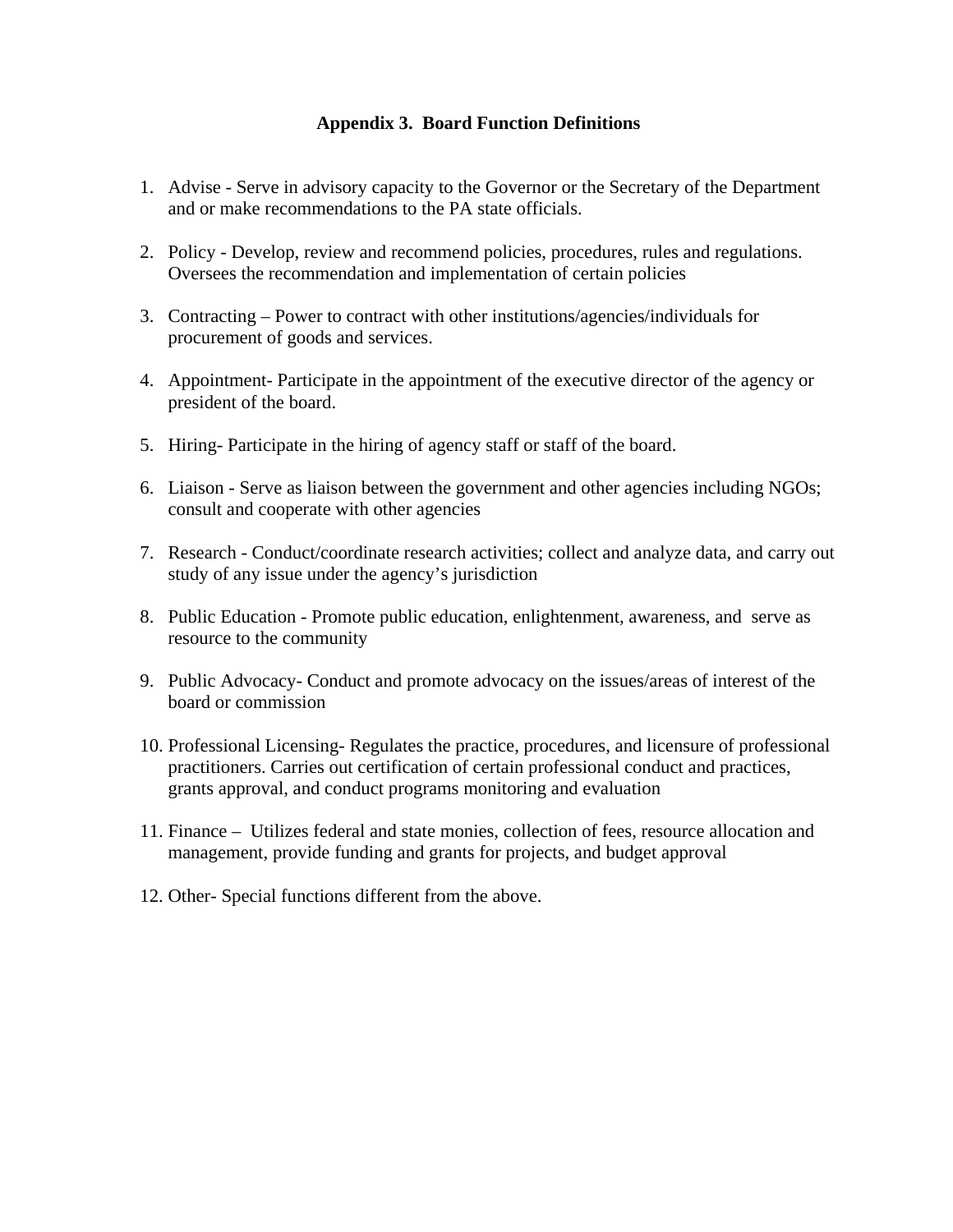# Appendix 3. Board Function Definitions

1. Advise - Serve in advisory capacity to the Governor or the Secretary of the Department and or make recommendations to the PA state officials.

2. Policy - Develop, review and recommend policies, procedures, rules and regulations. Oversees the recommendation and implementation of certain policies

3. Contracting – Power to contract with other institutions/agencies/individuals for procurement of goods and services.

4. Appointment- Participate in the appointment of the executive director of the agency or president of the board.

5. Hiring- Participate in the hiring of agency staff or staff of the board.

6. Liaison - Serve as liaison between the government and other agencies including NGOs; consult and cooperate with other agencies

7. Research - Conduct/coordinate research activities; collect and analyze data, and carry out study of any issue under the agency's jurisdiction

8. Public Education - Promote public education, enlightenment, awareness, and serve as resource to the community

9. Public Advocacy- Conduct and promote advocacy on the issues/areas of interest of the board or commission

10. Professional Licensing- Regulates the practice, procedures, and licensure of professional practitioners. Carries out certification of certain professional conduct and practices, grants approval, and conduct programs monitoring and evaluation

11. Finance – Utilizes federal and state monies, collection of fees, resource allocation and management, provide funding and grants for projects, and budget approval

12. Other- Special functions different from the above.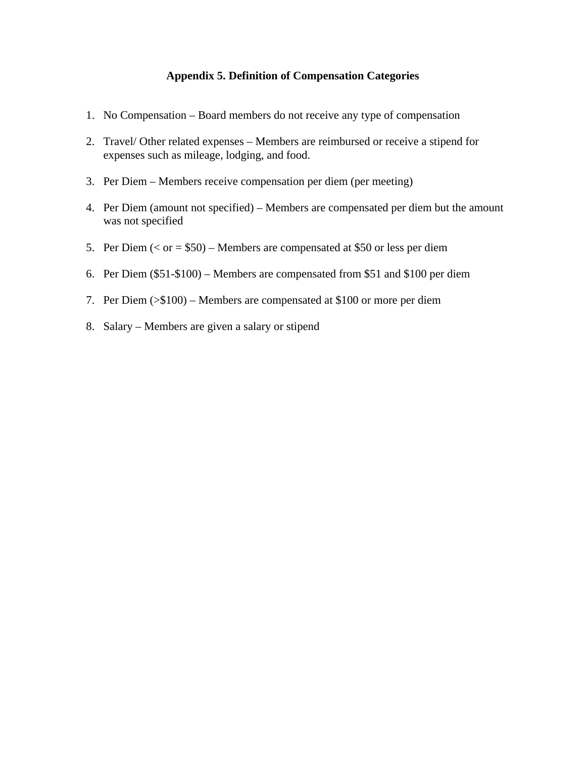# Appendix 5. Definition of Compensation Categories

1. No Compensation – Board members do not receive any type of compensation

2. Travel/ Other related expenses – Members are reimbursed or receive a stipend for expenses such as mileage, lodging, and food.

3. Per Diem – Members receive compensation per diem (per meeting)

4. Per Diem (amount not specified) – Members are compensated per diem but the amount was not specified

5. Per Diem (< or = $50) – Members are compensated at $50 or less per diem

6. Per Diem ($51-$100) – Members are compensated from $51 and $100 per diem

7. Per Diem (>$100) – Members are compensated at $100 or more per diem

8. Salary – Members are given a salary or stipend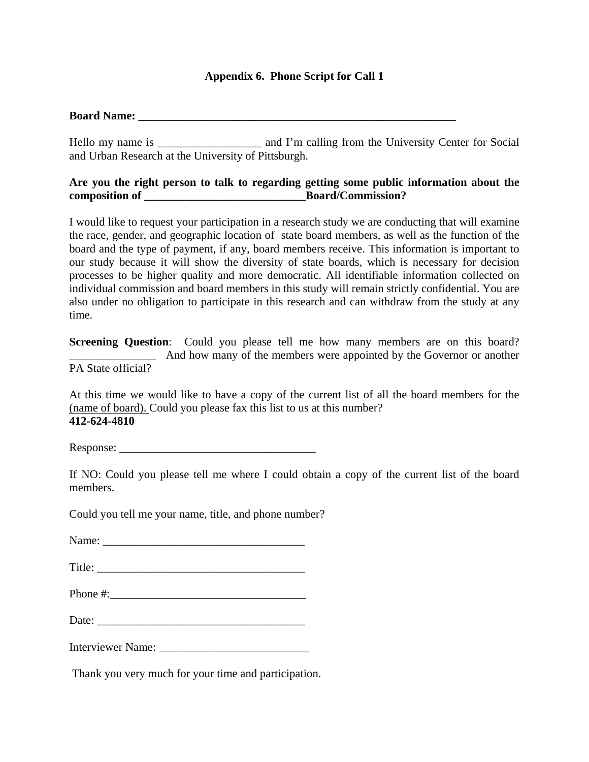# Appendix 6. Phone Script for Call 1

**Board Name: ___________________________________________________________**

Hello my name is __________________ and I'm calling from the University Center for Social and Urban Research at the University of Pittsburgh.

**Are you the right person to talk to regarding getting some public information about the composition of ____________________________Board/Commission?**

I would like to request your participation in a research study we are conducting that will examine the race, gender, and geographic location of state board members, as well as the function of the board and the type of payment, if any, board members receive. This information is important to our study because it will show the diversity of state boards, which is necessary for decision processes to be higher quality and more democratic. All identifiable information collected on individual commission and board members in this study will remain strictly confidential. You are also under no obligation to participate in this research and can withdraw from the study at any time.

**Screening Question**: Could you please tell me how many members are on this board? _______________ And how many of the members were appointed by the Governor or another PA State official?

At this time we would like to have a copy of the current list of all the board members for the (name of board). Could you please fax this list to us at this number?
**412-624-4810**

Response: __________________________________

If NO: Could you please tell me where I could obtain a copy of the current list of the board members.

Could you tell me your name, title, and phone number?

Name: ____________________________________

Title: _____________________________________

Phone #:__________________________________

Date: _____________________________________

Interviewer Name: __________________________

Thank you very much for your time and participation.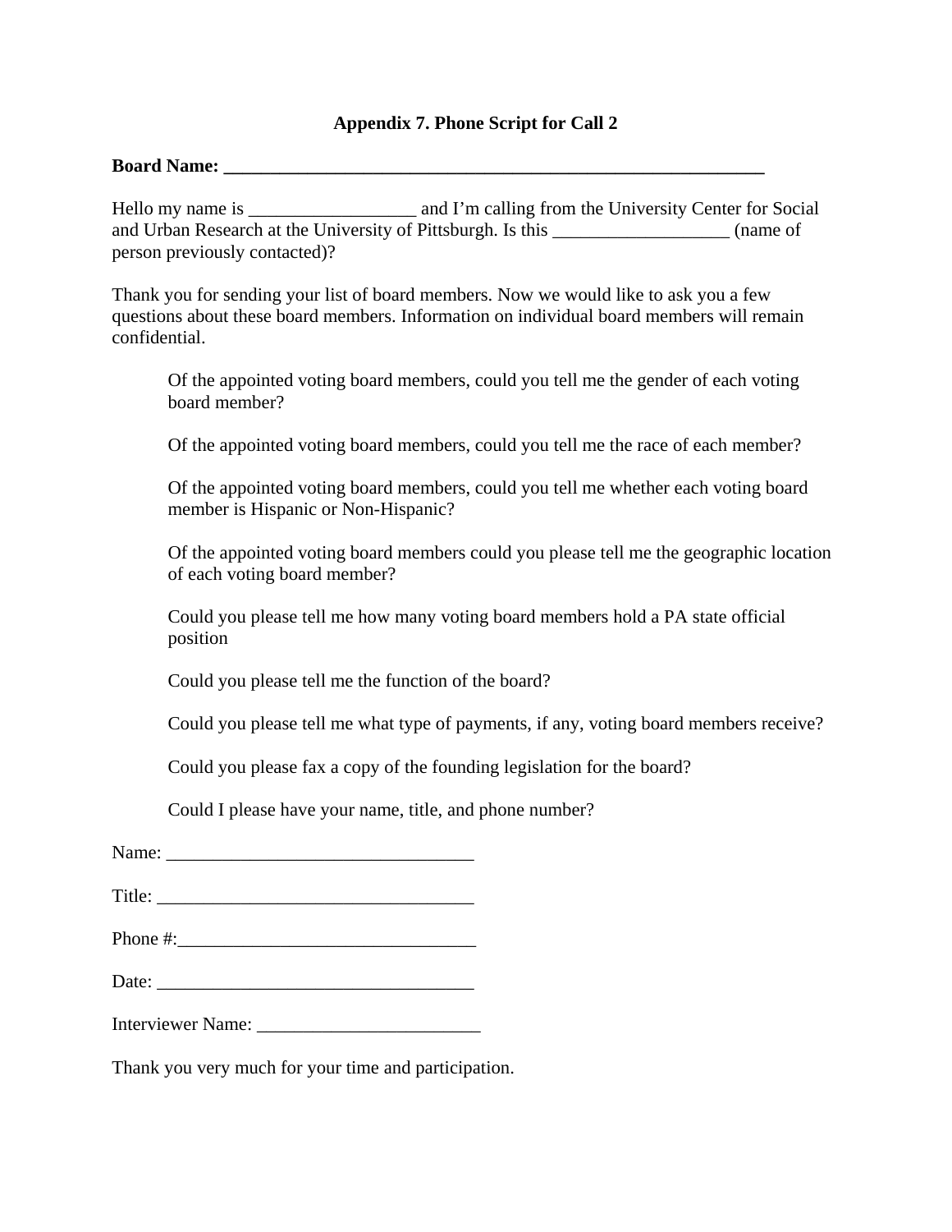## Appendix 7. Phone Script for Call 2

**Board Name: ___________________________________________________________**

Hello my name is __________________ and I'm calling from the University Center for Social and Urban Research at the University of Pittsburgh. Is this ___________________ (name of person previously contacted)?

Thank you for sending your list of board members. Now we would like to ask you a few questions about these board members. Information on individual board members will remain confidential.

> Of the appointed voting board members, could you tell me the gender of each voting board member?
>
> Of the appointed voting board members, could you tell me the race of each member?
>
> Of the appointed voting board members, could you tell me whether each voting board member is Hispanic or Non-Hispanic?
>
> Of the appointed voting board members could you please tell me the geographic location of each voting board member?
>
> Could you please tell me how many voting board members hold a PA state official position
>
> Could you please tell me the function of the board?
>
> Could you please tell me what type of payments, if any, voting board members receive?
>
> Could you please fax a copy of the founding legislation for the board?
>
> Could I please have your name, title, and phone number?

Name: _________________________________

Title: __________________________________

Phone #:________________________________

Date: __________________________________

Interviewer Name: ________________________

Thank you very much for your time and participation.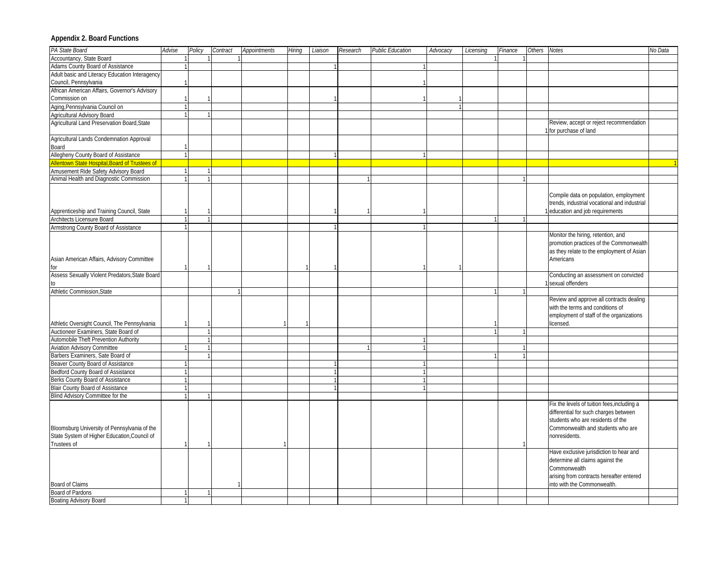**Appendix 2. Board Functions**

| PA State Board | Advise | Policy | Contract | Appointments | Hiring | Liaison | Research | Public Education | Advocacy | Licensing | Finance | Others | Notes | No Data |
|---|---|---|---|---|---|---|---|---|---|---|---|---|---|---|
| Accountancy, State Board | 1 | 1 | 1 | | | | | | | 1 | 1 | | | |
| Adams County Board of Assistance | 1 | | | | | 1 | | 1 | | | | | | |
| Adult basic and Literacy Education Interagency Council, Pennsylvania | 1 | | | | | | | 1 | | | | | | |
| African American Affairs, Governor's Advisory Commission on | 1 | 1 | | | | 1 | | 1 | 1 | | | | | |
| Aging,Pennsylvania Council on | 1 | | | | | | | | 1 | | | | | |
| Agricultural Advisory Board | 1 | 1 | | | | | | | | | | | | |
| Agricultural Land Preservation Board,State | | | | | | | | | | | | 1 | Review, accept or reject recommendation for purchase of land | |
| Agricultural Lands Condemnation Approval Board | 1 | | | | | | | | | | | | | |
| Allegheny County Board of Assistance | 1 | | | | | 1 | | 1 | | | | | | |
| Allentown State Hospital,Board of Trustees of | | | | | | | | | | | | | | 1 |
| Amusement Ride Safety Advisory Board | 1 | 1 | | | | | | | | | | | | |
| Animal Health and Diagnostic Commission | 1 | 1 | | | | | 1 | | | | 1 | | | |
| Apprenticeship and Training Council, State | 1 | 1 | | | | 1 | 1 | 1 | | | | 1 | Compile data on population, employment trends, industrial vocational and industrial education and job requirements | |
| Architects Licensure Board | 1 | 1 | | | | | | | | 1 | 1 | | | |
| Armstrong County Board of Assistance | 1 | | | | | 1 | | 1 | | | | | | |
| Asian American Affairs, Advisory Committee for | 1 | 1 | | | 1 | 1 | | 1 | 1 | | | | Monitor the hiring, retention, and promotion practices of the Commonwealth as they relate to the employment of Asian Americans | |
| Assess Sexually Violent Predators,State Board to | | | | | | | | | | | | 1 | Conducting an assessment on convicted sexual offenders | |
| Athletic Commission,State | | | 1 | | | | | | | 1 | 1 | | | |
| Athletic Oversight Council, The Pennsylvania | 1 | 1 | | 1 | 1 | | | | | 1 | | | Review and approve all contracts dealing with the terms and conditions of employment of staff of the organizations licensed. | |
| Auctioneer Examiners, State Board of | | 1 | | | | | | | | 1 | 1 | | | |
| Automobile Theft Prevention Authority | | 1 | | | | | | 1 | | | | | | |
| Aviation Advisory Committee | 1 | 1 | | | | | 1 | 1 | | | 1 | | | |
| Barbers Examiners, Sate Board of | | 1 | | | | | | | | 1 | 1 | | | |
| Beaver County Board of Assistance | 1 | | | | | 1 | | 1 | | | | | | |
| Bedford County Board of Assistance | 1 | | | | | 1 | | 1 | | | | | | |
| Berks County Board of Assistance | 1 | | | | | 1 | | 1 | | | | | | |
| Blair County Board of Assistance | 1 | | | | | 1 | | 1 | | | | | | |
| Blind Advisory Committee for the | 1 | 1 | | | | | | | | | | | | |
| Bloomsburg University of Pennsylvania of the State System of Higher Education,Council of Trustees of | 1 | 1 | | 1 | | | | | | | 1 | | Fix the levels of tuition fees,including a differential for such charges between students who are residents of the Commonwealth and students who are nonresidents. | |
| Board of Claims | | | 1 | | | | | | | | | | Have exclusive jurisdiction to hear and determine all claims against the Commonwealth arising from contracts hereafter entered into with the Commonwealth. | |
| Board of Pardons | 1 | 1 | | | | | | | | | | | | |
| Boating Advisory Board | 1 | | | | | | | | | | | | | |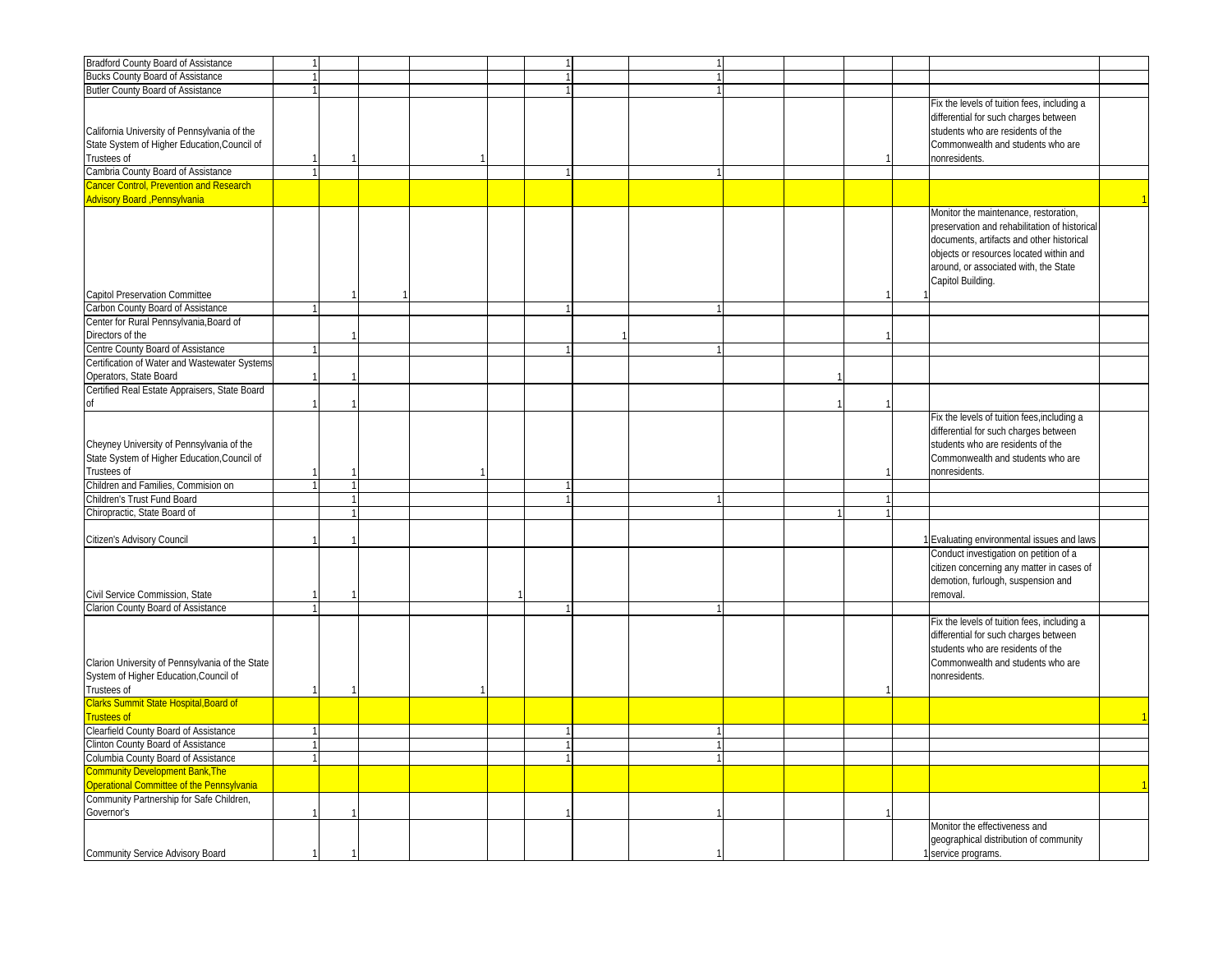| | | | | | | | | | | | | | | |
|---|---|---|---|---|---|---|---|---|---|---|---|---|---|---|
| Bradford County Board of Assistance | 1 | | | | | 1 | | 1 | | | | | | |
| Bucks County Board of Assistance | 1 | | | | | 1 | | 1 | | | | | | |
| Butler County Board of Assistance | 1 | | | | | 1 | | 1 | | | | | | |
| California University of Pennsylvania of the State System of Higher Education,Council of Trustees of | 1 | 1 | | 1 | | | | | | | 1 | | Fix the levels of tuition fees, including a differential for such charges between students who are residents of the Commonwealth and students who are nonresidents. | |
| Cambria County Board of Assistance | 1 | | | | | 1 | | 1 | | | | | | |
| Cancer Control, Prevention and Research Advisory Board ,Pennsylvania | | | | | | | | | | | | | | 1 |
| Capitol Preservation Committee | | 1 | 1 | | | | | | | | 1 | 1 | Monitor the maintenance, restoration, preservation and rehabilitation of historical documents, artifacts and other historical objects or resources located within and around, or associated with, the State Capitol Building. | |
| Carbon County Board of Assistance | 1 | | | | | 1 | | 1 | | | | | | |
| Center for Rural Pennsylvania,Board of Directors of the | | 1 | | | | | 1 | | | | 1 | | | |
| Centre County Board of Assistance | 1 | | | | | 1 | | 1 | | | | | | |
| Certification of Water and Wastewater Systems Operators, State Board | 1 | 1 | | | | | | | | 1 | | | | |
| Certified Real Estate Appraisers, State Board of | 1 | 1 | | | | | | | | 1 | 1 | | | |
| Cheyney University of Pennsylvania of the State System of Higher Education,Council of Trustees of | 1 | 1 | | 1 | | | | | | | 1 | | Fix the levels of tuition fees,including a differential for such charges between students who are residents of the Commonwealth and students who are nonresidents. | |
| Children and Families, Commision on | 1 | 1 | | | | 1 | | | | | | | | |
| Children's Trust Fund Board | | 1 | | | | 1 | | 1 | | | 1 | | | |
| Chiropractic, State Board of | | 1 | | | | | | | | 1 | 1 | | | |
| Citizen's Advisory Council | 1 | 1 | | | | | | | | | | 1 | Evaluating environmental issues and laws | |
| Civil Service Commission, State | 1 | 1 | | | 1 | | | | | | | | Conduct investigation on petition of a citizen concerning any matter in cases of demotion, furlough, suspension and removal. | |
| Clarion County Board of Assistance | 1 | | | | | 1 | | 1 | | | | | | |
| Clarion University of Pennsylvania of the State System of Higher Education,Council of Trustees of | 1 | 1 | | 1 | | | | | | | 1 | | Fix the levels of tuition fees, including a differential for such charges between students who are residents of the Commonwealth and students who are nonresidents. | |
| Clarks Summit State Hospital,Board of Trustees of | | | | | | | | | | | | | | 1 |
| Clearfield County Board of Assistance | 1 | | | | | 1 | | 1 | | | | | | |
| Clinton County Board of Assistance | 1 | | | | | 1 | | 1 | | | | | | |
| Columbia County Board of Assistance | 1 | | | | | 1 | | 1 | | | | | | |
| Community Development Bank,The Operational Committee of the Pennsylvania | | | | | | | | | | | | | | 1 |
| Community Partnership for Safe Children, Governor's | 1 | 1 | | | | 1 | | 1 | | | 1 | | | |
| Community Service Advisory Board | 1 | 1 | | | | | | 1 | | | | 1 | Monitor the effectiveness and geographical distribution of community service programs. | |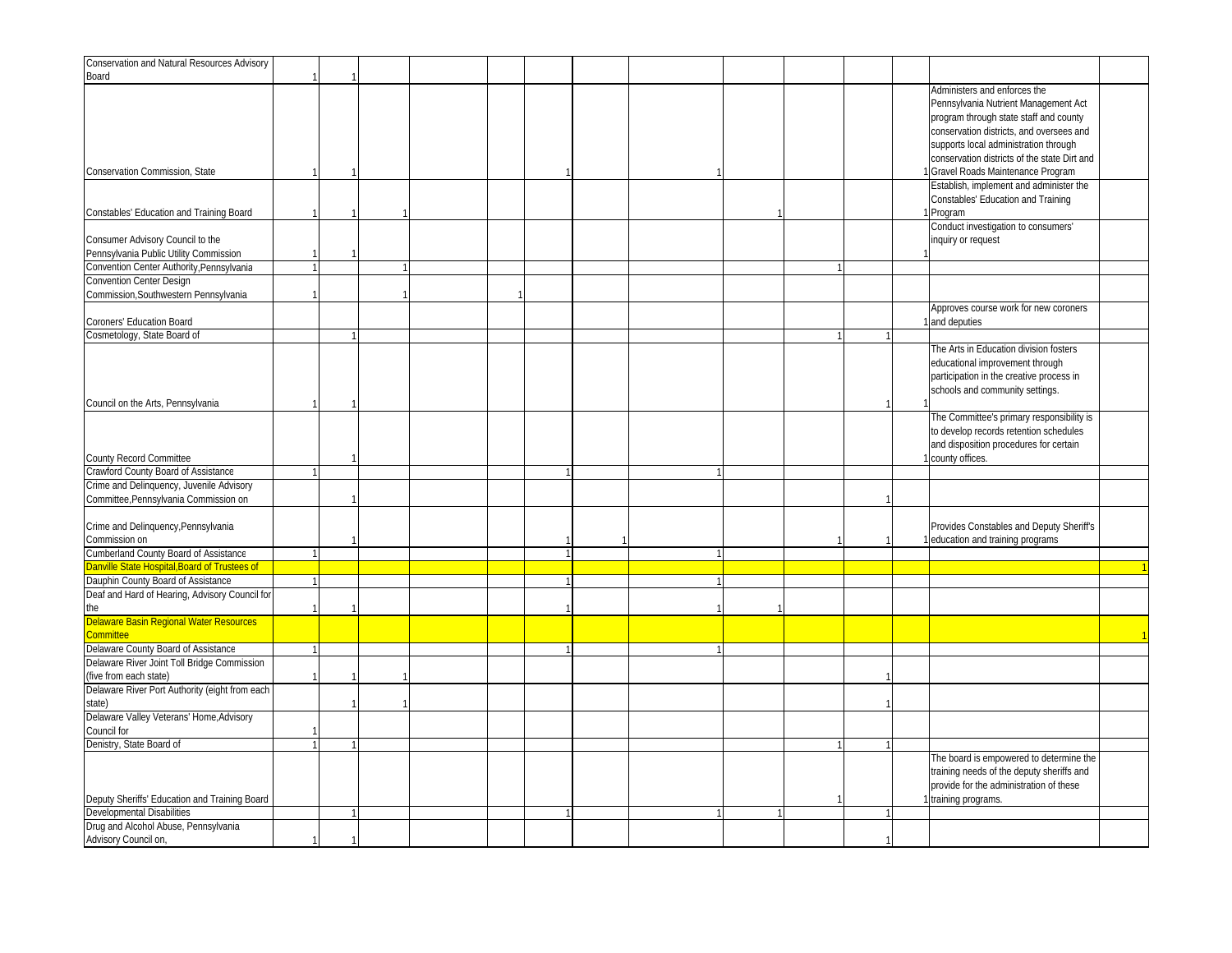| | | | | | | | | | | | | | | |
|---|---|---|---|---|---|---|---|---|---|---|---|---|---|---|
| Conservation and Natural Resources Advisory Board | 1 | 1 | | | | | | | | | | | | |
| Conservation Commission, State | 1 | 1 | | | | 1 | | 1 | | | | 1 | Administers and enforces the Pennsylvania Nutrient Management Act program through state staff and county conservation districts, and oversees and supports local administration through conservation districts of the state Dirt and Gravel Roads Maintenance Program | |
| Constables' Education and Training Board | 1 | 1 | 1 | | | | | | 1 | | | 1 | Establish, implement and administer the Constables' Education and Training Program | |
| Consumer Advisory Council to the Pennsylvania Public Utility Commission | 1 | 1 | | | | | | | | | | 1 | Conduct investigation to consumers' inquiry or request | |
| Convention Center Authority,Pennsylvania | 1 | | 1 | | | | | | | 1 | | | | |
| Convention Center Design Commission,Southwestern Pennsylvania | 1 | | 1 | | 1 | | | | | | | | | |
| Coroners' Education Board | | | | | | | | | | | | 1 | Approves course work for new coroners and deputies | |
| Cosmetology, State Board of | | 1 | | | | | | | | 1 | 1 | | | |
| Council on the Arts, Pennsylvania | 1 | 1 | | | | | | | | | 1 | 1 | The Arts in Education division fosters educational improvement through participation in the creative process in schools and community settings. | |
| County Record Committee | | 1 | | | | | | | | | | 1 | The Committee's primary responsibility is to develop records retention schedules and disposition procedures for certain county offices. | |
| Crawford County Board of Assistance | 1 | | | | | 1 | | 1 | | | | | | |
| Crime and Delinquency, Juvenile Advisory Committee,Pennsylvania Commission on | | 1 | | | | | | | | | 1 | | | |
| Crime and Delinquency,Pennsylvania Commission on | | 1 | | | | 1 | 1 | | | 1 | 1 | 1 | Provides Constables and Deputy Sheriff's education and training programs | |
| Cumberland County Board of Assistance | 1 | | | | | 1 | | 1 | | | | | | |
| Danville State Hospital,Board of Trustees of | | | | | | | | | | | | | | 1 |
| Dauphin County Board of Assistance | 1 | | | | | 1 | | 1 | | | | | | |
| Deaf and Hard of Hearing, Advisory Council for the | 1 | 1 | | | | 1 | | 1 | 1 | | | | | |
| Delaware Basin Regional Water Resources Committee | | | | | | | | | | | | | | 1 |
| Delaware County Board of Assistance | 1 | | | | | 1 | | 1 | | | | | | |
| Delaware River Joint Toll Bridge Commission (five from each state) | 1 | 1 | 1 | | | | | | | | 1 | | | |
| Delaware River Port Authority (eight from each state) | | 1 | 1 | | | | | | | | 1 | | | |
| Delaware Valley Veterans' Home,Advisory Council for | 1 | | | | | | | | | | | | | |
| Denistry, State Board of | 1 | 1 | | | | | | | | 1 | 1 | | | |
| Deputy Sheriffs' Education and Training Board | | | | | | | | | | 1 | | 1 | The board is empowered to determine the training needs of the deputy sheriffs and provide for the administration of these training programs. | |
| Developmental Disabilities | | 1 | | | | 1 | | 1 | 1 | | 1 | | | |
| Drug and Alcohol Abuse, Pennsylvania Advisory Council on, | 1 | 1 | | | | | | | | | 1 | | | |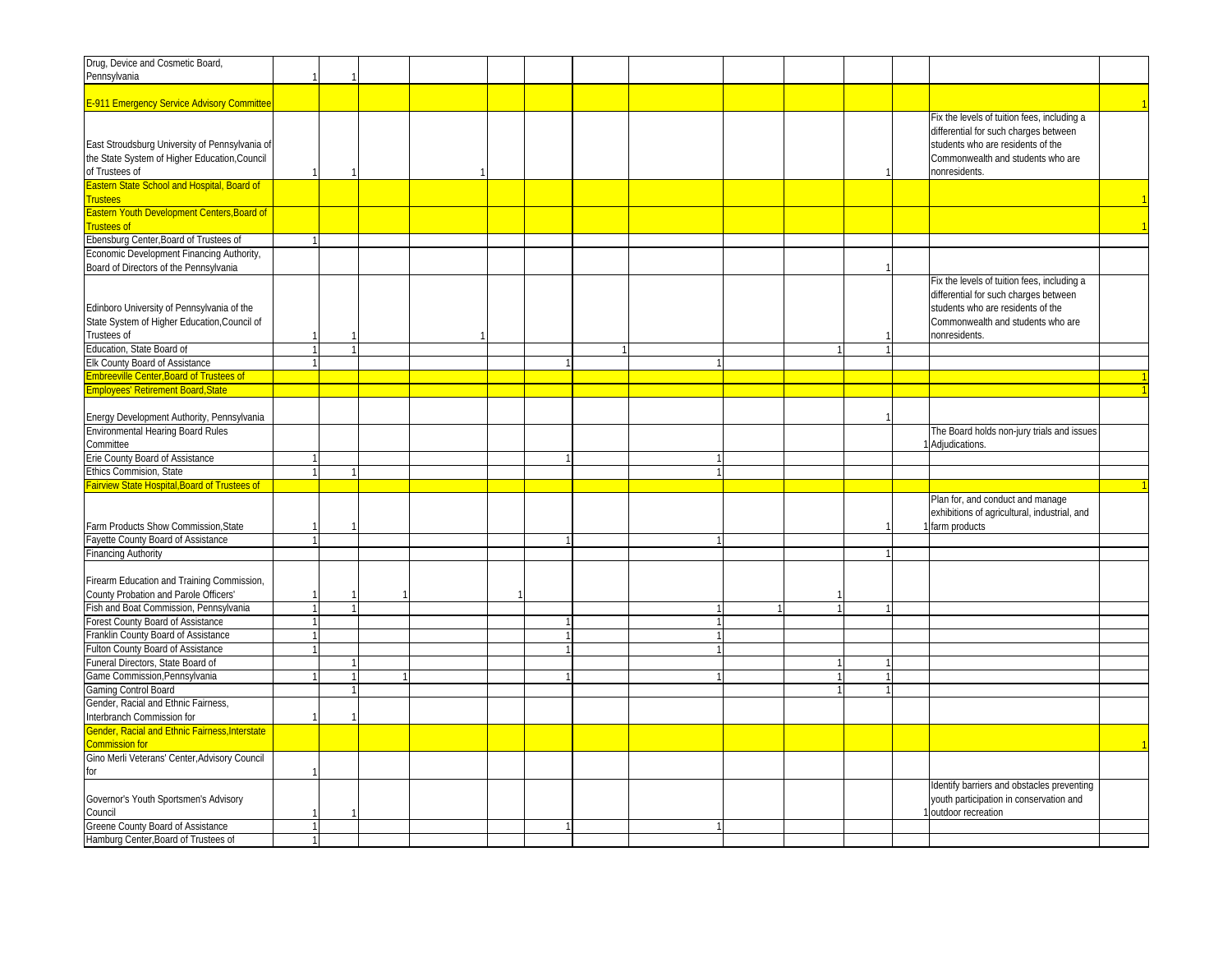| | | | | | | | | | | | | | | |
|---|---|---|---|---|---|---|---|---|---|---|---|---|---|---|
| Drug, Device and Cosmetic Board, Pennsylvania | 1 | 1 | | | | | | | | | | | | |
| E-911 Emergency Service Advisory Committee | | | | | | | | | | | | | | 1 |
| East Stroudsburg University of Pennsylvania of the State System of Higher Education,Council of Trustees of | 1 | 1 | | 1 | | | | | | | 1 | | Fix the levels of tuition fees, including a differential for such charges between students who are residents of the Commonwealth and students who are nonresidents. | |
| Eastern State School and Hospital, Board of Trustees | | | | | | | | | | | | | | 1 |
| Eastern Youth Development Centers,Board of Trustees of | | | | | | | | | | | | | | 1 |
| Ebensburg Center,Board of Trustees of | 1 | | | | | | | | | | | | | |
| Economic Development Financing Authority, Board of Directors of the Pennsylvania | | | | | | | | | | | 1 | | | |
| Edinboro University of Pennsylvania of the State System of Higher Education,Council of Trustees of | 1 | 1 | | 1 | | | | | | | 1 | | Fix the levels of tuition fees, including a differential for such charges between students who are residents of the Commonwealth and students who are nonresidents. | |
| Education, State Board of | 1 | 1 | | | | | 1 | | | 1 | 1 | | | |
| Elk County Board of Assistance | 1 | | | | | 1 | | 1 | | | | | | |
| Embreeville Center,Board of Trustees of | | | | | | | | | | | | | | 1 |
| Employees' Retirement Board,State | | | | | | | | | | | | | | 1 |
| Energy Development Authority, Pennsylvania | | | | | | | | | | | 1 | | | |
| Environmental Hearing Board Rules Committee | | | | | | | | | | | | 1 | The Board holds non-jury trials and issues Adjudications. | |
| Erie County Board of Assistance | 1 | | | | | 1 | | 1 | | | | | | |
| Ethics Commision, State | 1 | 1 | | | | | | 1 | | | | | | |
| Fairview State Hospital,Board of Trustees of | | | | | | | | | | | | | | 1 |
| Farm Products Show Commission,State | 1 | 1 | | | | | | | | | 1 | 1 | Plan for, and conduct and manage exhibitions of agricultural, industrial, and farm products | |
| Fayette County Board of Assistance | 1 | | | | | 1 | | 1 | | | | | | |
| Financing Authority | | | | | | | | | | | 1 | | | |
| Firearm Education and Training Commission, County Probation and Parole Officers' | 1 | 1 | 1 | | 1 | | | | | 1 | | | | |
| Fish and Boat Commission, Pennsylvania | 1 | 1 | | | | | | 1 | 1 | 1 | 1 | | | |
| Forest County Board of Assistance | 1 | | | | | 1 | | 1 | | | | | | |
| Franklin County Board of Assistance | 1 | | | | | 1 | | 1 | | | | | | |
| Fulton County Board of Assistance | 1 | | | | | 1 | | 1 | | | | | | |
| Funeral Directors, State Board of | | 1 | | | | | | | | 1 | 1 | | | |
| Game Commission,Pennsylvania | 1 | 1 | 1 | | | 1 | | 1 | | 1 | 1 | | | |
| Gaming Control Board | | 1 | | | | | | | | 1 | 1 | | | |
| Gender, Racial and Ethnic Fairness, Interbranch Commission for | 1 | 1 | | | | | | | | | | | | |
| Gender, Racial and Ethnic Fairness,Interstate Commission for | | | | | | | | | | | | | | 1 |
| Gino Merli Veterans' Center,Advisory Council for | 1 | | | | | | | | | | | | | |
| Governor's Youth Sportsmen's Advisory Council | 1 | 1 | | | | | | | | | | 1 | Identify barriers and obstacles preventing youth participation in conservation and outdoor recreation | |
| Greene County Board of Assistance | 1 | | | | | 1 | | 1 | | | | | | |
| Hamburg Center,Board of Trustees of | 1 | | | | | | | | | | | | | |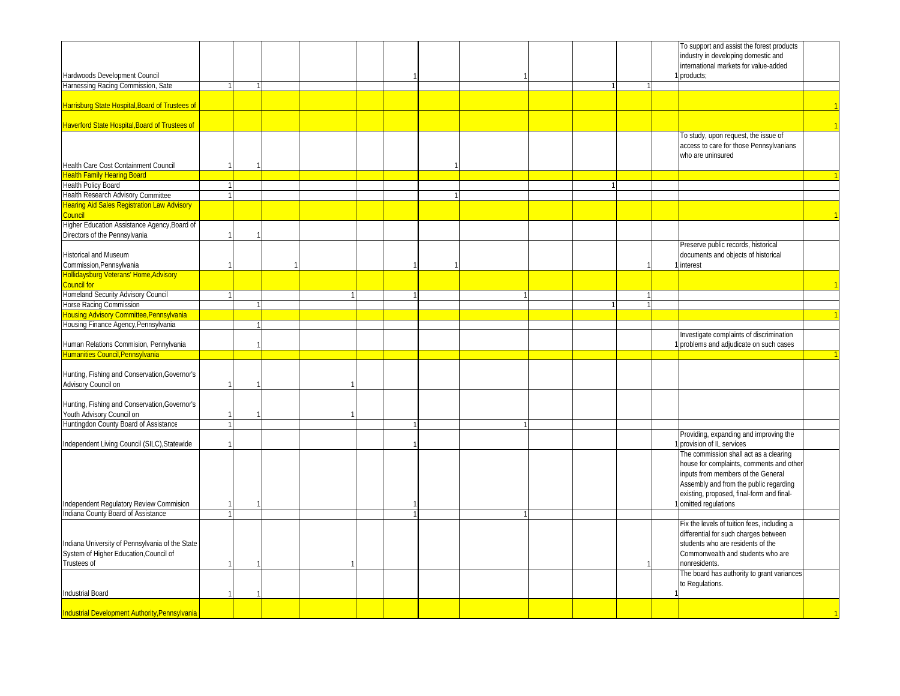| | | | | | | | | | | | | | | |
|---|---|---|---|---|---|---|---|---|---|---|---|---|---|---|
| Hardwoods Development Council | | | | | | 1 | | 1 | | | | 1 | To support and assist the forest products industry in developing domestic and international markets for value-added products; | |
| Harnessing Racing Commission, Sate | 1 | 1 | | | | | | | | 1 | 1 | | | |
| Harrisburg State Hospital,Board of Trustees of | | | | | | | | | | | | | | 1 |
| Haverford State Hospital,Board of Trustees of | | | | | | | | | | | | | | 1 |
| Health Care Cost Containment Council | 1 | 1 | | | | | 1 | | | | | | To study, upon request, the issue of access to care for those Pennsylvanians who are uninsured | |
| Health Family Hearing Board | | | | | | | | | | | | | | 1 |
| Health Policy Board | 1 | | | | | | | | | 1 | | | | |
| Health Research Advisory Committee | 1 | | | | | | 1 | | | | | | | |
| Hearing Aid Sales Registration Law Advisory Council | | | | | | | | | | | | | | 1 |
| Higher Education Assistance Agency,Board of Directors of the Pennsylvania | 1 | 1 | | | | | | | | | | | | |
| Historical and Museum Commission,Pennsylvania | 1 | | 1 | | | 1 | 1 | | | | 1 | 1 | Preserve public records, historical documents and objects of historical interest | |
| Hollidaysburg Veterans' Home,Advisory Council for | | | | | | | | | | | | | | 1 |
| Homeland Security Advisory Council | 1 | | | 1 | | 1 | | 1 | | | 1 | | | |
| Horse Racing Commission | | 1 | | | | | | | | 1 | 1 | | | |
| Housing Advisory Committee,Pennsylvania | | | | | | | | | | | | | | 1 |
| Housing Finance Agency,Pennsylvania | | 1 | | | | | | | | | | | | |
| Human Relations Commision, Pennylvania | | 1 | | | | | | | | | | 1 | Investigate complaints of discrimination problems and adjudicate on such cases | |
| Humanities Council,Pennsylvania | | | | | | | | | | | | | | 1 |
| Hunting, Fishing and Conservation,Governor's Advisory Council on | 1 | 1 | | 1 | | | | | | | | | | |
| Hunting, Fishing and Conservation,Governor's Youth Advisory Council on | 1 | 1 | | 1 | | | | | | | | | | |
| Huntingdon County Board of Assistance | 1 | | | | | 1 | | 1 | | | | | | |
| Independent Living Council (SILC),Statewide | 1 | | | | | 1 | | | | | | 1 | Providing, expanding and improving the provision of IL services | |
| Independent Regulatory Review Commision | 1 | 1 | | | | 1 | | | | | | 1 | The commission shall act as a clearing house for complaints, comments and other inputs from members of the General Assembly and from the public regarding existing, proposed, final-form and final-omitted regulations | |
| Indiana County Board of Assistance | 1 | | | | | 1 | | 1 | | | | | | |
| Indiana University of Pennsylvania of the State System of Higher Education,Council of Trustees of | 1 | 1 | | 1 | | | | | | | 1 | | Fix the levels of tuition fees, including a differential for such charges between students who are residents of the Commonwealth and students who are nonresidents. | |
| Industrial Board | 1 | 1 | | | | | | | | | | 1 | The board has authority to grant variances to Regulations. | |
| Industrial Development Authority,Pennsylvania | | | | | | | | | | | | | | 1 |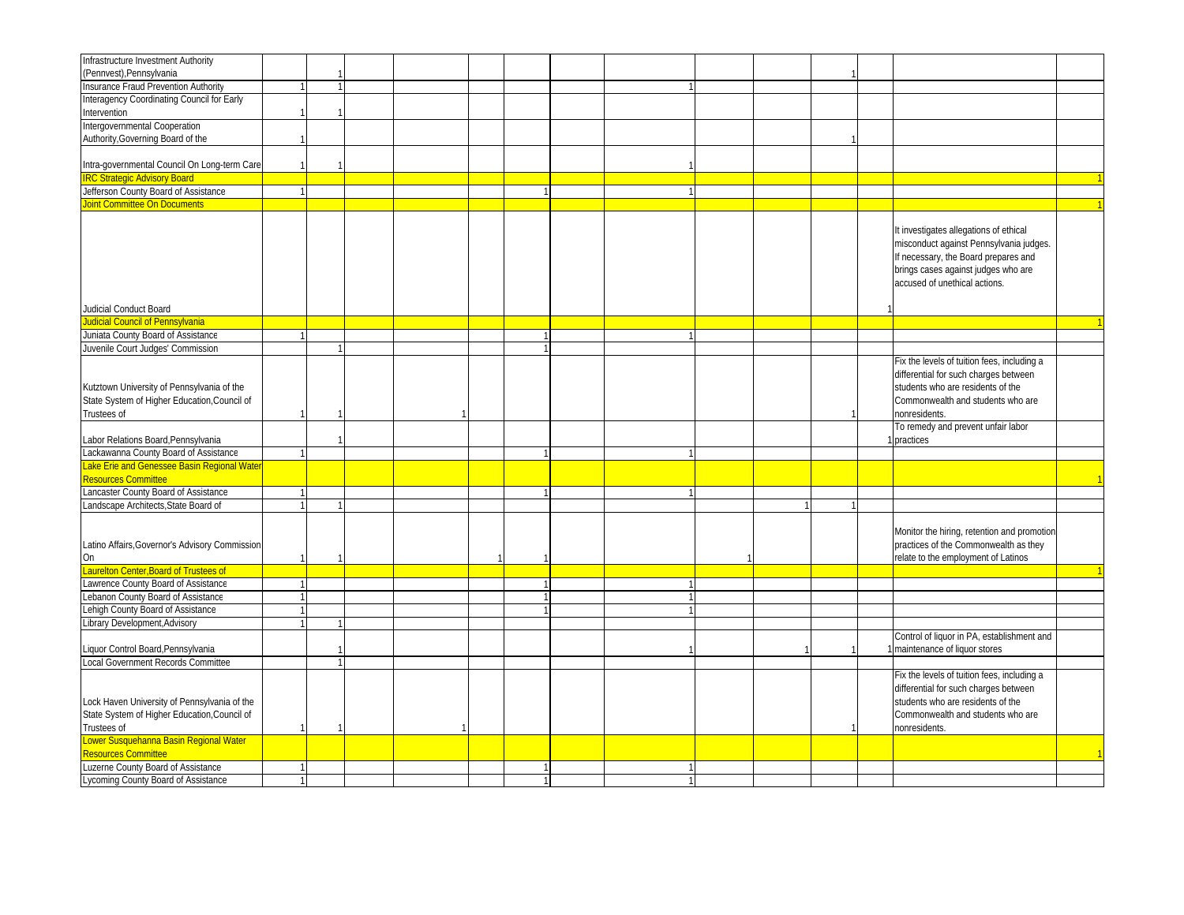| | | | | | | | | | | | | | | |
|---|---|---|---|---|---|---|---|---|---|---|---|---|---|---|
| Infrastructure Investment Authority (Pennvest),Pennsylvania | | 1 | | | | | | | | | 1 | | | |
| Insurance Fraud Prevention Authority | 1 | 1 | | | | | | 1 | | | | | | |
| Interagency Coordinating Council for Early Intervention | 1 | 1 | | | | | | | | | | | | |
| Intergovernmental Cooperation Authority,Governing Board of the | 1 | | | | | | | | | | 1 | | | |
| Intra-governmental Council On Long-term Care | 1 | 1 | | | | | | 1 | | | | | | |
| IRC Strategic Advisory Board | | | | | | | | | | | | | | 1 |
| Jefferson County Board of Assistance | 1 | | | | | 1 | | 1 | | | | | | |
| Joint Committee On Documents | | | | | | | | | | | | | | 1 |
| Judicial Conduct Board | | | | | | | | | | | | 1 | It investigates allegations of ethical misconduct against Pennsylvania judges. If necessary, the Board prepares and brings cases against judges who are accused of unethical actions. | |
| Judicial Council of Pennsylvania | | | | | | | | | | | | | | 1 |
| Juniata County Board of Assistance | 1 | | | | | 1 | | 1 | | | | | | |
| Juvenile Court Judges' Commission | | 1 | | | | 1 | | | | | | | | |
| Kutztown University of Pennsylvania of the State System of Higher Education,Council of Trustees of | 1 | 1 | | 1 | | | | | | | 1 | | Fix the levels of tuition fees, including a differential for such charges between students who are residents of the Commonwealth and students who are nonresidents. | |
| Labor Relations Board,Pennsylvania | | 1 | | | | | | | | | | 1 | To remedy and prevent unfair labor practices | |
| Lackawanna County Board of Assistance | 1 | | | | | 1 | | 1 | | | | | | |
| Lake Erie and Genessee Basin Regional Water Resources Committee | | | | | | | | | | | | | | 1 |
| Lancaster County Board of Assistance | 1 | | | | | 1 | | 1 | | | | | | |
| Landscape Architects,State Board of | 1 | 1 | | | | | | | | 1 | 1 | | | |
| Latino Affairs,Governor's Advisory Commission On | 1 | 1 | | | 1 | 1 | | | 1 | | | | Monitor the hiring, retention and promotion practices of the Commonwealth as they relate to the employment of Latinos | |
| Laurelton Center,Board of Trustees of | | | | | | | | | | | | | | 1 |
| Lawrence County Board of Assistance | 1 | | | | | 1 | | 1 | | | | | | |
| Lebanon County Board of Assistance | 1 | | | | | 1 | | 1 | | | | | | |
| Lehigh County Board of Assistance | 1 | | | | | 1 | | 1 | | | | | | |
| Library Development,Advisory | 1 | 1 | | | | | | | | | | | | |
| Liquor Control Board,Pennsylvania | | 1 | | | | | | 1 | | 1 | 1 | 1 | Control of liquor in PA, establishment and maintenance of liquor stores | |
| Local Government Records Committee | | 1 | | | | | | | | | | | | |
| Lock Haven University of Pennsylvania of the State System of Higher Education,Council of Trustees of | 1 | 1 | | 1 | | | | | | | 1 | | Fix the levels of tuition fees, including a differential for such charges between students who are residents of the Commonwealth and students who are nonresidents. | |
| Lower Susquehanna Basin Regional Water Resources Committee | | | | | | | | | | | | | | 1 |
| Luzerne County Board of Assistance | 1 | | | | | 1 | | 1 | | | | | | |
| Lycoming County Board of Assistance | 1 | | | | | 1 | | 1 | | | | | | |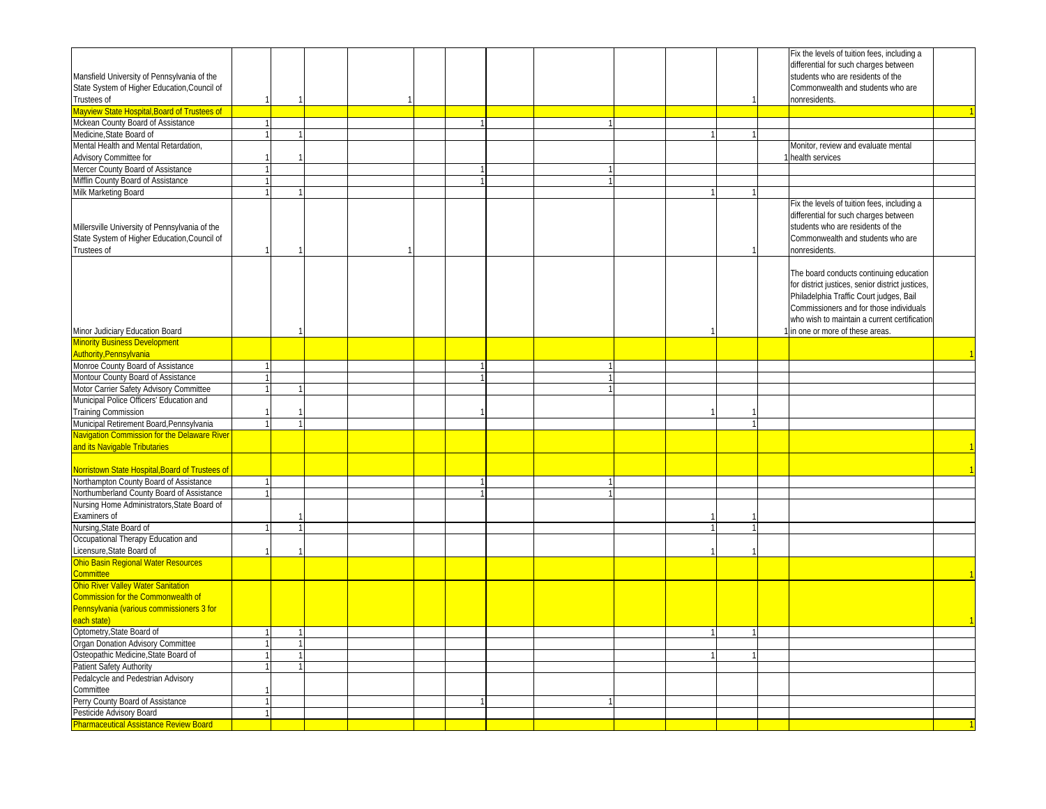| | | | | | | | | | | | | | | |
|---|---|---|---|---|---|---|---|---|---|---|---|---|---|---|
| Mansfield University of Pennsylvania of the State System of Higher Education,Council of Trustees of | 1 | 1 | | 1 | | | | | | | 1 | | Fix the levels of tuition fees, including a differential for such charges between students who are residents of the Commonwealth and students who are nonresidents. | |
| Mayview State Hospital,Board of Trustees of | | | | | | | | | | | | | | 1 |
| Mckean County Board of Assistance | 1 | | | | | 1 | | 1 | | | | | | |
| Medicine,State Board of | 1 | 1 | | | | | | | | 1 | 1 | | | |
| Mental Health and Mental Retardation, Advisory Committee for | 1 | 1 | | | | | | | | | | 1 | Monitor, review and evaluate mental health services | |
| Mercer County Board of Assistance | 1 | | | | | 1 | | 1 | | | | | | |
| Mifflin County Board of Assistance | 1 | | | | | 1 | | 1 | | | | | | |
| Milk Marketing Board | 1 | 1 | | | | | | | | 1 | 1 | | | |
| Millersville University of Pennsylvania of the State System of Higher Education,Council of Trustees of | 1 | 1 | | 1 | | | | | | | 1 | | Fix the levels of tuition fees, including a differential for such charges between students who are residents of the Commonwealth and students who are nonresidents. | |
| Minor Judiciary Education Board | | 1 | | | | | | | | 1 | | 1 | The board conducts continuing education for district justices, senior district justices, Philadelphia Traffic Court judges, Bail Commissioners and for those individuals who wish to maintain a current certification in one or more of these areas. | |
| Minority Business Development Authority,Pennsylvania | | | | | | | | | | | | | | 1 |
| Monroe County Board of Assistance | 1 | | | | | 1 | | 1 | | | | | | |
| Montour County Board of Assistance | 1 | | | | | 1 | | 1 | | | | | | |
| Motor Carrier Safety Advisory Committee | 1 | 1 | | | | | | 1 | | | | | | |
| Municipal Police Officers' Education and Training Commission | 1 | 1 | | | | 1 | | | | 1 | 1 | | | |
| Municipal Retirement Board,Pennsylvania | 1 | 1 | | | | | | | | | 1 | | | |
| Navigation Commission for the Delaware River and its Navigable Tributaries | | | | | | | | | | | | | | 1 |
| Norristown State Hospital,Board of Trustees of | | | | | | | | | | | | | | 1 |
| Northampton County Board of Assistance | 1 | | | | | 1 | | 1 | | | | | | |
| Northumberland County Board of Assistance | 1 | | | | | 1 | | 1 | | | | | | |
| Nursing Home Administrators,State Board of Examiners of | | 1 | | | | | | | | 1 | 1 | | | |
| Nursing,State Board of | 1 | 1 | | | | | | | | 1 | 1 | | | |
| Occupational Therapy Education and Licensure,State Board of | 1 | 1 | | | | | | | | 1 | 1 | | | |
| Ohio Basin Regional Water Resources Committee | | | | | | | | | | | | | | 1 |
| Ohio River Valley Water Sanitation Commission for the Commonwealth of Pennsylvania (various commissioners 3 for each state) | | | | | | | | | | | | | | 1 |
| Optometry,State Board of | 1 | 1 | | | | | | | | 1 | 1 | | | |
| Organ Donation Advisory Committee | 1 | 1 | | | | | | | | | | | | |
| Osteopathic Medicine,State Board of | 1 | 1 | | | | | | | | 1 | 1 | | | |
| Patient Safety Authority | 1 | 1 | | | | | | | | | | | | |
| Pedalcycle and Pedestrian Advisory Committee | 1 | | | | | | | | | | | | | |
| Perry County Board of Assistance | 1 | | | | | 1 | | 1 | | | | | | |
| Pesticide Advisory Board | 1 | | | | | | | | | | | | | |
| Pharmaceutical Assistance Review Board | | | | | | | | | | | | | | 1 |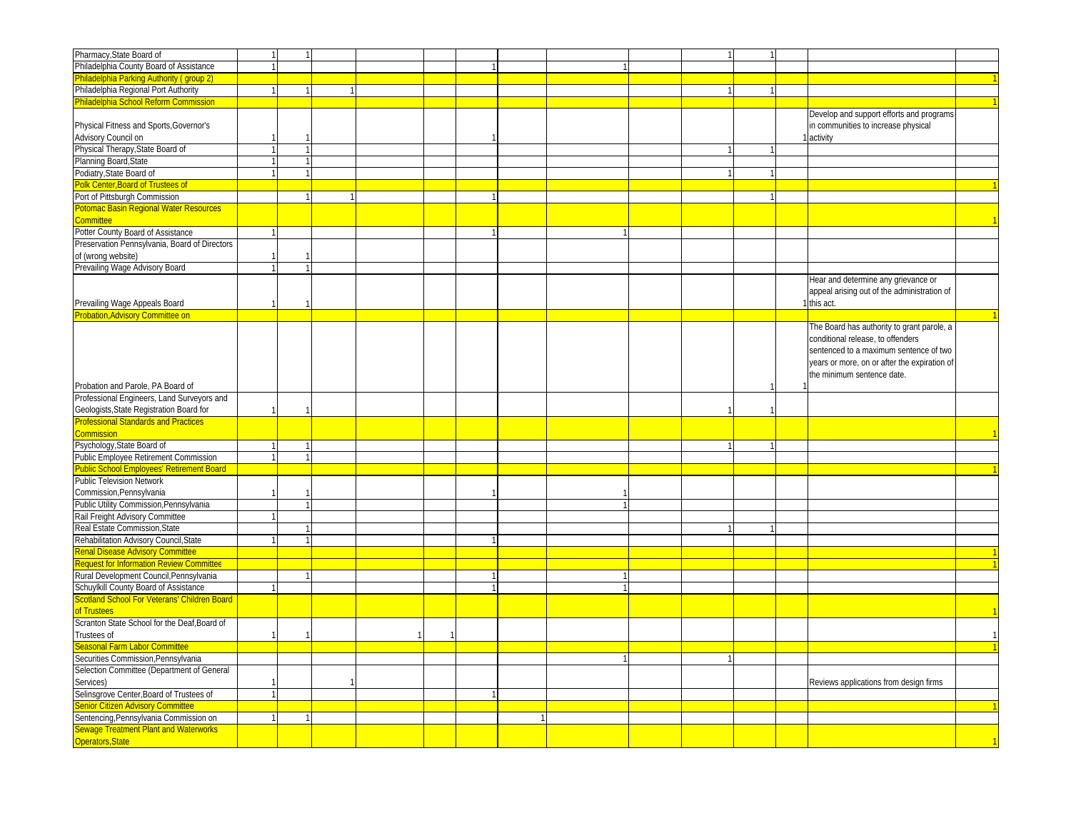| | | | | | | | | | | | | | | |
|---|---|---|---|---|---|---|---|---|---|---|---|---|---|---|
| Pharmacy,State Board of | 1 | 1 | | | | | | | | 1 | 1 | | | |
| Philadelphia County Board of Assistance | 1 | | | | | 1 | | 1 | | | | | | |
| Philadelphia Parking Authority ( group 2) | | | | | | | | | | | | | | 1 |
| Philadelphia Regional Port Authority | 1 | 1 | 1 | | | | | | | 1 | 1 | | | |
| Philadelphia School Reform Commission | | | | | | | | | | | | | | 1 |
| Physical Fitness and Sports,Governor's Advisory Council on | 1 | 1 | | | | 1 | | | | | | 1 | Develop and support efforts and programs in communities to increase physical activity | |
| Physical Therapy,State Board of | 1 | 1 | | | | | | | | 1 | 1 | | | |
| Planning Board,State | 1 | 1 | | | | | | | | | | | | |
| Podiatry,State Board of | 1 | 1 | | | | | | | | 1 | 1 | | | |
| Polk Center,Board of Trustees of | | | | | | | | | | | | | | 1 |
| Port of Pittsburgh Commission | | 1 | 1 | | | 1 | | | | | 1 | | | |
| Potomac Basin Regional Water Resources Committee | | | | | | | | | | | | | | 1 |
| Potter County Board of Assistance | 1 | | | | | 1 | | 1 | | | | | | |
| Preservation Pennsylvania, Board of Directors of (wrong website) | 1 | 1 | | | | | | | | | | | | |
| Prevailing Wage Advisory Board | 1 | 1 | | | | | | | | | | | | |
| Prevailing Wage Appeals Board | 1 | 1 | | | | | | | | | | 1 | Hear and determine any grievance or appeal arising out of the administration of this act. | |
| Probation,Advisory Committee on | | | | | | | | | | | | | | 1 |
| Probation and Parole, PA Board of | | | | | | | | | | | 1 | 1 | The Board has authority to grant parole, a conditional release, to offenders sentenced to a maximum sentence of two years or more, on or after the expiration of the minimum sentence date. | |
| Professional Engineers, Land Surveyors and Geologists,State Registration Board for | 1 | 1 | | | | | | | | 1 | 1 | | | |
| Professional Standards and Practices Commission | | | | | | | | | | | | | | 1 |
| Psychology,State Board of | 1 | 1 | | | | | | | | 1 | 1 | | | |
| Public Employee Retirement Commission | 1 | 1 | | | | | | | | | | | | |
| Public School Employees' Retirement Board | | | | | | | | | | | | | | 1 |
| Public Television Network Commission,Pennsylvania | 1 | 1 | | | | 1 | | 1 | | | | | | |
| Public Utility Commission,Pennsylvania | | 1 | | | | | | 1 | | | | | | |
| Rail Freight Advisory Committee | 1 | | | | | | | | | | | | | |
| Real Estate Commission,State | | 1 | | | | | | | | 1 | 1 | | | |
| Rehabilitation Advisory Council,State | 1 | 1 | | | | 1 | | | | | | | | |
| Renal Disease Advisory Committee | | | | | | | | | | | | | | 1 |
| Request for Information Review Committee | | | | | | | | | | | | | | 1 |
| Rural Development Council,Pennsylvania | | 1 | | | | 1 | | 1 | | | | | | |
| Schuylkill County Board of Assistance | 1 | | | | | 1 | | 1 | | | | | | |
| Scotland School For Veterans' Children Board of Trustees | | | | | | | | | | | | | | 1 |
| Scranton State School for the Deaf,Board of Trustees of | 1 | 1 | | 1 | 1 | | | | | | | | | 1 |
| Seasonal Farm Labor Committee | | | | | | | | | | | | | | 1 |
| Securities Commission,Pennsylvania | | | | | | | | 1 | | 1 | | | | |
| Selection Committee (Department of General Services) | 1 | | 1 | | | | | | | | | | Reviews applications from design firms | |
| Selinsgrove Center,Board of Trustees of | 1 | | | | | 1 | | | | | | | | |
| Senior Citizen Advisory Committee | | | | | | | | | | | | | | 1 |
| Sentencing,Pennsylvania Commission on | 1 | 1 | | | | | 1 | | | | | | | |
| Sewage Treatment Plant and Waterworks Operators,State | | | | | | | | | | | | | | 1 |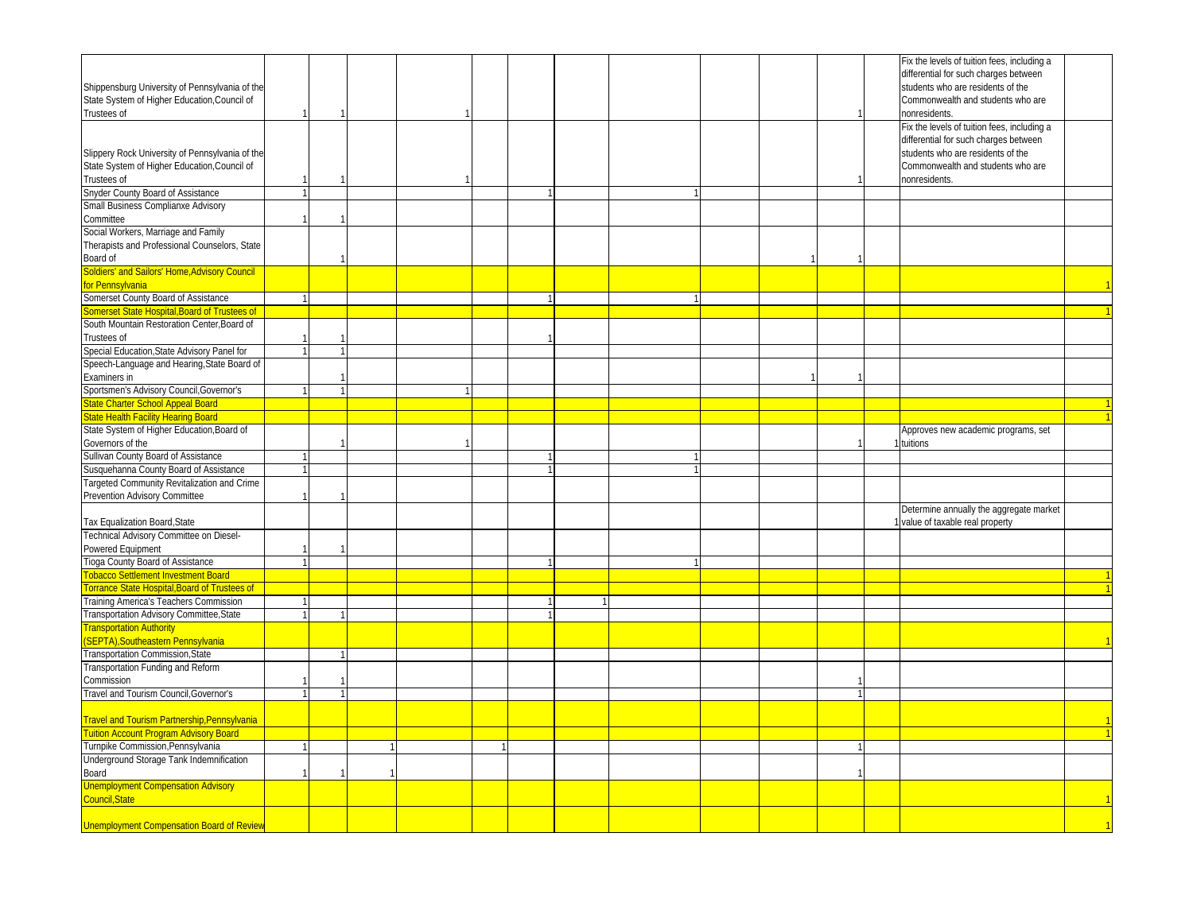| | | | | | | | | | | | | | | |
|---|---|---|---|---|---|---|---|---|---|---|---|---|---|---|
| Shippensburg University of Pennsylvania of the State System of Higher Education,Council of Trustees of | 1 | 1 | | 1 | | | | | | | 1 | | Fix the levels of tuition fees, including a differential for such charges between students who are residents of the Commonwealth and students who are nonresidents. | |
| Slippery Rock University of Pennsylvania of the State System of Higher Education,Council of Trustees of | 1 | 1 | | 1 | | | | | | | 1 | | Fix the levels of tuition fees, including a differential for such charges between students who are residents of the Commonwealth and students who are nonresidents. | |
| Snyder County Board of Assistance | 1 | | | | | 1 | | 1 | | | | | | |
| Small Business Complianxe Advisory Committee | 1 | 1 | | | | | | | | | | | | |
| Social Workers, Marriage and Family Therapists and Professional Counselors, State Board of | | 1 | | | | | | | | 1 | 1 | | | |
| Soldiers' and Sailors' Home,Advisory Council for Pennsylvania | | | | | | | | | | | | | | 1 |
| Somerset County Board of Assistance | 1 | | | | | 1 | | 1 | | | | | | |
| Somerset State Hospital,Board of Trustees of | | | | | | | | | | | | | | 1 |
| South Mountain Restoration Center,Board of Trustees of | 1 | 1 | | | | 1 | | | | | | | | |
| Special Education,State Advisory Panel for | 1 | 1 | | | | | | | | | | | | |
| Speech-Language and Hearing,State Board of Examiners in | | 1 | | | | | | | | 1 | 1 | | | |
| Sportsmen's Advisory Council,Governor's | 1 | 1 | | 1 | | | | | | | | | | |
| State Charter School Appeal Board | | | | | | | | | | | | | | 1 |
| State Health Facility Hearing Board | | | | | | | | | | | | | | 1 |
| State System of Higher Education,Board of Governors of the | | 1 | | 1 | | | | | | | 1 | 1 | Approves new academic programs, set tuitions | |
| Sullivan County Board of Assistance | 1 | | | | | 1 | | 1 | | | | | | |
| Susquehanna County Board of Assistance | 1 | | | | | 1 | | 1 | | | | | | |
| Targeted Community Revitalization and Crime Prevention Advisory Committee | 1 | 1 | | | | | | | | | | | | |
| Tax Equalization Board,State | | | | | | | | | | | | 1 | Determine annually the aggregate market value of taxable real property | |
| Technical Advisory Committee on Diesel-Powered Equipment | 1 | 1 | | | | | | | | | | | | |
| Tioga County Board of Assistance | 1 | | | | | 1 | | 1 | | | | | | |
| Tobacco Settlement Investment Board | | | | | | | | | | | | | | 1 |
| Torrance State Hospital,Board of Trustees of | | | | | | | | | | | | | | 1 |
| Training America's Teachers Commission | 1 | | | | | 1 | 1 | | | | | | | |
| Transportation Advisory Committee,State | 1 | 1 | | | | 1 | | | | | | | | |
| Transportation Authority (SEPTA),Southeastern Pennsylvania | | | | | | | | | | | | | | 1 |
| Transportation Commission,State | | 1 | | | | | | | | | | | | |
| Transportation Funding and Reform Commission | 1 | 1 | | | | | | | | | 1 | | | |
| Travel and Tourism Council,Governor's | 1 | 1 | | | | | | | | | 1 | | | |
| Travel and Tourism Partnership,Pennsylvania | | | | | | | | | | | | | | 1 |
| Tuition Account Program Advisory Board | | | | | | | | | | | | | | 1 |
| Turnpike Commission,Pennsylvania | 1 | | 1 | | 1 | | | | | | 1 | | | |
| Underground Storage Tank Indemnification Board | 1 | 1 | 1 | | | | | | | | 1 | | | |
| Unemployment Compensation Advisory Council,State | | | | | | | | | | | | | | 1 |
| Unemployment Compensation Board of Review | | | | | | | | | | | | | | 1 |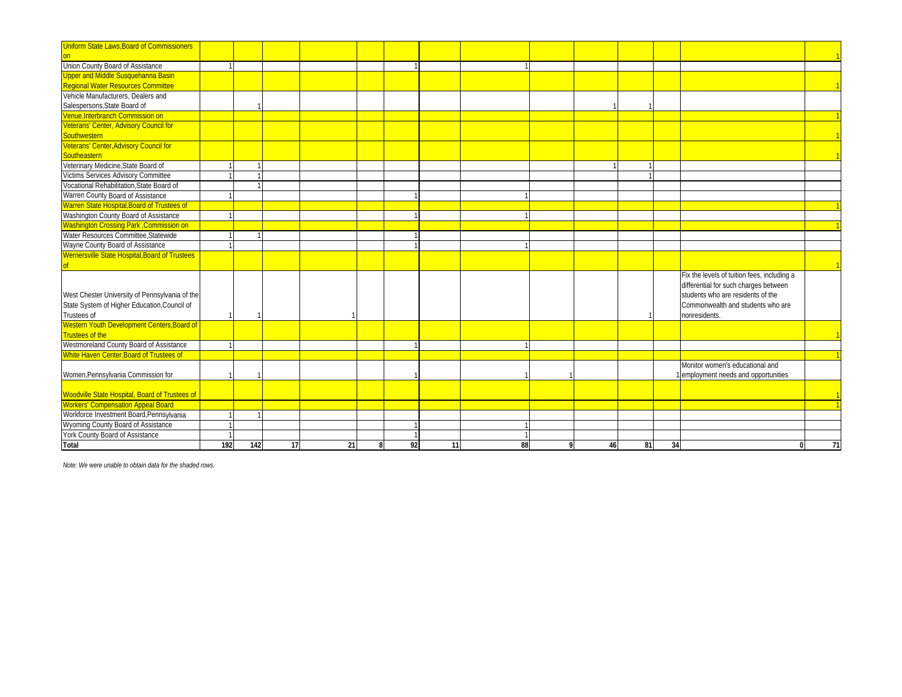| | | | | | | | | | | | | | | |
|---|---|---|---|---|---|---|---|---|---|---|---|---|---|---|
| Uniform State Laws,Board of Commissioners on | | | | | | | | | | | | | | 1 |
| Union County Board of Assistance | 1 | | | | | 1 | | 1 | | | | | | |
| Upper and Middle Susquehanna Basin Regional Water Resources Committee | | | | | | | | | | | | | | 1 |
| Vehicle Manufacturers, Dealers and Salespersons,State Board of | | 1 | | | | | | | | 1 | 1 | | | |
| Venue,Interbranch Commission on | | | | | | | | | | | | | | 1 |
| Veterans' Center, Advisory Council for Southwestern | | | | | | | | | | | | | | 1 |
| Veterans' Center,Advisory Council for Southeastern | | | | | | | | | | | | | | 1 |
| Veterinary Medicine,State Board of | 1 | 1 | | | | | | | | 1 | 1 | | | |
| Victims Services Advisory Committee | 1 | 1 | | | | | | | | | 1 | | | |
| Vocational Rehabilitation,State Board of | | 1 | | | | | | | | | | | | |
| Warren County Board of Assistance | 1 | | | | | 1 | | 1 | | | | | | |
| Warren State Hospital,Board of Trustees of | | | | | | | | | | | | | | 1 |
| Washington County Board of Assistance | 1 | | | | | 1 | | 1 | | | | | | |
| Washington Crossing Park ,Commission on | | | | | | | | | | | | | | 1 |
| Water Resources Committee,Statewide | 1 | 1 | | | | 1 | | | | | | | | |
| Wayne County Board of Assistance | 1 | | | | | 1 | | 1 | | | | | | |
| Wernersville State Hospital,Board of Trustees of | | | | | | | | | | | | | | 1 |
| West Chester University of Pennsylvania of the State System of Higher Education,Council of Trustees of | 1 | 1 | | 1 | | | | | | | 1 | | Fix the levels of tuition fees, including a differential for such charges between students who are residents of the Commonwealth and students who are nonresidents. | |
| Western Youth Development Centers,Board of Trustees of the | | | | | | | | | | | | | | 1 |
| Westmoreland County Board of Assistance | 1 | | | | | 1 | | 1 | | | | | | |
| White Haven Center,Board of Trustees of | | | | | | | | | | | | | | 1 |
| Women,Pennsylvania Commission for | 1 | 1 | | | | 1 | | 1 | 1 | | | 1 | Monitor women's educational and employment needs and opportunities | |
| Woodville State Hospital, Board of Trustees of | | | | | | | | | | | | | | 1 |
| Workers' Compensation Appeal Board | | | | | | | | | | | | | | 1 |
| Workforce Investment Board,Pennsylvania | 1 | 1 | | | | | | | | | | | | |
| Wyoming County Board of Assistance | 1 | | | | | 1 | | 1 | | | | | | |
| York County Board of Assistance | 1 | | | | | 1 | | 1 | | | | | | |
| **Total** | **192** | **142** | **17** | **21** | **8** | **92** | **11** | **88** | **9** | **46** | **81** | **34** | **0** | **71** |

*Note: We were unable to obtain data for the shaded rows.*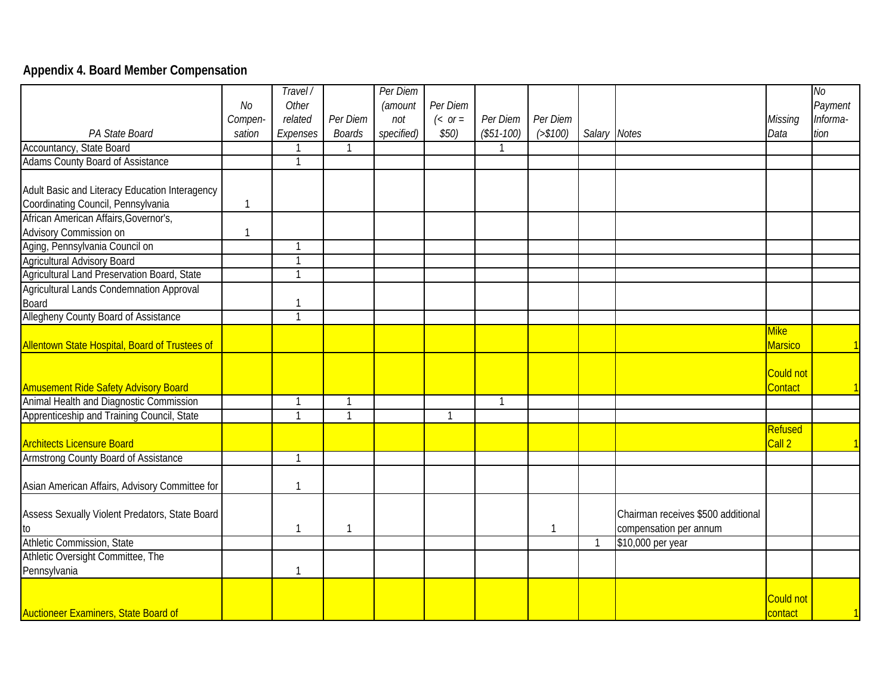## Appendix 4. Board Member Compensation

| PA State Board | No Compen-sation | Travel / Other related Expenses | Per Diem Boards | Per Diem (amount not specified) | Per Diem (< or = $50) | Per Diem ($51-100) | Per Diem (>$100) | Salary | Notes | Missing Data | No Payment Informa-tion |
|---|---|---|---|---|---|---|---|---|---|---|---|
| Accountancy, State Board | | 1 | 1 | | | 1 | | | | | |
| Adams County Board of Assistance | | 1 | | | | | | | | | |
| Adult Basic and Literacy Education Interagency Coordinating Council, Pennsylvania | 1 | | | | | | | | | | |
| African American Affairs,Governor's, Advisory Commission on | 1 | | | | | | | | | | |
| Aging, Pennsylvania Council on | | 1 | | | | | | | | | |
| Agricultural Advisory Board | | 1 | | | | | | | | | |
| Agricultural Land Preservation Board, State | | 1 | | | | | | | | | |
| Agricultural Lands Condemnation Approval Board | | 1 | | | | | | | | | |
| Allegheny County Board of Assistance | | 1 | | | | | | | | | |
| Allentown State Hospital, Board of Trustees of | | | | | | | | | | Mike Marsico | 1 |
| Amusement Ride Safety Advisory Board | | | | | | | | | | Could not Contact | 1 |
| Animal Health and Diagnostic Commission | | 1 | 1 | | | 1 | | | | | |
| Apprenticeship and Training Council, State | | 1 | 1 | | 1 | | | | | | |
| Architects Licensure Board | | | | | | | | | | Refused Call 2 | 1 |
| Armstrong County Board of Assistance | | 1 | | | | | | | | | |
| Asian American Affairs, Advisory Committee for | | 1 | | | | | | | | | |
| Assess Sexually Violent Predators, State Board to | | 1 | 1 | | | | 1 | | Chairman receives $500 additional compensation per annum | | |
| Athletic Commission, State | | | | | | | | 1 | $10,000 per year | | |
| Athletic Oversight Committee, The Pennsylvania | | 1 | | | | | | | | | |
| Auctioneer Examiners, State Board of | | | | | | | | | | Could not contact | 1 |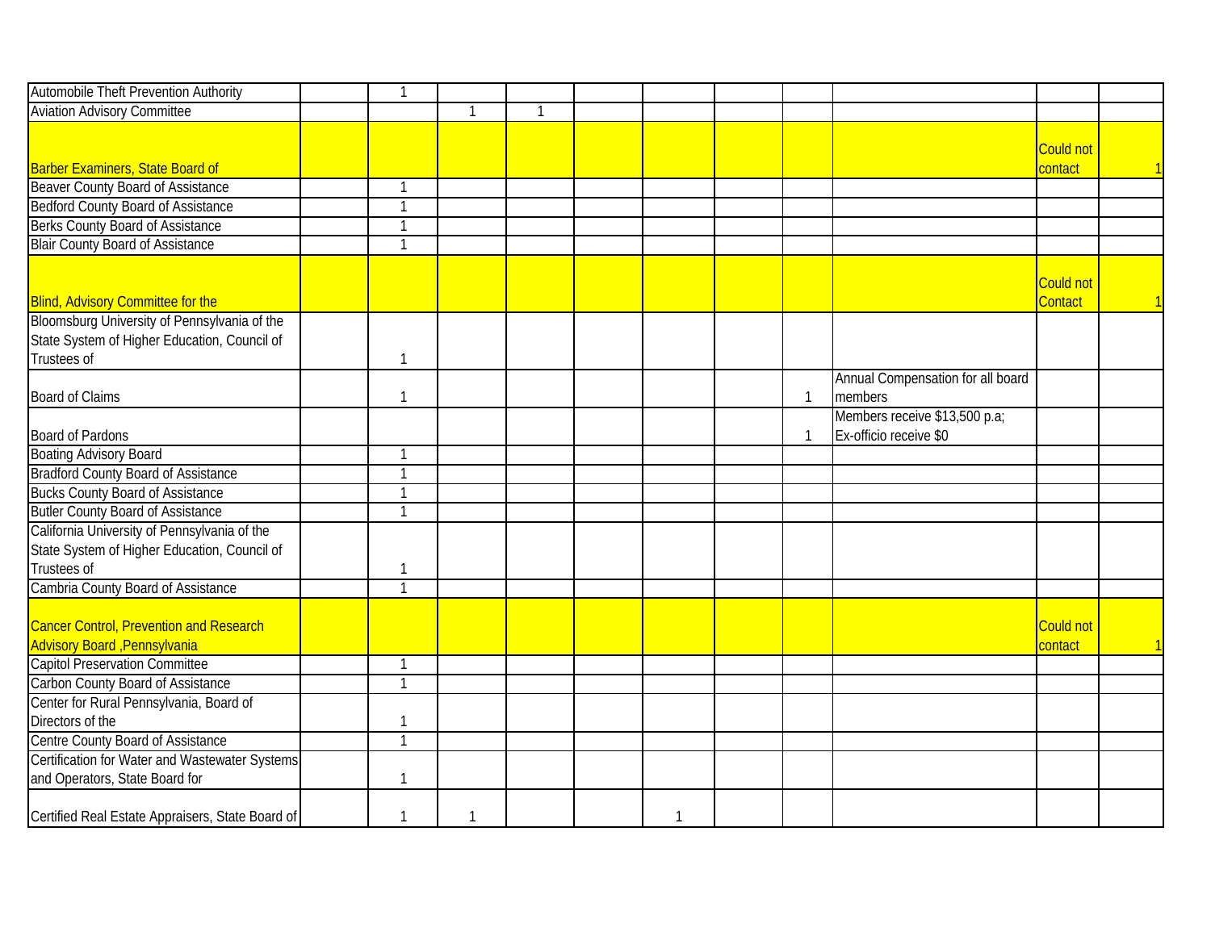| | | | | | | | | | | | |
|---|---|---|---|---|---|---|---|---|---|---|---|
| Automobile Theft Prevention Authority | | 1 | | | | | | | | | |
| Aviation Advisory Committee | | | 1 | 1 | | | | | | | |
| Barber Examiners, State Board of | | | | | | | | | | Could not contact | 1 |
| Beaver County Board of Assistance | | 1 | | | | | | | | | |
| Bedford County Board of Assistance | | 1 | | | | | | | | | |
| Berks County Board of Assistance | | 1 | | | | | | | | | |
| Blair County Board of Assistance | | 1 | | | | | | | | | |
| Blind, Advisory Committee for the | | | | | | | | | | Could not Contact | 1 |
| Bloomsburg University of Pennsylvania of the State System of Higher Education, Council of Trustees of | | 1 | | | | | | | | | |
| Board of Claims | | 1 | | | | | | 1 | Annual Compensation for all board members | | |
| Board of Pardons | | | | | | | | 1 | Members receive $13,500 p.a; Ex-officio receive $0 | | |
| Boating Advisory Board | | 1 | | | | | | | | | |
| Bradford County Board of Assistance | | 1 | | | | | | | | | |
| Bucks County Board of Assistance | | 1 | | | | | | | | | |
| Butler County Board of Assistance | | 1 | | | | | | | | | |
| California University of Pennsylvania of the State System of Higher Education, Council of Trustees of | | 1 | | | | | | | | | |
| Cambria County Board of Assistance | | 1 | | | | | | | | | |
| Cancer Control, Prevention and Research Advisory Board ,Pennsylvania | | | | | | | | | | Could not contact | 1 |
| Capitol Preservation Committee | | 1 | | | | | | | | | |
| Carbon County Board of Assistance | | 1 | | | | | | | | | |
| Center for Rural Pennsylvania, Board of Directors of the | | 1 | | | | | | | | | |
| Centre County Board of Assistance | | 1 | | | | | | | | | |
| Certification for Water and Wastewater Systems and Operators, State Board for | | 1 | | | | | | | | | |
| Certified Real Estate Appraisers, State Board of | | 1 | 1 | | | 1 | | | | | |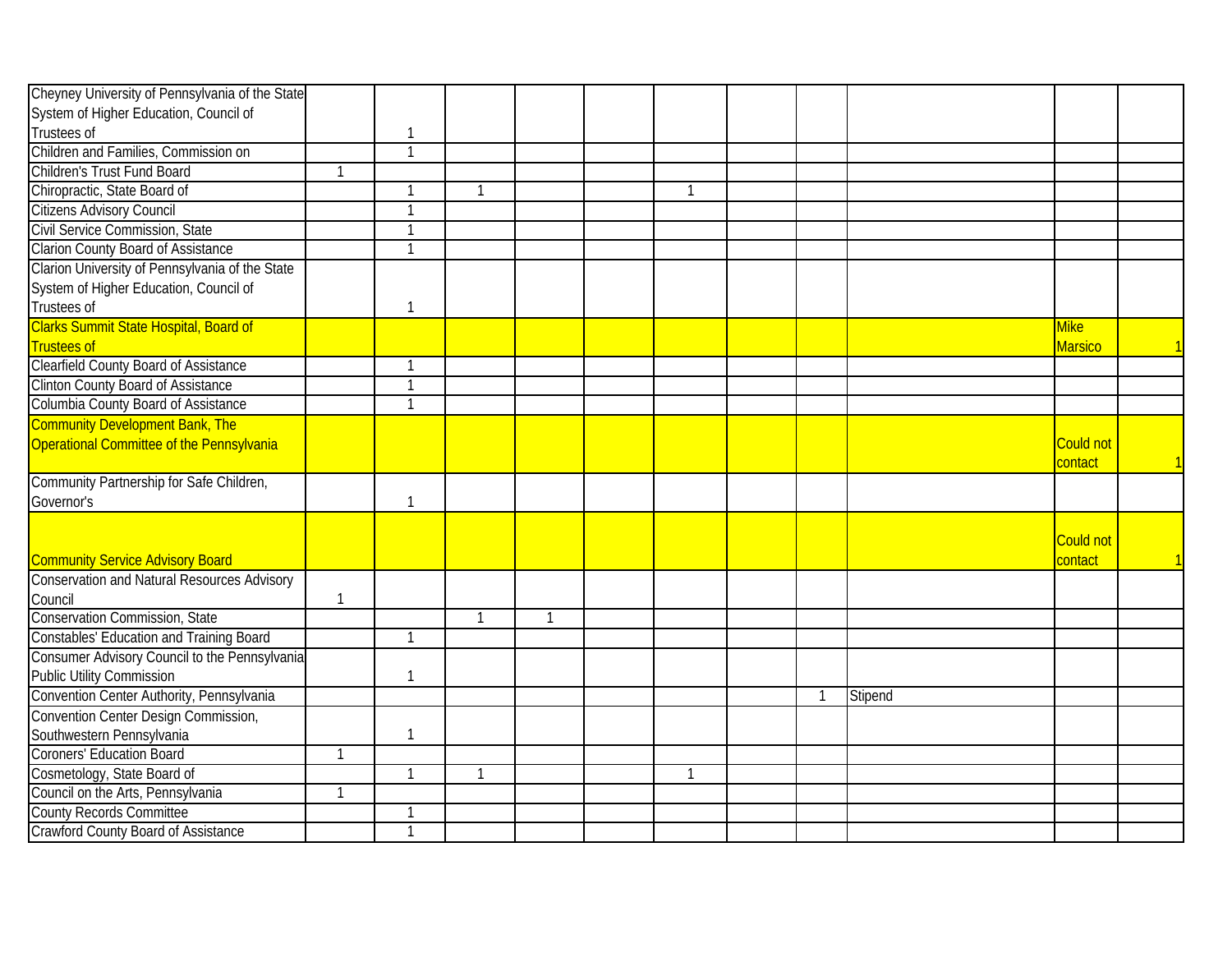| | | | | | | | | | | | |
|---|---|---|---|---|---|---|---|---|---|---|---|
| Cheyney University of Pennsylvania of the State System of Higher Education, Council of Trustees of | | 1 | | | | | | | | | |
| Children and Families, Commission on | | 1 | | | | | | | | | |
| Children's Trust Fund Board | 1 | | | | | | | | | | |
| Chiropractic, State Board of | | 1 | 1 | | | 1 | | | | | |
| Citizens Advisory Council | | 1 | | | | | | | | | |
| Civil Service Commission, State | | 1 | | | | | | | | | |
| Clarion County Board of Assistance | | 1 | | | | | | | | | |
| Clarion University of Pennsylvania of the State System of Higher Education, Council of Trustees of | | 1 | | | | | | | | | |
| Clarks Summit State Hospital, Board of Trustees of | | | | | | | | | | Mike Marsico | 1 |
| Clearfield County Board of Assistance | | 1 | | | | | | | | | |
| Clinton County Board of Assistance | | 1 | | | | | | | | | |
| Columbia County Board of Assistance | | 1 | | | | | | | | | |
| Community Development Bank, The Operational Committee of the Pennsylvania | | | | | | | | | | Could not contact | 1 |
| Community Partnership for Safe Children, Governor's | | 1 | | | | | | | | | |
| Community Service Advisory Board | | | | | | | | | | Could not contact | 1 |
| Conservation and Natural Resources Advisory Council | 1 | | | | | | | | | | |
| Conservation Commission, State | | | 1 | 1 | | | | | | | |
| Constables' Education and Training Board | | 1 | | | | | | | | | |
| Consumer Advisory Council to the Pennsylvania Public Utility Commission | | 1 | | | | | | | | | |
| Convention Center Authority, Pennsylvania | | | | | | | | 1 | Stipend | | |
| Convention Center Design Commission, Southwestern Pennsylvania | | 1 | | | | | | | | | |
| Coroners' Education Board | 1 | | | | | | | | | | |
| Cosmetology, State Board of | | 1 | 1 | | | 1 | | | | | |
| Council on the Arts, Pennsylvania | 1 | | | | | | | | | | |
| County Records Committee | | 1 | | | | | | | | | |
| Crawford County Board of Assistance | | 1 | | | | | | | | | |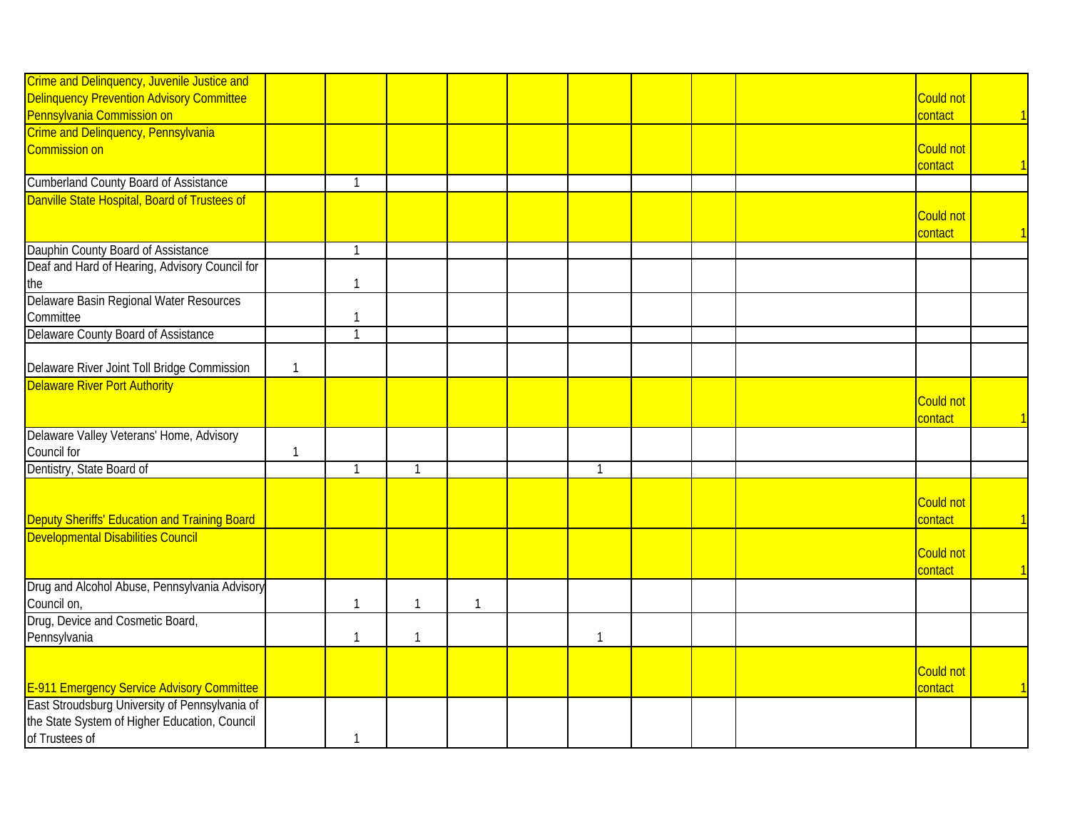| | | | | | | | | | | |
|---|---|---|---|---|---|---|---|---|---|---|
| Crime and Delinquency, Juvenile Justice and Delinquency Prevention Advisory Committee Pennsylvania Commission on | | | | | | | | | Could not contact | 1 |
| Crime and Delinquency, Pennsylvania Commission on | | | | | | | | | Could not contact | 1 |
| Cumberland County Board of Assistance | | 1 | | | | | | | | |
| Danville State Hospital, Board of Trustees of | | | | | | | | | Could not contact | 1 |
| Dauphin County Board of Assistance | | 1 | | | | | | | | |
| Deaf and Hard of Hearing, Advisory Council for the | | 1 | | | | | | | | |
| Delaware Basin Regional Water Resources Committee | | 1 | | | | | | | | |
| Delaware County Board of Assistance | | 1 | | | | | | | | |
| Delaware River Joint Toll Bridge Commission | 1 | | | | | | | | | |
| Delaware River Port Authority | | | | | | | | | Could not contact | 1 |
| Delaware Valley Veterans' Home, Advisory Council for | 1 | | | | | | | | | |
| Dentistry, State Board of | | 1 | 1 | | | 1 | | | | |
| Deputy Sheriffs' Education and Training Board | | | | | | | | | Could not contact | 1 |
| Developmental Disabilities Council | | | | | | | | | Could not contact | 1 |
| Drug and Alcohol Abuse, Pennsylvania Advisory Council on, | | 1 | 1 | 1 | | | | | | |
| Drug, Device and Cosmetic Board, Pennsylvania | | 1 | 1 | | | 1 | | | | |
| E-911 Emergency Service Advisory Committee | | | | | | | | | Could not contact | 1 |
| East Stroudsburg University of Pennsylvania of the State System of Higher Education, Council of Trustees of | | 1 | | | | | | | | |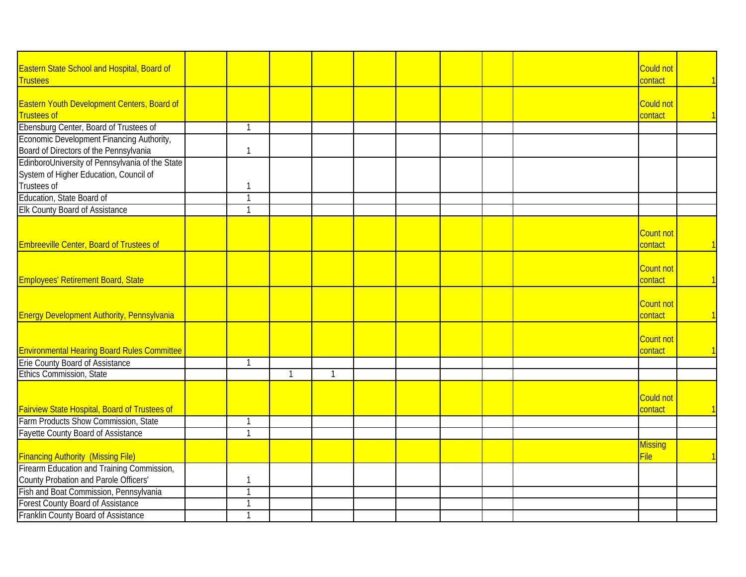| | | | | | | | | | | |
|---|---|---|---|---|---|---|---|---|---|---|
| Eastern State School and Hospital, Board of Trustees | | | | | | | | | Could not contact | 1 |
| Eastern Youth Development Centers, Board of Trustees of | | | | | | | | | Could not contact | 1 |
| Ebensburg Center, Board of Trustees of | 1 | | | | | | | | | |
| Economic Development Financing Authority, Board of Directors of the Pennsylvania | 1 | | | | | | | | | |
| EdinboroUniversity of Pennsylvania of the State System of Higher Education, Council of Trustees of | 1 | | | | | | | | | |
| Education, State Board of | 1 | | | | | | | | | |
| Elk County Board of Assistance | 1 | | | | | | | | | |
| Embreeville Center, Board of Trustees of | | | | | | | | | Count not contact | 1 |
| Employees' Retirement Board, State | | | | | | | | | Count not contact | 1 |
| Energy Development Authority, Pennsylvania | | | | | | | | | Count not contact | 1 |
| Environmental Hearing Board Rules Committee | | | | | | | | | Count not contact | 1 |
| Erie County Board of Assistance | 1 | | | | | | | | | |
| Ethics Commission, State | | 1 | 1 | | | | | | | |
| Fairview State Hospital, Board of Trustees of | | | | | | | | | Could not contact | 1 |
| Farm Products Show Commission, State | 1 | | | | | | | | | |
| Fayette County Board of Assistance | 1 | | | | | | | | | |
| Financing Authority (Missing File) | | | | | | | | | Missing File | 1 |
| Firearm Education and Training Commission, County Probation and Parole Officers' | 1 | | | | | | | | | |
| Fish and Boat Commission, Pennsylvania | 1 | | | | | | | | | |
| Forest County Board of Assistance | 1 | | | | | | | | | |
| Franklin County Board of Assistance | 1 | | | | | | | | | |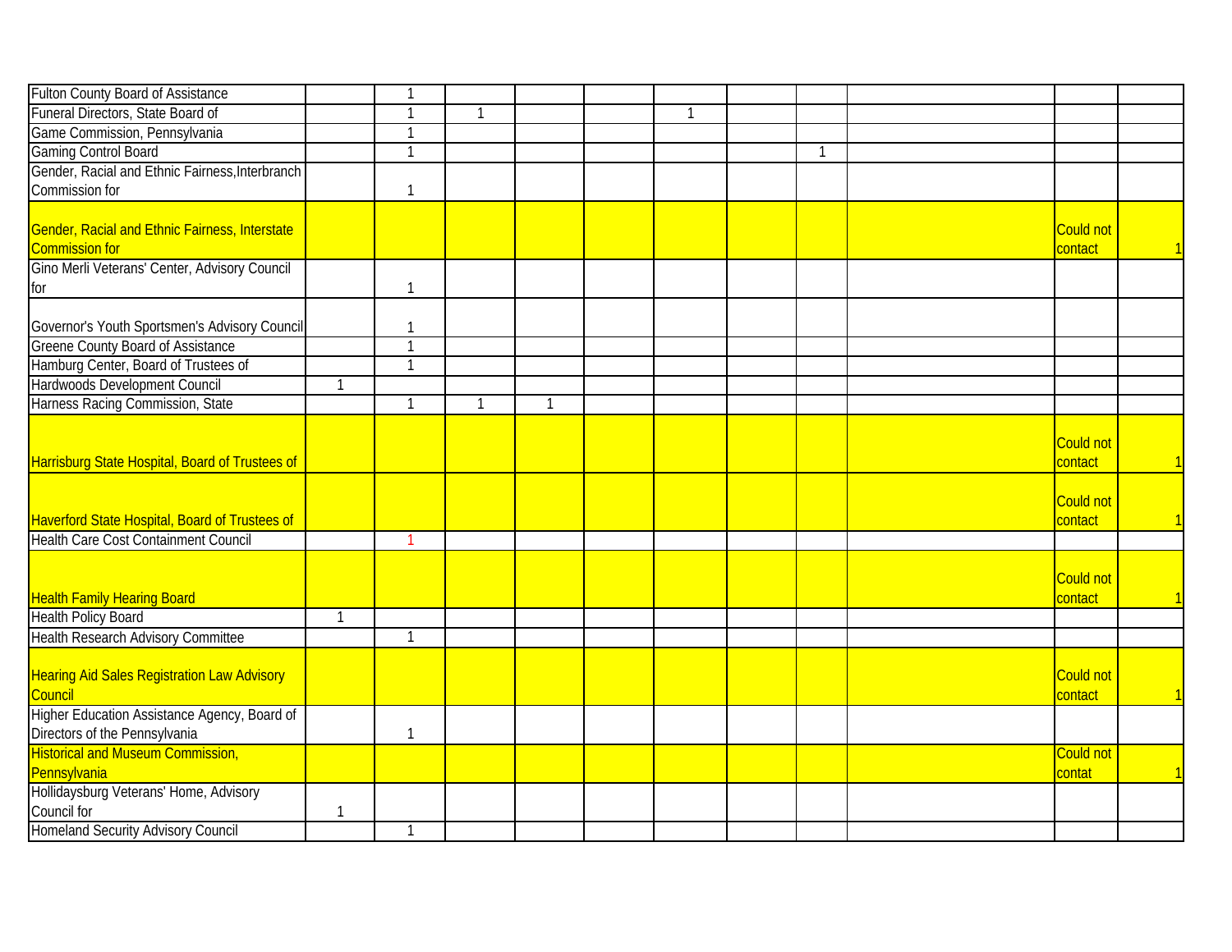| | | | | | | | | | | |
|---|---|---|---|---|---|---|---|---|---|---|
| Fulton County Board of Assistance | | 1 | | | | | | | | | |
| Funeral Directors, State Board of | | 1 | 1 | | | 1 | | | | | |
| Game Commission, Pennsylvania | | 1 | | | | | | | | | |
| Gaming Control Board | | 1 | | | | | | 1 | | | |
| Gender, Racial and Ethnic Fairness,Interbranch Commission for | | 1 | | | | | | | | | |
| Gender, Racial and Ethnic Fairness, Interstate Commission for | | | | | | | | | | Could not contact | 1 |
| Gino Merli Veterans' Center, Advisory Council for | | 1 | | | | | | | | | |
| Governor's Youth Sportsmen's Advisory Council | | 1 | | | | | | | | | |
| Greene County Board of Assistance | | 1 | | | | | | | | | |
| Hamburg Center, Board of Trustees of | | 1 | | | | | | | | | |
| Hardwoods Development Council | 1 | | | | | | | | | | |
| Harness Racing Commission, State | | 1 | 1 | 1 | | | | | | | |
| Harrisburg State Hospital, Board of Trustees of | | | | | | | | | | Could not contact | 1 |
| Haverford State Hospital, Board of Trustees of | | | | | | | | | | Could not contact | 1 |
| Health Care Cost Containment Council | | 1 | | | | | | | | | |
| Health Family Hearing Board | | | | | | | | | | Could not contact | 1 |
| Health Policy Board | 1 | | | | | | | | | | |
| Health Research Advisory Committee | | 1 | | | | | | | | | |
| Hearing Aid Sales Registration Law Advisory Council | | | | | | | | | | Could not contact | 1 |
| Higher Education Assistance Agency, Board of Directors of the Pennsylvania | | 1 | | | | | | | | | |
| Historical and Museum Commission, Pennsylvania | | | | | | | | | | Could not contat | 1 |
| Hollidaysburg Veterans' Home, Advisory Council for | 1 | | | | | | | | | | |
| Homeland Security Advisory Council | | 1 | | | | | | | | | |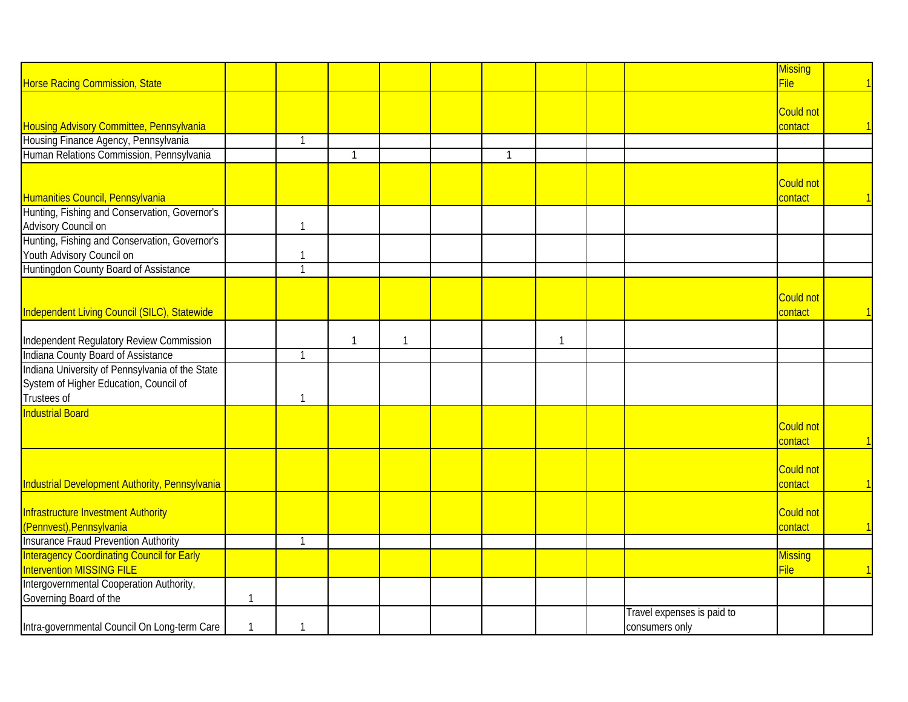| | | | | | | | | | | | |
|---|---|---|---|---|---|---|---|---|---|---|---|
| Horse Racing Commission, State | | | | | | | | | | Missing File | 1 |
| Housing Advisory Committee, Pennsylvania | | | | | | | | | | Could not contact | 1 |
| Housing Finance Agency, Pennsylvania | | 1 | | | | | | | | | |
| Human Relations Commission, Pennsylvania | | | 1 | | | 1 | | | | | |
| Humanities Council, Pennsylvania | | | | | | | | | | Could not contact | 1 |
| Hunting, Fishing and Conservation, Governor's Advisory Council on | | 1 | | | | | | | | | |
| Hunting, Fishing and Conservation, Governor's Youth Advisory Council on | | 1 | | | | | | | | | |
| Huntingdon County Board of Assistance | | 1 | | | | | | | | | |
| Independent Living Council (SILC), Statewide | | | | | | | | | | Could not contact | 1 |
| Independent Regulatory Review Commission | | | 1 | 1 | | | 1 | | | | |
| Indiana County Board of Assistance | | 1 | | | | | | | | | |
| Indiana University of Pennsylvania of the State System of Higher Education, Council of Trustees of | | 1 | | | | | | | | | |
| Industrial Board | | | | | | | | | | Could not contact | 1 |
| Industrial Development Authority, Pennsylvania | | | | | | | | | | Could not contact | 1 |
| Infrastructure Investment Authority (Pennvest),Pennsylvania | | | | | | | | | | Could not contact | 1 |
| Insurance Fraud Prevention Authority | | 1 | | | | | | | | | |
| Interagency Coordinating Council for Early Intervention MISSING FILE | | | | | | | | | | Missing File | 1 |
| Intergovernmental Cooperation Authority, Governing Board of the | 1 | | | | | | | | | | |
| Intra-governmental Council On Long-term Care | 1 | 1 | | | | | | | Travel expenses is paid to consumers only | | |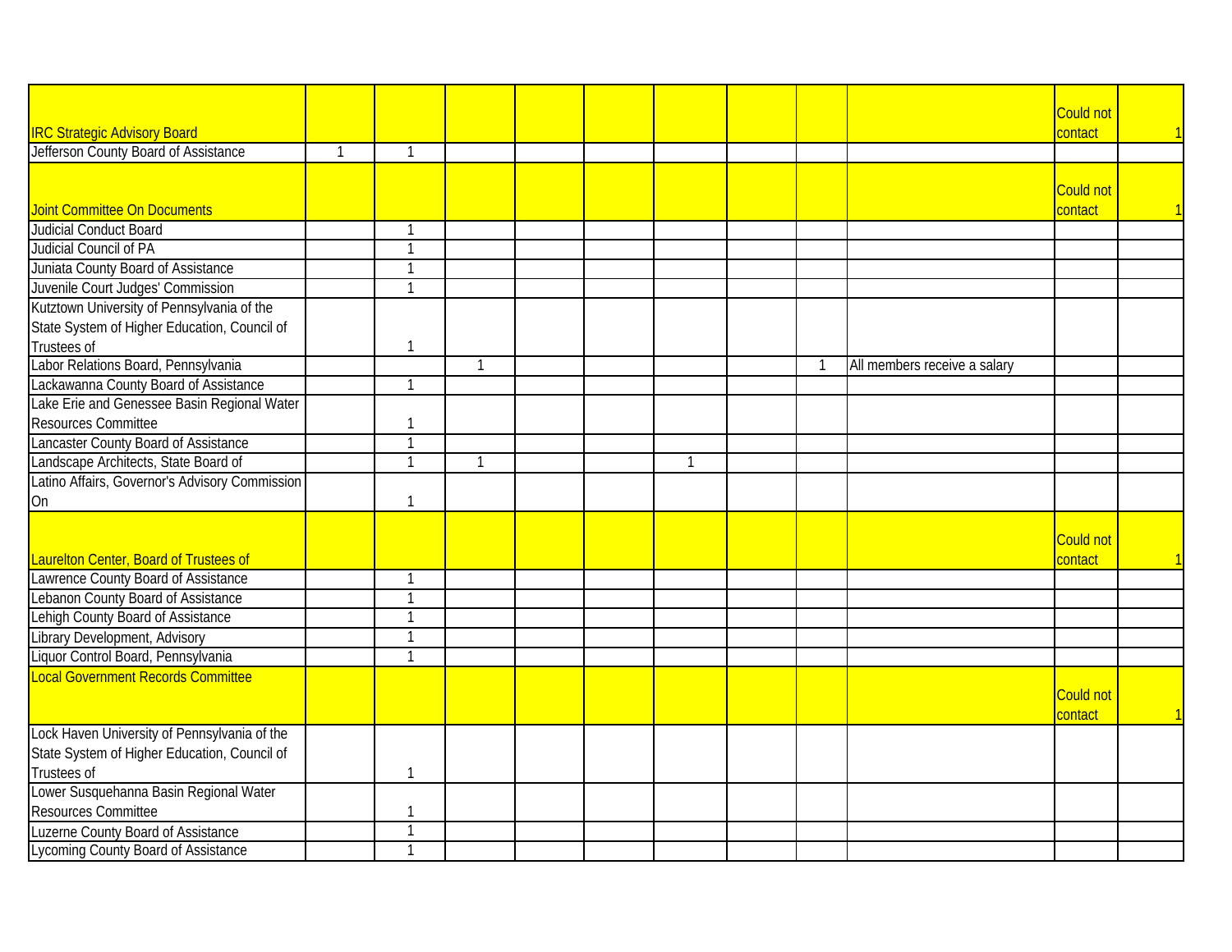| | | | | | | | | | | | |
|---|---|---|---|---|---|---|---|---|---|---|---|
| IRC Strategic Advisory Board | | | | | | | | | | Could not contact | 1 |
| Jefferson County Board of Assistance | 1 | 1 | | | | | | | | | |
| Joint Committee On Documents | | | | | | | | | | Could not contact | 1 |
| Judicial Conduct Board | | 1 | | | | | | | | | |
| Judicial Council of PA | | 1 | | | | | | | | | |
| Juniata County Board of Assistance | | 1 | | | | | | | | | |
| Juvenile Court Judges' Commission | | 1 | | | | | | | | | |
| Kutztown University of Pennsylvania of the State System of Higher Education, Council of Trustees of | | 1 | | | | | | | | | |
| Labor Relations Board, Pennsylvania | | | 1 | | | | | 1 | All members receive a salary | | |
| Lackawanna County Board of Assistance | | 1 | | | | | | | | | |
| Lake Erie and Genessee Basin Regional Water Resources Committee | | 1 | | | | | | | | | |
| Lancaster County Board of Assistance | | 1 | | | | | | | | | |
| Landscape Architects, State Board of | | 1 | 1 | | | 1 | | | | | |
| Latino Affairs, Governor's Advisory Commission On | | 1 | | | | | | | | | |
| Laurelton Center, Board of Trustees of | | | | | | | | | | Could not contact | 1 |
| Lawrence County Board of Assistance | | 1 | | | | | | | | | |
| Lebanon County Board of Assistance | | 1 | | | | | | | | | |
| Lehigh County Board of Assistance | | 1 | | | | | | | | | |
| Library Development, Advisory | | 1 | | | | | | | | | |
| Liquor Control Board, Pennsylvania | | 1 | | | | | | | | | |
| Local Government Records Committee | | | | | | | | | | Could not contact | 1 |
| Lock Haven University of Pennsylvania of the State System of Higher Education, Council of Trustees of | | 1 | | | | | | | | | |
| Lower Susquehanna Basin Regional Water Resources Committee | | 1 | | | | | | | | | |
| Luzerne County Board of Assistance | | 1 | | | | | | | | | |
| Lycoming County Board of Assistance | | 1 | | | | | | | | | |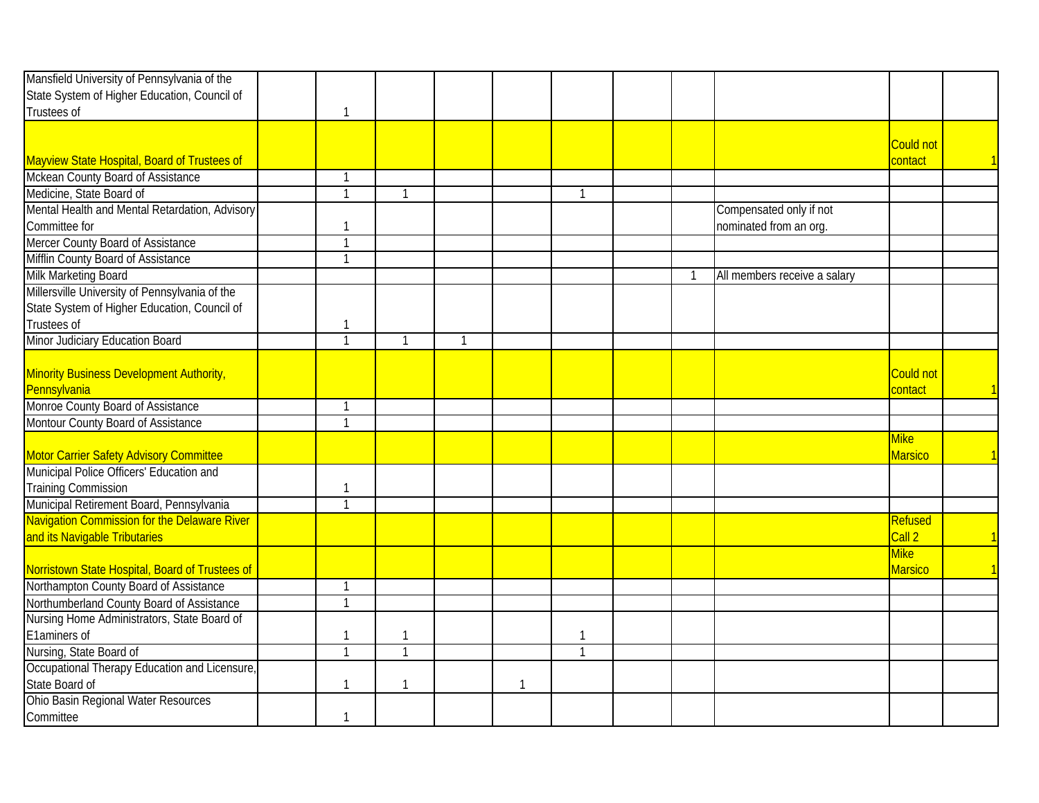| | | | | | | | | | | | |
|---|---|---|---|---|---|---|---|---|---|---|---|
| Mansfield University of Pennsylvania of the State System of Higher Education, Council of Trustees of | | 1 | | | | | | | | | |
| Mayview State Hospital, Board of Trustees of | | | | | | | | | | Could not contact | 1 |
| Mckean County Board of Assistance | | 1 | | | | | | | | | |
| Medicine, State Board of | | 1 | 1 | | | 1 | | | | | |
| Mental Health and Mental Retardation, Advisory Committee for | | 1 | | | | | | | Compensated only if not nominated from an org. | | |
| Mercer County Board of Assistance | | 1 | | | | | | | | | |
| Mifflin County Board of Assistance | | 1 | | | | | | | | | |
| Milk Marketing Board | | | | | | | | 1 | All members receive a salary | | |
| Millersville University of Pennsylvania of the State System of Higher Education, Council of Trustees of | | 1 | | | | | | | | | |
| Minor Judiciary Education Board | | 1 | 1 | 1 | | | | | | | |
| Minority Business Development Authority, Pennsylvania | | | | | | | | | | Could not contact | 1 |
| Monroe County Board of Assistance | | 1 | | | | | | | | | |
| Montour County Board of Assistance | | 1 | | | | | | | | | |
| Motor Carrier Safety Advisory Committee | | | | | | | | | | Mike Marsico | 1 |
| Municipal Police Officers' Education and Training Commission | | 1 | | | | | | | | | |
| Municipal Retirement Board, Pennsylvania | | 1 | | | | | | | | | |
| Navigation Commission for the Delaware River and its Navigable Tributaries | | | | | | | | | | Refused Call 2 | 1 |
| Norristown State Hospital, Board of Trustees of | | | | | | | | | | Mike Marsico | 1 |
| Northampton County Board of Assistance | | 1 | | | | | | | | | |
| Northumberland County Board of Assistance | | 1 | | | | | | | | | |
| Nursing Home Administrators, State Board of E1aminers of | | 1 | 1 | | | 1 | | | | | |
| Nursing, State Board of | | 1 | 1 | | | 1 | | | | | |
| Occupational Therapy Education and Licensure, State Board of | | 1 | 1 | | 1 | | | | | | |
| Ohio Basin Regional Water Resources Committee | | 1 | | | | | | | | | |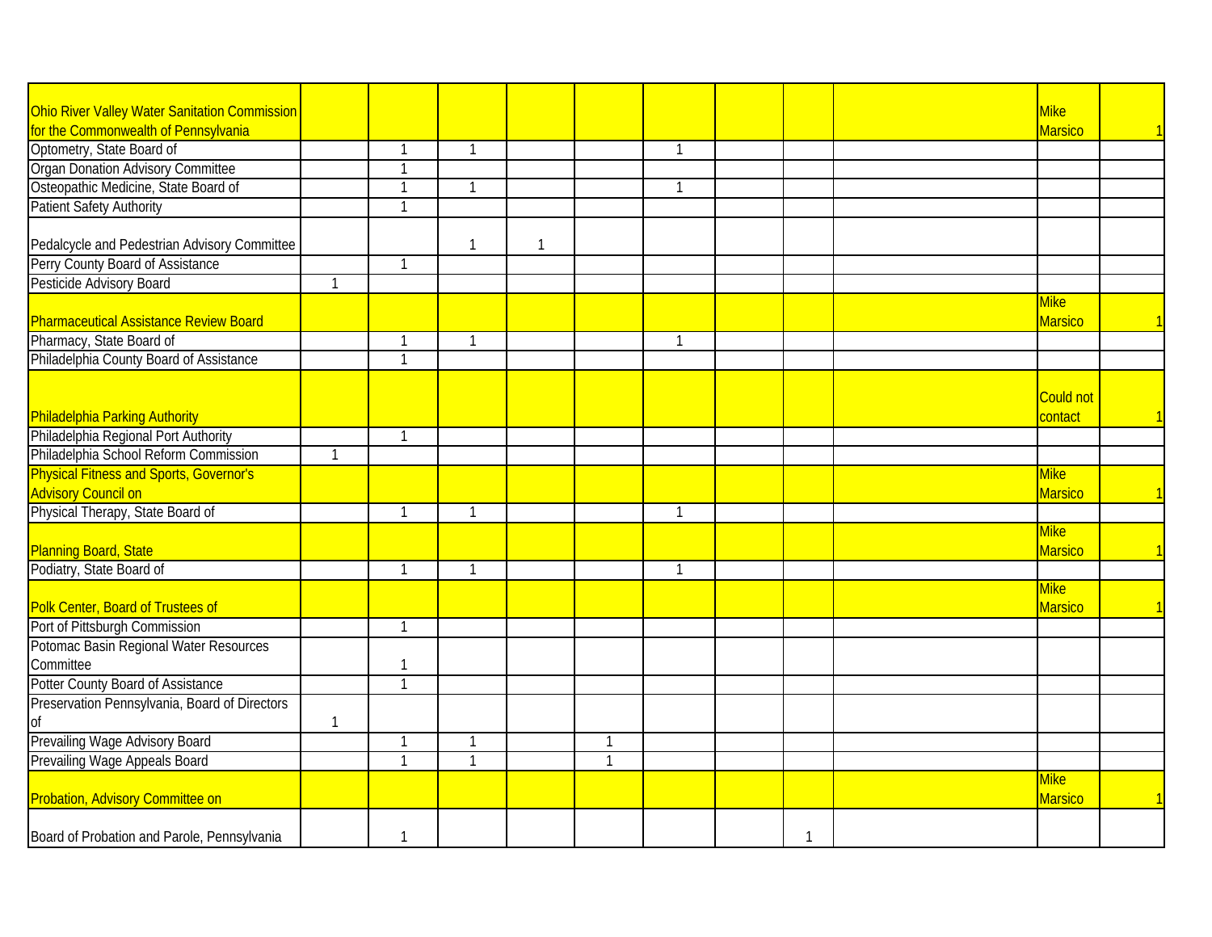| | | | | | | | | | | |
|---|---|---|---|---|---|---|---|---|---|---|
| Ohio River Valley Water Sanitation Commission for the Commonwealth of Pennsylvania | | | | | | | | | Mike Marsico | 1 |
| Optometry, State Board of | | 1 | 1 | | | 1 | | | | |
| Organ Donation Advisory Committee | | 1 | | | | | | | | |
| Osteopathic Medicine, State Board of | | 1 | 1 | | | 1 | | | | |
| Patient Safety Authority | | 1 | | | | | | | | |
| Pedalcycle and Pedestrian Advisory Committee | | | 1 | 1 | | | | | | |
| Perry County Board of Assistance | | 1 | | | | | | | | |
| Pesticide Advisory Board | 1 | | | | | | | | | |
| Pharmaceutical Assistance Review Board | | | | | | | | | Mike Marsico | 1 |
| Pharmacy, State Board of | | 1 | 1 | | | 1 | | | | |
| Philadelphia County Board of Assistance | | 1 | | | | | | | | |
| Philadelphia Parking Authority | | | | | | | | | Could not contact | 1 |
| Philadelphia Regional Port Authority | | 1 | | | | | | | | |
| Philadelphia School Reform Commission | 1 | | | | | | | | | |
| Physical Fitness and Sports, Governor's Advisory Council on | | | | | | | | | Mike Marsico | 1 |
| Physical Therapy, State Board of | | 1 | 1 | | | 1 | | | | |
| Planning Board, State | | | | | | | | | Mike Marsico | 1 |
| Podiatry, State Board of | | 1 | 1 | | | 1 | | | | |
| Polk Center, Board of Trustees of | | | | | | | | | Mike Marsico | 1 |
| Port of Pittsburgh Commission | | 1 | | | | | | | | |
| Potomac Basin Regional Water Resources Committee | | 1 | | | | | | | | |
| Potter County Board of Assistance | | 1 | | | | | | | | |
| Preservation Pennsylvania, Board of Directors of | 1 | | | | | | | | | |
| Prevailing Wage Advisory Board | | 1 | 1 | | 1 | | | | | |
| Prevailing Wage Appeals Board | | 1 | 1 | | 1 | | | | | |
| Probation, Advisory Committee on | | | | | | | | | Mike Marsico | 1 |
| Board of Probation and Parole, Pennsylvania | | 1 | | | | | | 1 | | |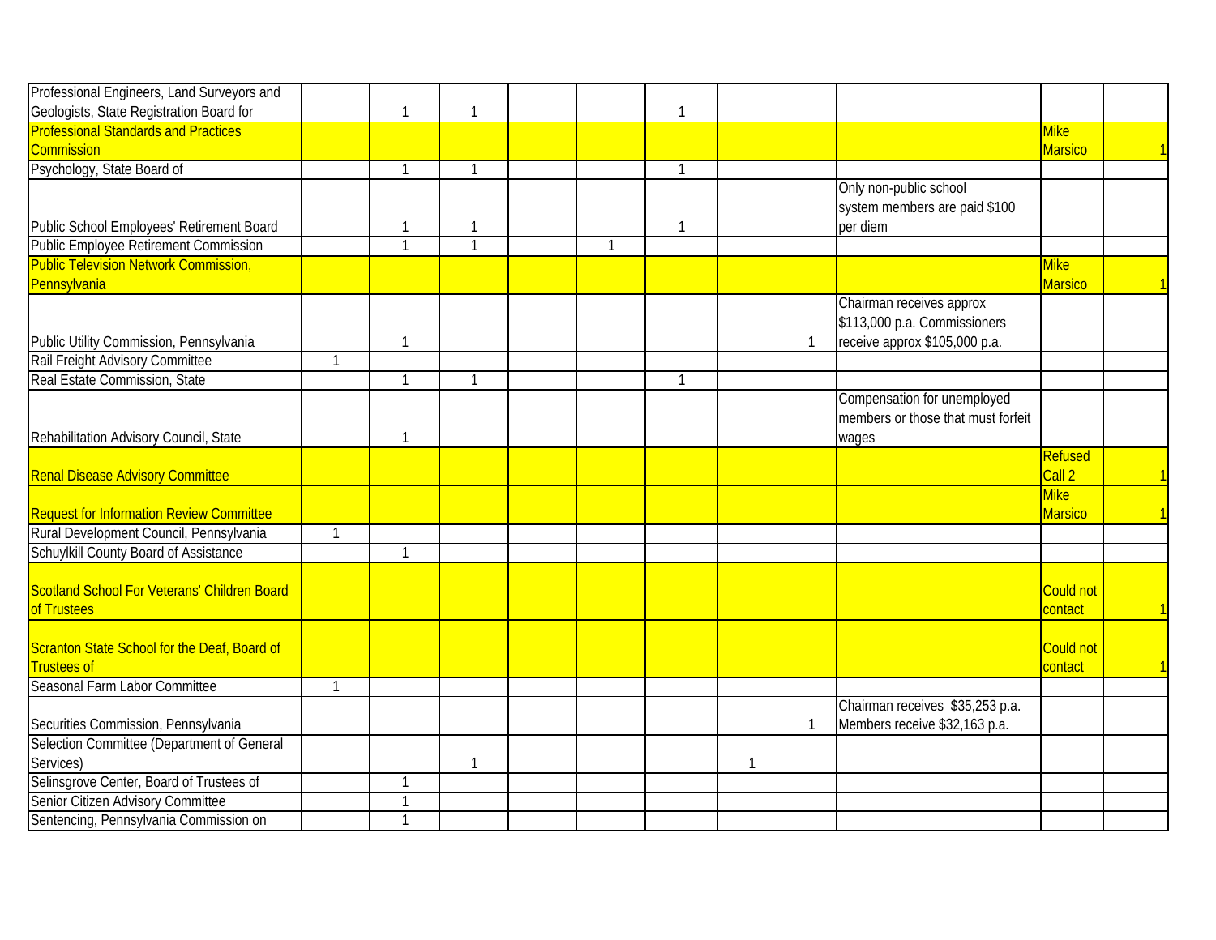| | | | | | | | | | | | |
|---|---|---|---|---|---|---|---|---|---|---|---|
| Professional Engineers, Land Surveyors and Geologists, State Registration Board for | | 1 | 1 | | | 1 | | | | | |
| Professional Standards and Practices Commission | | | | | | | | | | Mike Marsico | 1 |
| Psychology, State Board of | | 1 | 1 | | | 1 | | | | | |
| Public School Employees' Retirement Board | | 1 | 1 | | | 1 | | | Only non-public school system members are paid $100 per diem | | |
| Public Employee Retirement Commission | | 1 | 1 | | 1 | | | | | | |
| Public Television Network Commission, Pennsylvania | | | | | | | | | | Mike Marsico | 1 |
| Public Utility Commission, Pennsylvania | | 1 | | | | | | 1 | Chairman receives approx $113,000 p.a. Commissioners receive approx $105,000 p.a. | | |
| Rail Freight Advisory Committee | 1 | | | | | | | | | | |
| Real Estate Commission, State | | 1 | 1 | | | 1 | | | | | |
| Rehabilitation Advisory Council, State | | 1 | | | | | | | Compensation for unemployed members or those that must forfeit wages | | |
| Renal Disease Advisory Committee | | | | | | | | | | Refused Call 2 | 1 |
| Request for Information Review Committee | | | | | | | | | | Mike Marsico | 1 |
| Rural Development Council, Pennsylvania | 1 | | | | | | | | | | |
| Schuylkill County Board of Assistance | | 1 | | | | | | | | | |
| Scotland School For Veterans' Children Board of Trustees | | | | | | | | | | Could not contact | 1 |
| Scranton State School for the Deaf, Board of Trustees of | | | | | | | | | | Could not contact | 1 |
| Seasonal Farm Labor Committee | 1 | | | | | | | | | | |
| Securities Commission, Pennsylvania | | | | | | | | 1 | Chairman receives $35,253 p.a. Members receive $32,163 p.a. | | |
| Selection Committee (Department of General Services) | | | 1 | | | | 1 | | | | |
| Selinsgrove Center, Board of Trustees of | | 1 | | | | | | | | | |
| Senior Citizen Advisory Committee | | 1 | | | | | | | | | |
| Sentencing, Pennsylvania Commission on | | 1 | | | | | | | | | |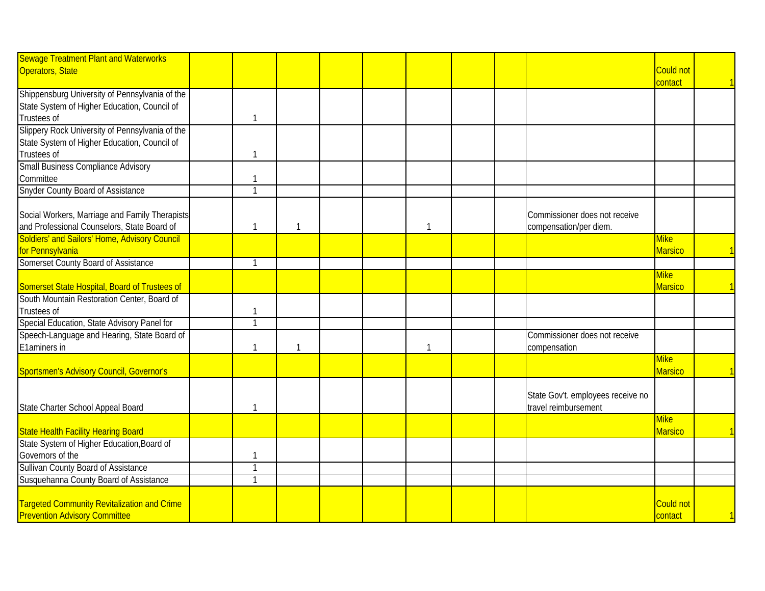| | | | | | | | | | | |
|---|---|---|---|---|---|---|---|---|---|---|
| Sewage Treatment Plant and Waterworks Operators, State | | | | | | | | | Could not contact | 1 |
| Shippensburg University of Pennsylvania of the State System of Higher Education, Council of Trustees of | 1 | | | | | | | | | |
| Slippery Rock University of Pennsylvania of the State System of Higher Education, Council of Trustees of | 1 | | | | | | | | | |
| Small Business Compliance Advisory Committee | 1 | | | | | | | | | |
| Snyder County Board of Assistance | 1 | | | | | | | | | |
| Social Workers, Marriage and Family Therapists and Professional Counselors, State Board of | 1 | 1 | | | 1 | | | Commissioner does not receive compensation/per diem. | | |
| Soldiers' and Sailors' Home, Advisory Council for Pennsylvania | | | | | | | | | Mike Marsico | 1 |
| Somerset County Board of Assistance | 1 | | | | | | | | | |
| Somerset State Hospital, Board of Trustees of | | | | | | | | | Mike Marsico | 1 |
| South Mountain Restoration Center, Board of Trustees of | 1 | | | | | | | | | |
| Special Education, State Advisory Panel for | 1 | | | | | | | | | |
| Speech-Language and Hearing, State Board of E1aminers in | 1 | 1 | | | 1 | | | Commissioner does not receive compensation | | |
| Sportsmen's Advisory Council, Governor's | | | | | | | | | Mike Marsico | 1 |
| State Charter School Appeal Board | 1 | | | | | | | State Gov't. employees receive no travel reimbursement | | |
| State Health Facility Hearing Board | | | | | | | | | Mike Marsico | 1 |
| State System of Higher Education,Board of Governors of the | 1 | | | | | | | | | |
| Sullivan County Board of Assistance | 1 | | | | | | | | | |
| Susquehanna County Board of Assistance | 1 | | | | | | | | | |
| Targeted Community Revitalization and Crime Prevention Advisory Committee | | | | | | | | | Could not contact | 1 |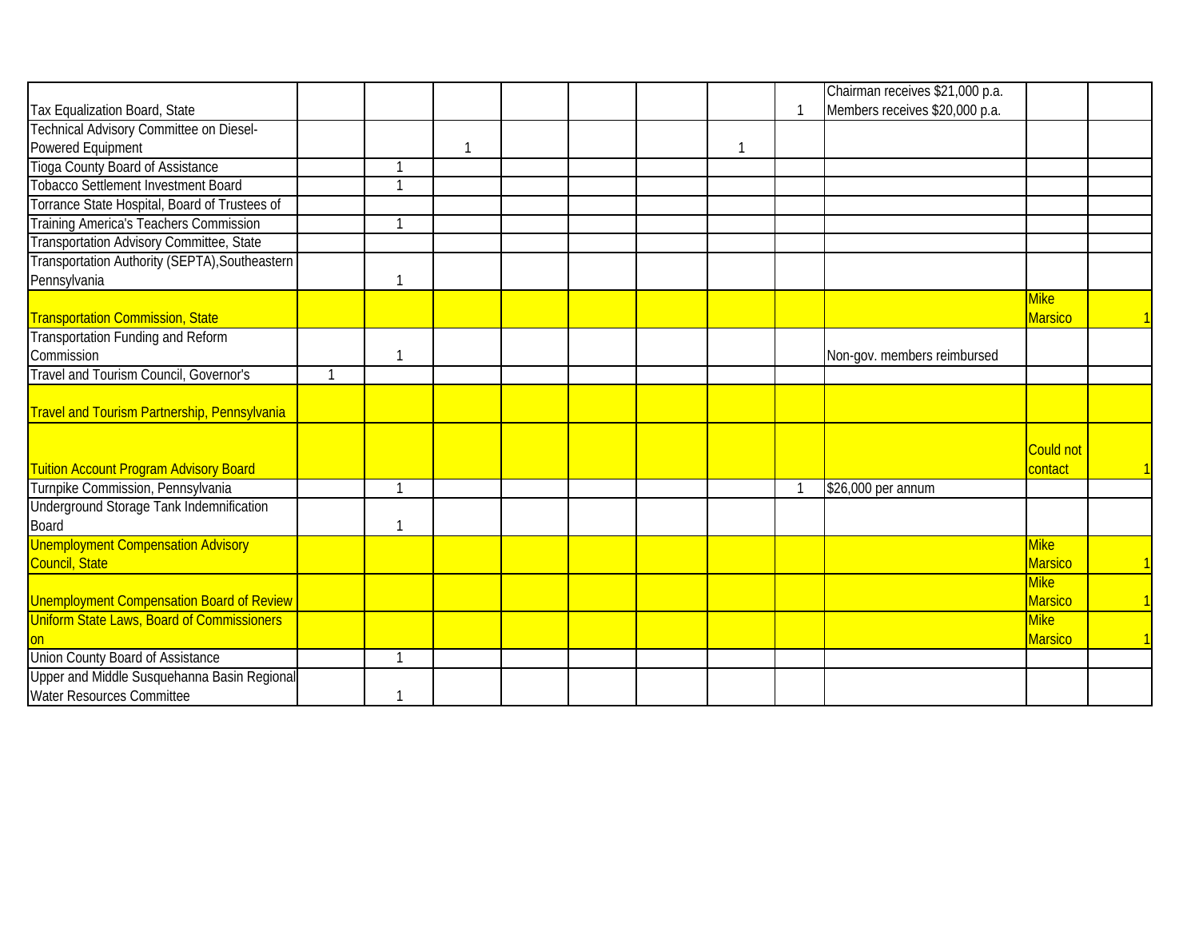| | | | | | | | | | | | |
|---|---|---|---|---|---|---|---|---|---|---|---|
| Tax Equalization Board, State | | | | | | | | 1 | Chairman receives $21,000 p.a. Members receives $20,000 p.a. | | |
| Technical Advisory Committee on Diesel-Powered Equipment | | | 1 | | | | 1 | | | | |
| Tioga County Board of Assistance | | 1 | | | | | | | | | |
| Tobacco Settlement Investment Board | | 1 | | | | | | | | | |
| Torrance State Hospital, Board of Trustees of | | | | | | | | | | | |
| Training America's Teachers Commission | | 1 | | | | | | | | | |
| Transportation Advisory Committee, State | | | | | | | | | | | |
| Transportation Authority (SEPTA),Southeastern Pennsylvania | | 1 | | | | | | | | | |
| Transportation Commission, State | | | | | | | | | | Mike Marsico | 1 |
| Transportation Funding and Reform Commission | | 1 | | | | | | | Non-gov. members reimbursed | | |
| Travel and Tourism Council, Governor's | 1 | | | | | | | | | | |
| Travel and Tourism Partnership, Pennsylvania | | | | | | | | | | | |
| Tuition Account Program Advisory Board | | | | | | | | | | Could not contact | 1 |
| Turnpike Commission, Pennsylvania | | 1 | | | | | | 1 | $26,000 per annum | | |
| Underground Storage Tank Indemnification Board | | 1 | | | | | | | | | |
| Unemployment Compensation Advisory Council, State | | | | | | | | | | Mike Marsico | 1 |
| Unemployment Compensation Board of Review | | | | | | | | | | Mike Marsico | 1 |
| Uniform State Laws, Board of Commissioners on | | | | | | | | | | Mike Marsico | 1 |
| Union County Board of Assistance | | 1 | | | | | | | | | |
| Upper and Middle Susquehanna Basin Regional Water Resources Committee | | 1 | | | | | | | | | |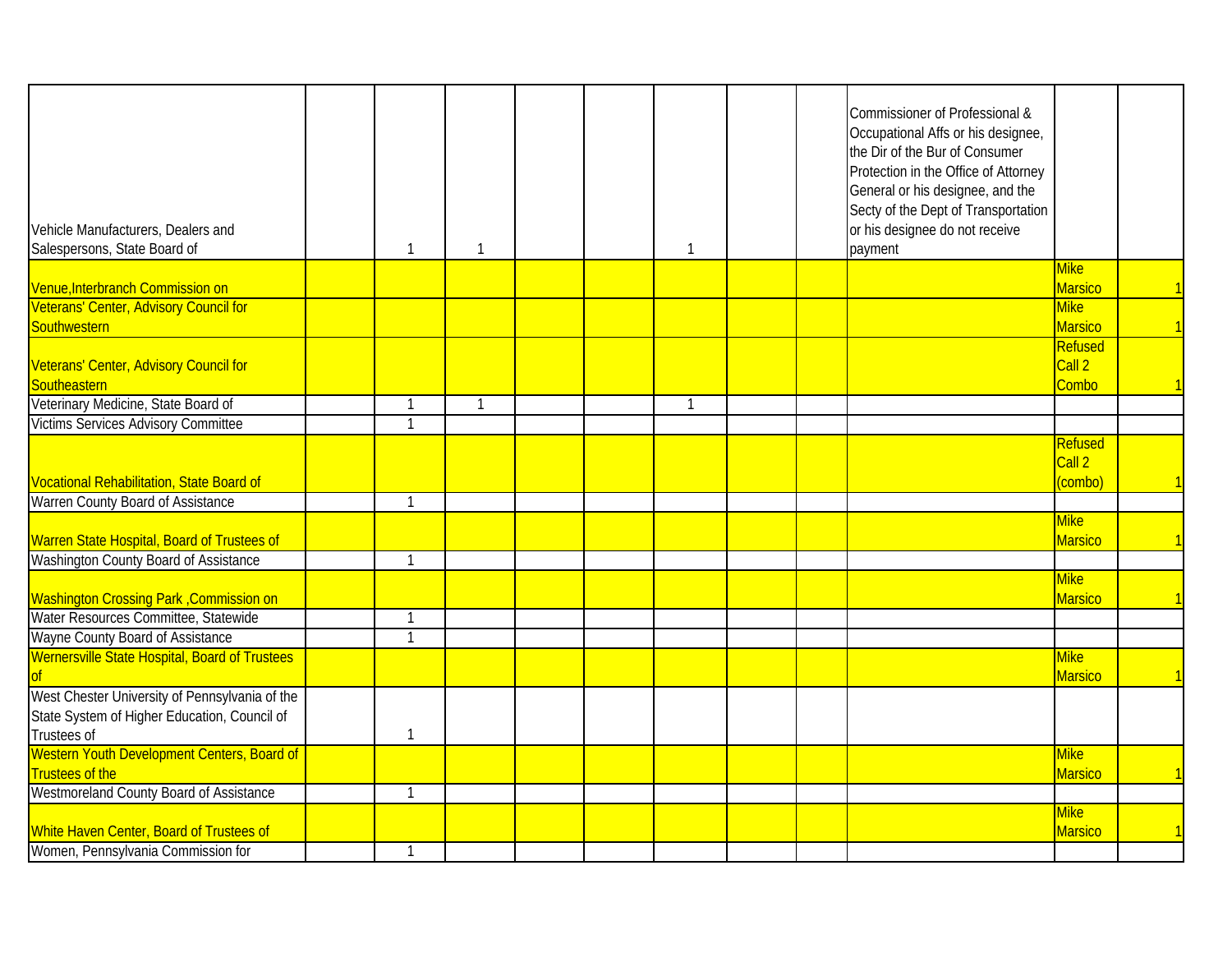| | | | | | | | | | | | |
|---|---|---|---|---|---|---|---|---|---|---|---|
| Vehicle Manufacturers, Dealers and Salespersons, State Board of | | 1 | 1 | | | 1 | | | Commissioner of Professional & Occupational Affs or his designee, the Dir of the Bur of Consumer Protection in the Office of Attorney General or his designee, and the Secty of the Dept of Transportation or his designee do not receive payment | | |
| Venue,Interbranch Commission on | | | | | | | | | | Mike Marsico | 1 |
| Veterans' Center, Advisory Council for Southwestern | | | | | | | | | | Mike Marsico | 1 |
| Veterans' Center, Advisory Council for Southeastern | | | | | | | | | | Refused Call 2 Combo | 1 |
| Veterinary Medicine, State Board of | | 1 | 1 | | | 1 | | | | | |
| Victims Services Advisory Committee | | 1 | | | | | | | | | |
| Vocational Rehabilitation, State Board of | | | | | | | | | | Refused Call 2 (combo) | 1 |
| Warren County Board of Assistance | | 1 | | | | | | | | | |
| Warren State Hospital, Board of Trustees of | | | | | | | | | | Mike Marsico | 1 |
| Washington County Board of Assistance | | 1 | | | | | | | | | |
| Washington Crossing Park ,Commission on | | | | | | | | | | Mike Marsico | 1 |
| Water Resources Committee, Statewide | | 1 | | | | | | | | | |
| Wayne County Board of Assistance | | 1 | | | | | | | | | |
| Wernersville State Hospital, Board of Trustees of | | | | | | | | | | Mike Marsico | 1 |
| West Chester University of Pennsylvania of the State System of Higher Education, Council of Trustees of | | 1 | | | | | | | | | |
| Western Youth Development Centers, Board of Trustees of the | | | | | | | | | | Mike Marsico | 1 |
| Westmoreland County Board of Assistance | | 1 | | | | | | | | | |
| White Haven Center, Board of Trustees of | | | | | | | | | | Mike Marsico | 1 |
| Women, Pennsylvania Commission for | | 1 | | | | | | | | | |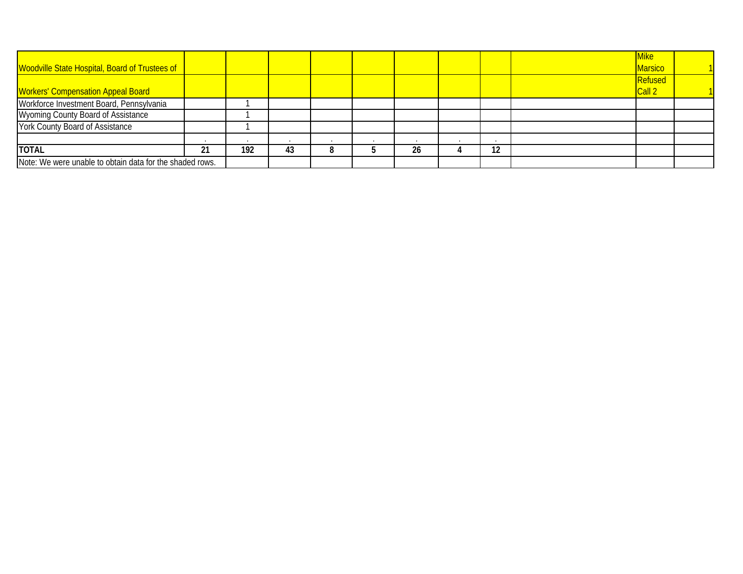| | | | | | | | | | | | |
|---|---|---|---|---|---|---|---|---|---|---|---|
| Woodville State Hospital, Board of Trustees of | | | | | | | | | | Mike Marsico | 1 |
| Workers' Compensation Appeal Board | | | | | | | | | | Refused Call 2 | 1 |
| Workforce Investment Board, Pennsylvania | | 1 | | | | | | | | | |
| Wyoming County Board of Assistance | | 1 | | | | | | | | | |
| York County Board of Assistance | | 1 | | | | | | | | | |
| | . | . | . | . | . | . | . | . | | | |
| **TOTAL** | **21** | **192** | **43** | **8** | **5** | **26** | **4** | **12** | | | |
| Note: We were unable to obtain data for the shaded rows. | | | | | | | | | | | |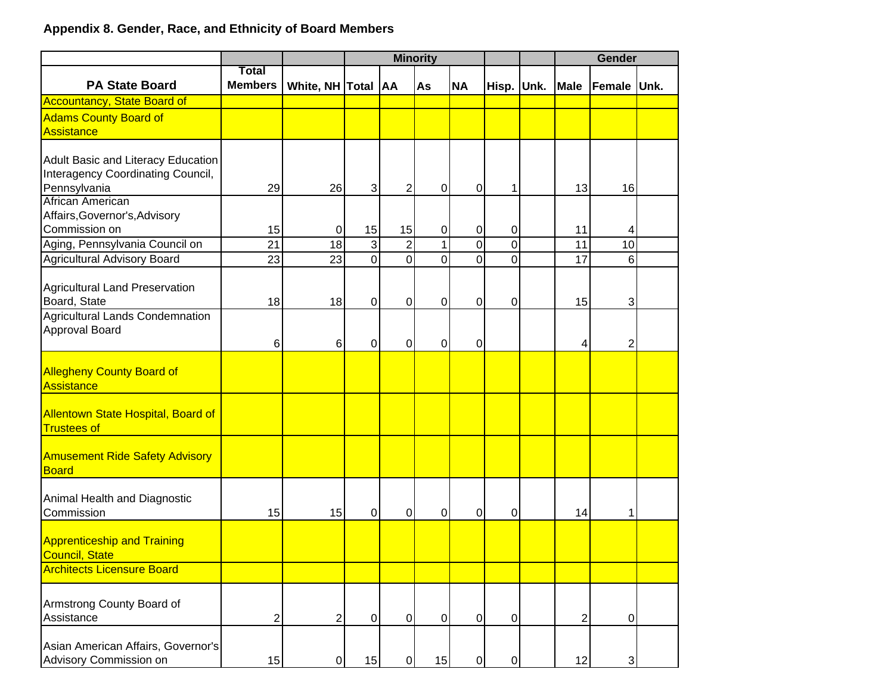**Appendix 8. Gender, Race, and Ethnicity of Board Members**

| | | | Minority | | | | | | Gender | | |
|---|---|---|---|---|---|---|---|---|---|---|---|
| PA State Board | Total Members | White, NH | Total | AA | As | NA | Hisp. | Unk. | Male | Female | Unk. |
| Accountancy, State Board of | | | | | | | | | | | |
| Adams County Board of Assistance | | | | | | | | | | | |
| Adult Basic and Literacy Education Interagency Coordinating Council, Pennsylvania | 29 | 26 | 3 | 2 | 0 | 0 | 1 | | 13 | 16 | |
| African American Affairs,Governor's,Advisory Commission on | 15 | 0 | 15 | 15 | 0 | 0 | 0 | | 11 | 4 | |
| Aging, Pennsylvania Council on | 21 | 18 | 3 | 2 | 1 | 0 | 0 | | 11 | 10 | |
| Agricultural Advisory Board | 23 | 23 | 0 | 0 | 0 | 0 | 0 | | 17 | 6 | |
| Agricultural Land Preservation Board, State | 18 | 18 | 0 | 0 | 0 | 0 | 0 | | 15 | 3 | |
| Agricultural Lands Condemnation Approval Board | 6 | 6 | 0 | 0 | 0 | 0 | | | 4 | 2 | |
| Allegheny County Board of Assistance | | | | | | | | | | | |
| Allentown State Hospital, Board of Trustees of | | | | | | | | | | | |
| Amusement Ride Safety Advisory Board | | | | | | | | | | | |
| Animal Health and Diagnostic Commission | 15 | 15 | 0 | 0 | 0 | 0 | 0 | | 14 | 1 | |
| Apprenticeship and Training Council, State | | | | | | | | | | | |
| Architects Licensure Board | | | | | | | | | | | |
| Armstrong County Board of Assistance | 2 | 2 | 0 | 0 | 0 | 0 | 0 | | 2 | 0 | |
| Asian American Affairs, Governor's Advisory Commission on | 15 | 0 | 15 | 0 | 15 | 0 | 0 | | 12 | 3 | |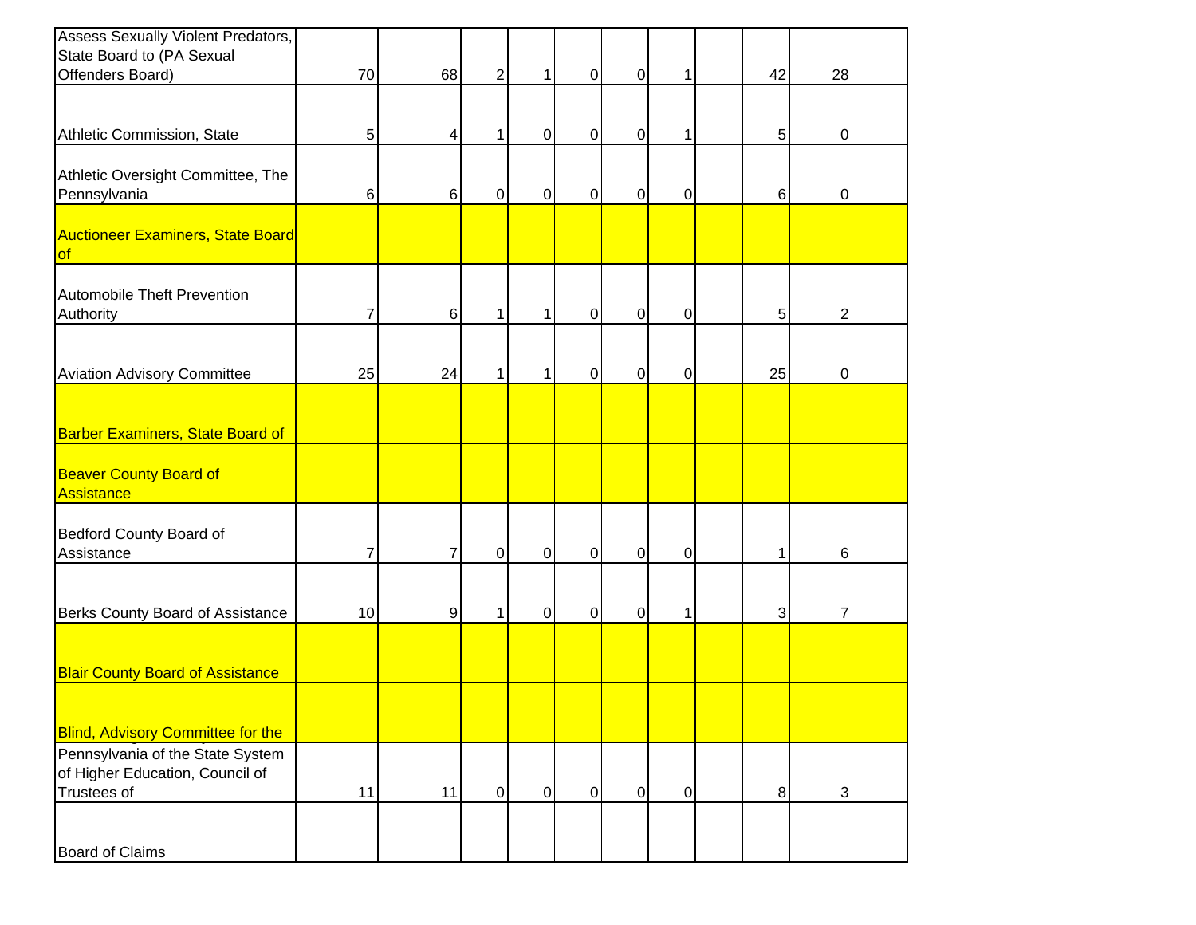| | | | | | | | | | | | |
|---|---|---|---|---|---|---|---|---|---|---|---|
| Assess Sexually Violent Predators, State Board to (PA Sexual Offenders Board) | 70 | 68 | 2 | 1 | 0 | 0 | 1 | | 42 | 28 | |
| Athletic Commission, State | 5 | 4 | 1 | 0 | 0 | 0 | 1 | | 5 | 0 | |
| Athletic Oversight Committee, The Pennsylvania | 6 | 6 | 0 | 0 | 0 | 0 | 0 | | 6 | 0 | |
| Auctioneer Examiners, State Board of | | | | | | | | | | | |
| Automobile Theft Prevention Authority | 7 | 6 | 1 | 1 | 0 | 0 | 0 | | 5 | 2 | |
| Aviation Advisory Committee | 25 | 24 | 1 | 1 | 0 | 0 | 0 | | 25 | 0 | |
| Barber Examiners, State Board of | | | | | | | | | | | |
| Beaver County Board of Assistance | | | | | | | | | | | |
| Bedford County Board of Assistance | 7 | 7 | 0 | 0 | 0 | 0 | 0 | | 1 | 6 | |
| Berks County Board of Assistance | 10 | 9 | 1 | 0 | 0 | 0 | 1 | | 3 | 7 | |
| Blair County Board of Assistance | | | | | | | | | | | |
| Blind, Advisory Committee for the | | | | | | | | | | | |
| Pennsylvania of the State System of Higher Education, Council of Trustees of | 11 | 11 | 0 | 0 | 0 | 0 | 0 | | 8 | 3 | |
| Board of Claims | | | | | | | | | | | |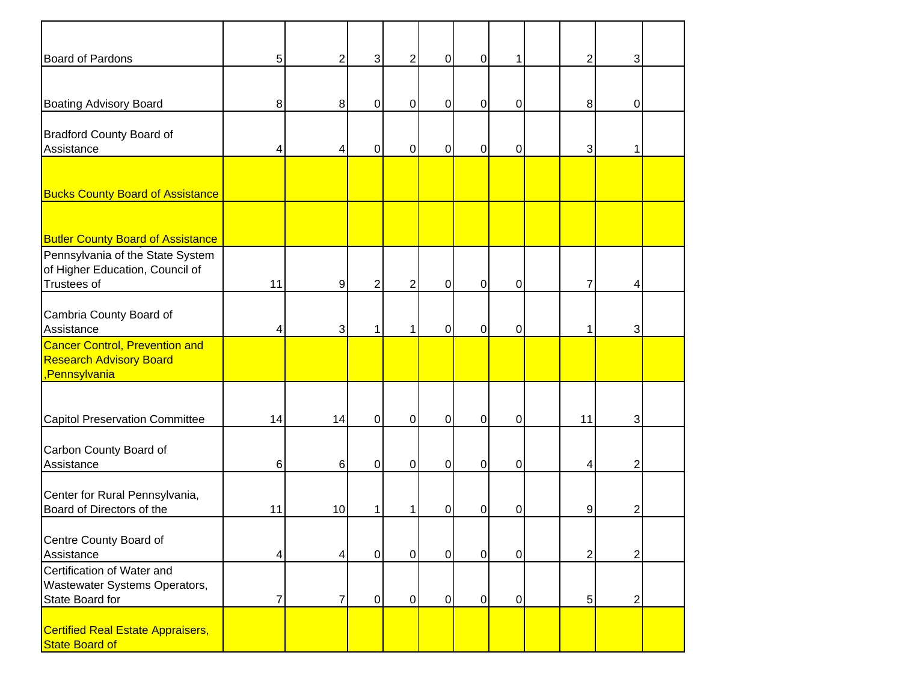| | | | | | | | | | | | |
|---|---|---|---|---|---|---|---|---|---|---|---|
| Board of Pardons | 5 | 2 | 3 | 2 | 0 | 0 | 1 | | 2 | 3 | |
| Boating Advisory Board | 8 | 8 | 0 | 0 | 0 | 0 | 0 | | 8 | 0 | |
| Bradford County Board of Assistance | 4 | 4 | 0 | 0 | 0 | 0 | 0 | | 3 | 1 | |
| Bucks County Board of Assistance | | | | | | | | | | | |
| Butler County Board of Assistance | | | | | | | | | | | |
| Pennsylvania of the State System of Higher Education, Council of Trustees of | 11 | 9 | 2 | 2 | 0 | 0 | 0 | | 7 | 4 | |
| Cambria County Board of Assistance | 4 | 3 | 1 | 1 | 0 | 0 | 0 | | 1 | 3 | |
| Cancer Control, Prevention and Research Advisory Board ,Pennsylvania | | | | | | | | | | | |
| Capitol Preservation Committee | 14 | 14 | 0 | 0 | 0 | 0 | 0 | | 11 | 3 | |
| Carbon County Board of Assistance | 6 | 6 | 0 | 0 | 0 | 0 | 0 | | 4 | 2 | |
| Center for Rural Pennsylvania, Board of Directors of the | 11 | 10 | 1 | 1 | 0 | 0 | 0 | | 9 | 2 | |
| Centre County Board of Assistance | 4 | 4 | 0 | 0 | 0 | 0 | 0 | | 2 | 2 | |
| Certification of Water and Wastewater Systems Operators, State Board for | 7 | 7 | 0 | 0 | 0 | 0 | 0 | | 5 | 2 | |
| Certified Real Estate Appraisers, State Board of | | | | | | | | | | | |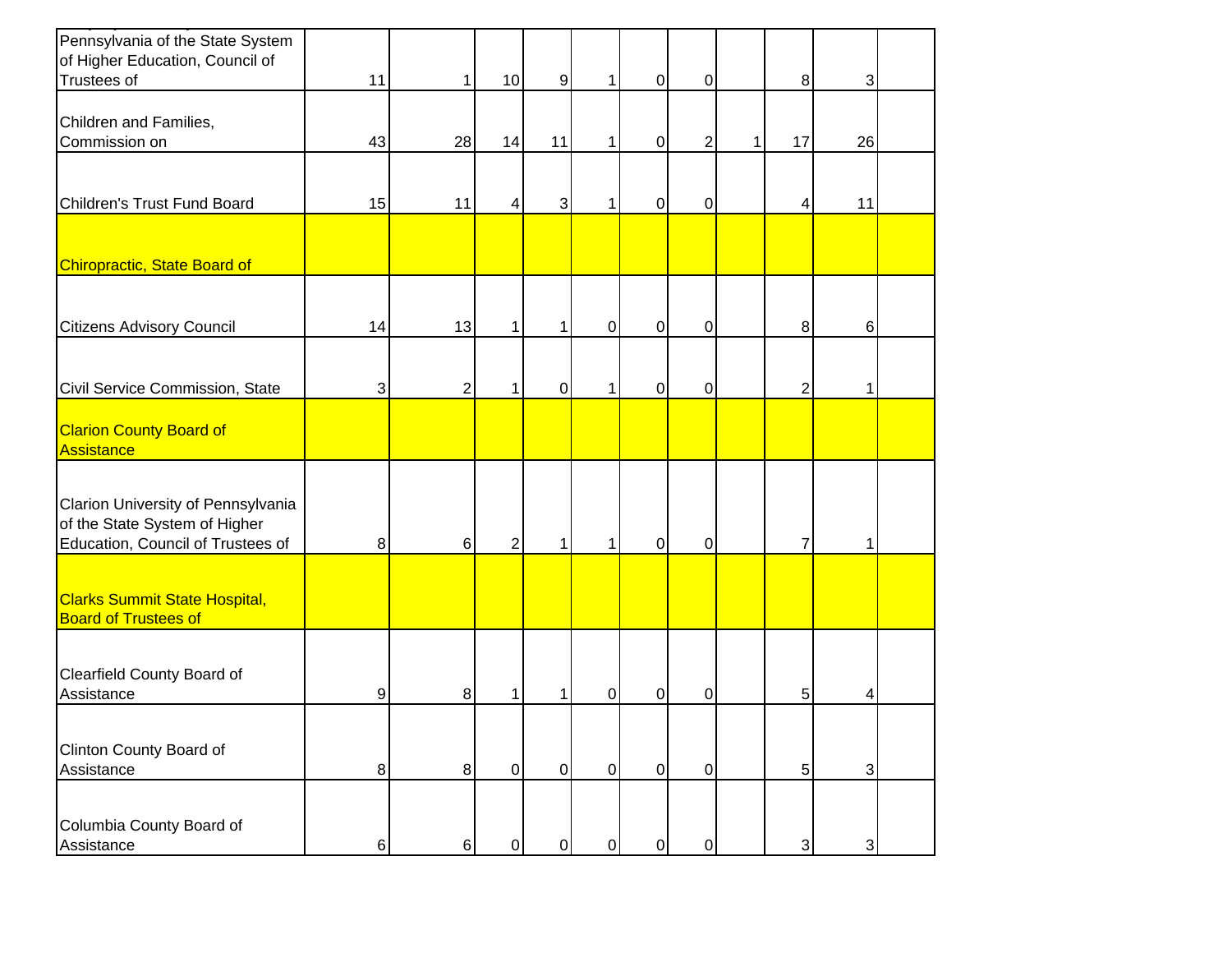| | | | | | | | | | | | |
|---|---|---|---|---|---|---|---|---|---|---|---|
| Pennsylvania of the State System of Higher Education, Council of Trustees of | 11 | 1 | 10 | 9 | 1 | 0 | 0 | | 8 | 3 | |
| Children and Families, Commission on | 43 | 28 | 14 | 11 | 1 | 0 | 2 | 1 | 17 | 26 | |
| Children's Trust Fund Board | 15 | 11 | 4 | 3 | 1 | 0 | 0 | | 4 | 11 | |
| Chiropractic, State Board of | | | | | | | | | | | |
| Citizens Advisory Council | 14 | 13 | 1 | 1 | 0 | 0 | 0 | | 8 | 6 | |
| Civil Service Commission, State | 3 | 2 | 1 | 0 | 1 | 0 | 0 | | 2 | 1 | |
| Clarion County Board of Assistance | | | | | | | | | | | |
| Clarion University of Pennsylvania of the State System of Higher Education, Council of Trustees of | 8 | 6 | 2 | 1 | 1 | 0 | 0 | | 7 | 1 | |
| Clarks Summit State Hospital, Board of Trustees of | | | | | | | | | | | |
| Clearfield County Board of Assistance | 9 | 8 | 1 | 1 | 0 | 0 | 0 | | 5 | 4 | |
| Clinton County Board of Assistance | 8 | 8 | 0 | 0 | 0 | 0 | 0 | | 5 | 3 | |
| Columbia County Board of Assistance | 6 | 6 | 0 | 0 | 0 | 0 | 0 | | 3 | 3 | |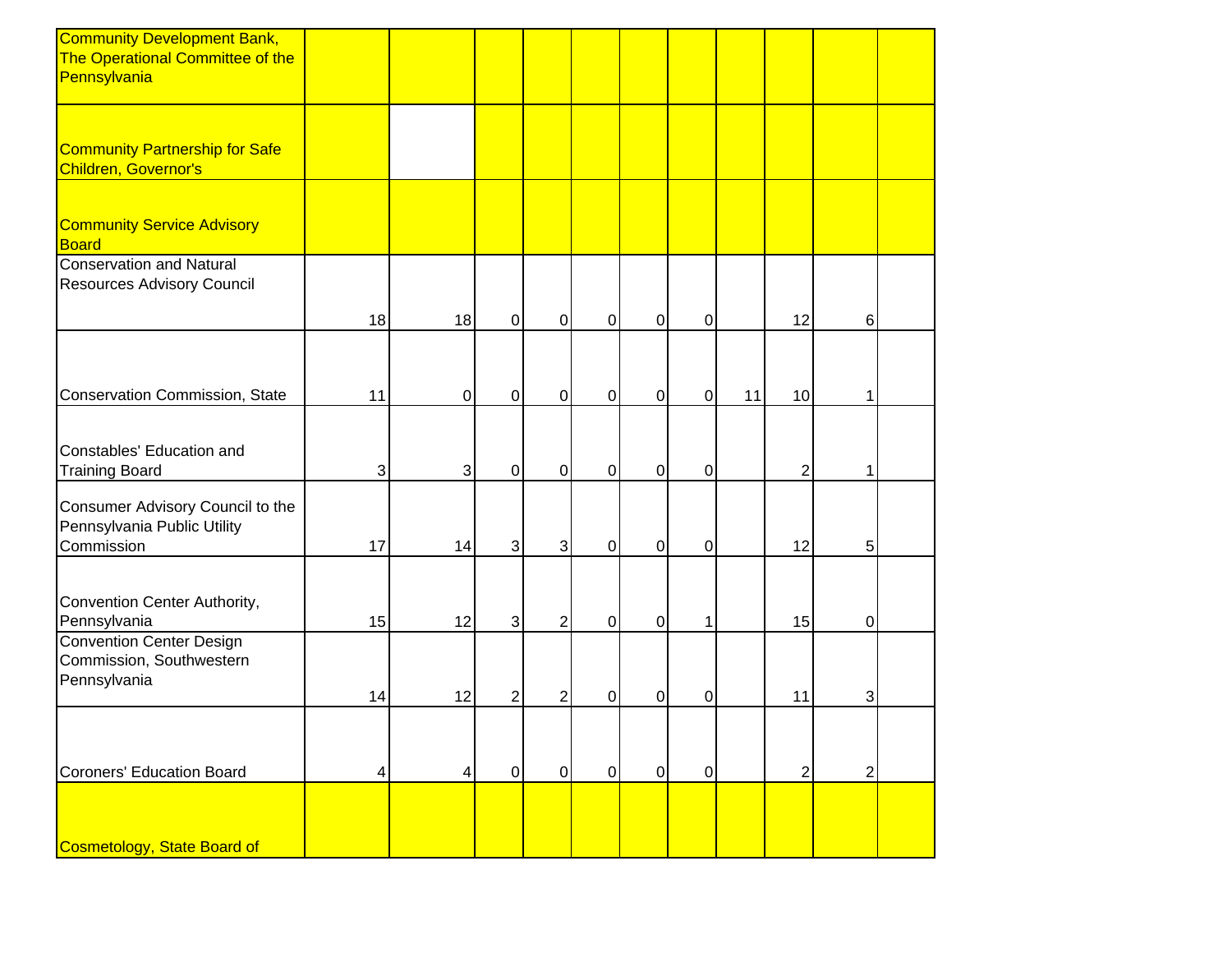| | | | | | | | | | | |
|---|---|---|---|---|---|---|---|---|---|---|
| Community Development Bank, The Operational Committee of the Pennsylvania | | | | | | | | | | |
| Community Partnership for Safe Children, Governor's | | | | | | | | | | |
| Community Service Advisory Board | | | | | | | | | | |
| Conservation and Natural Resources Advisory Council | 18 | 18 | 0 | 0 | 0 | 0 | 0 | | 12 | 6 |
| Conservation Commission, State | 11 | 0 | 0 | 0 | 0 | 0 | 0 | 11 | 10 | 1 |
| Constables' Education and Training Board | 3 | 3 | 0 | 0 | 0 | 0 | 0 | | 2 | 1 |
| Consumer Advisory Council to the Pennsylvania Public Utility Commission | 17 | 14 | 3 | 3 | 0 | 0 | 0 | | 12 | 5 |
| Convention Center Authority, Pennsylvania | 15 | 12 | 3 | 2 | 0 | 0 | 1 | | 15 | 0 |
| Convention Center Design Commission, Southwestern Pennsylvania | 14 | 12 | 2 | 2 | 0 | 0 | 0 | | 11 | 3 |
| Coroners' Education Board | 4 | 4 | 0 | 0 | 0 | 0 | 0 | | 2 | 2 |
| Cosmetology, State Board of | | | | | | | | | | |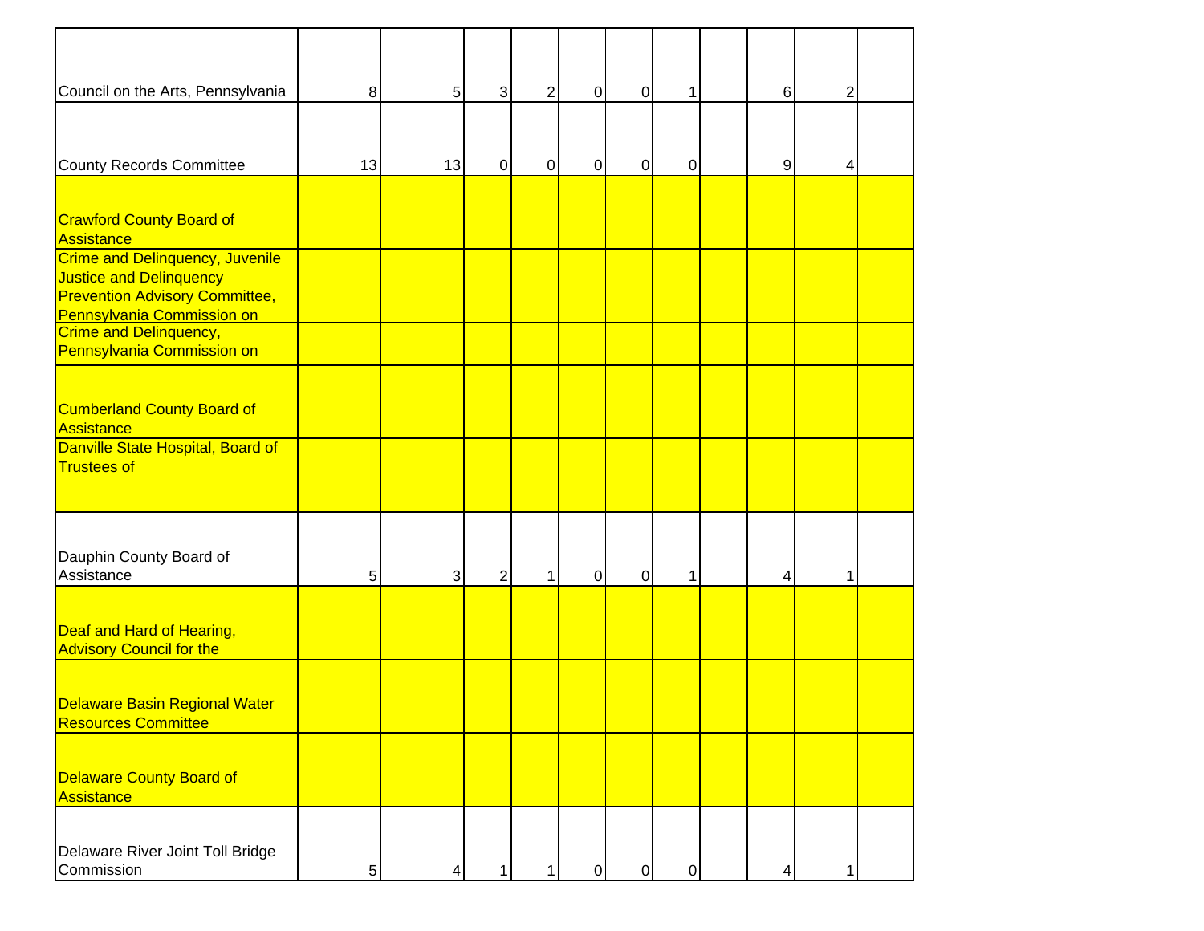| | | | | | | | | | | | |
|---|---|---|---|---|---|---|---|---|---|---|---|
| Council on the Arts, Pennsylvania | 8 | 5 | 3 | 2 | 0 | 0 | 1 | | 6 | 2 | |
| County Records Committee | 13 | 13 | 0 | 0 | 0 | 0 | 0 | | 9 | 4 | |
| Crawford County Board of Assistance | | | | | | | | | | | |
| Crime and Delinquency, Juvenile Justice and Delinquency Prevention Advisory Committee, Pennsylvania Commission on | | | | | | | | | | | |
| Crime and Delinquency, Pennsylvania Commission on | | | | | | | | | | | |
| Cumberland County Board of Assistance | | | | | | | | | | | |
| Danville State Hospital, Board of Trustees of | | | | | | | | | | | |
| Dauphin County Board of Assistance | 5 | 3 | 2 | 1 | 0 | 0 | 1 | | 4 | 1 | |
| Deaf and Hard of Hearing, Advisory Council for the | | | | | | | | | | | |
| Delaware Basin Regional Water Resources Committee | | | | | | | | | | | |
| Delaware County Board of Assistance | | | | | | | | | | | |
| Delaware River Joint Toll Bridge Commission | 5 | 4 | 1 | 1 | 0 | 0 | 0 | | 4 | 1 | |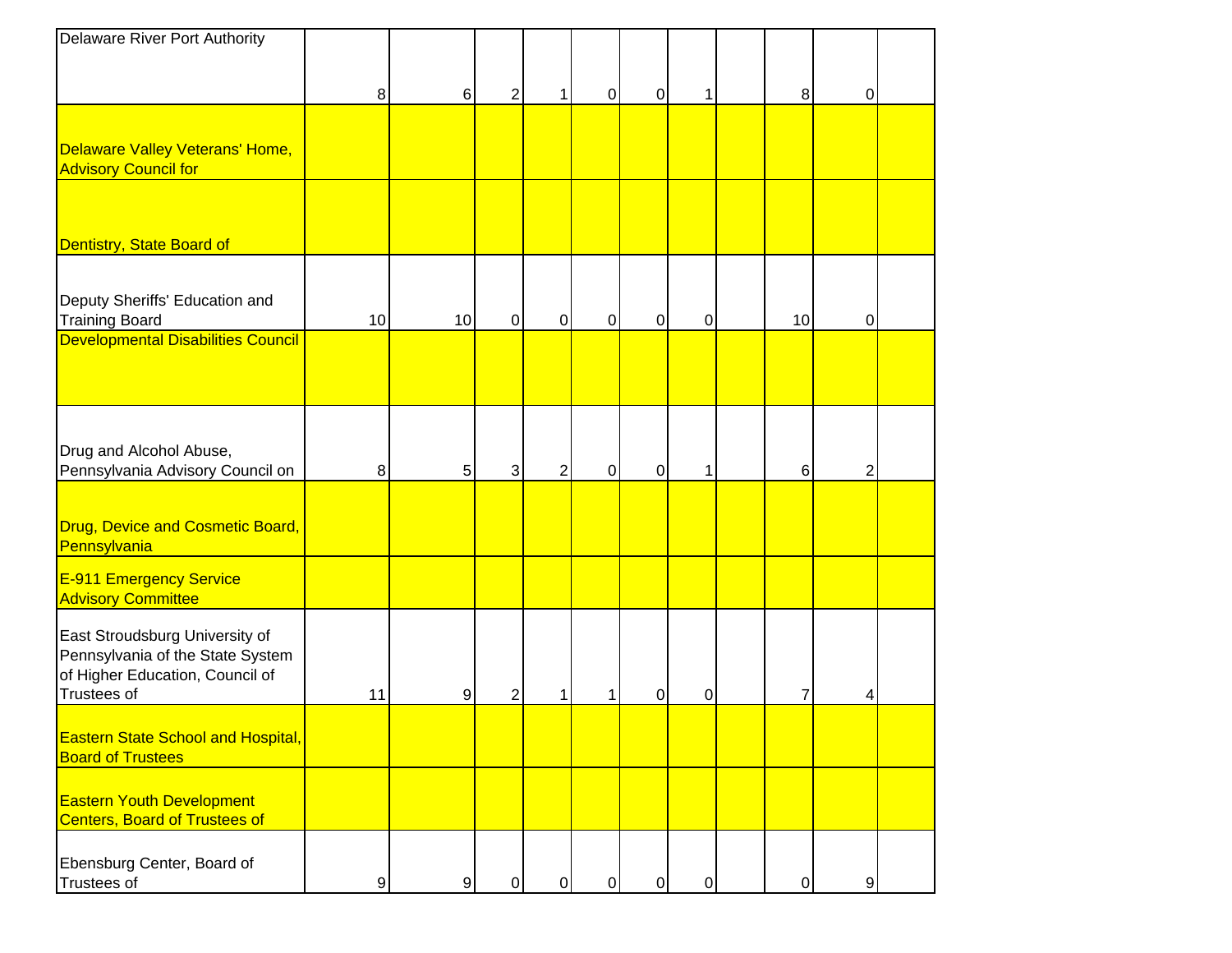| | | | | | | | | | | |
|---|---|---|---|---|---|---|---|---|---|---|
| Delaware River Port Authority | 8 | 6 | 2 | 1 | 0 | 0 | 1 | | 8 | 0 | |
| Delaware Valley Veterans' Home, Advisory Council for | | | | | | | | | | | |
| Dentistry, State Board of | | | | | | | | | | | |
| Deputy Sheriffs' Education and Training Board | 10 | 10 | 0 | 0 | 0 | 0 | 0 | | 10 | 0 | |
| Developmental Disabilities Council | | | | | | | | | | | |
| Drug and Alcohol Abuse, Pennsylvania Advisory Council on | 8 | 5 | 3 | 2 | 0 | 0 | 1 | | 6 | 2 | |
| Drug, Device and Cosmetic Board, Pennsylvania | | | | | | | | | | | |
| E-911 Emergency Service Advisory Committee | | | | | | | | | | | |
| East Stroudsburg University of Pennsylvania of the State System of Higher Education, Council of Trustees of | 11 | 9 | 2 | 1 | 1 | 0 | 0 | | 7 | 4 | |
| Eastern State School and Hospital, Board of Trustees | | | | | | | | | | | |
| Eastern Youth Development Centers, Board of Trustees of | | | | | | | | | | | |
| Ebensburg Center, Board of Trustees of | 9 | 9 | 0 | 0 | 0 | 0 | 0 | | 0 | 9 | |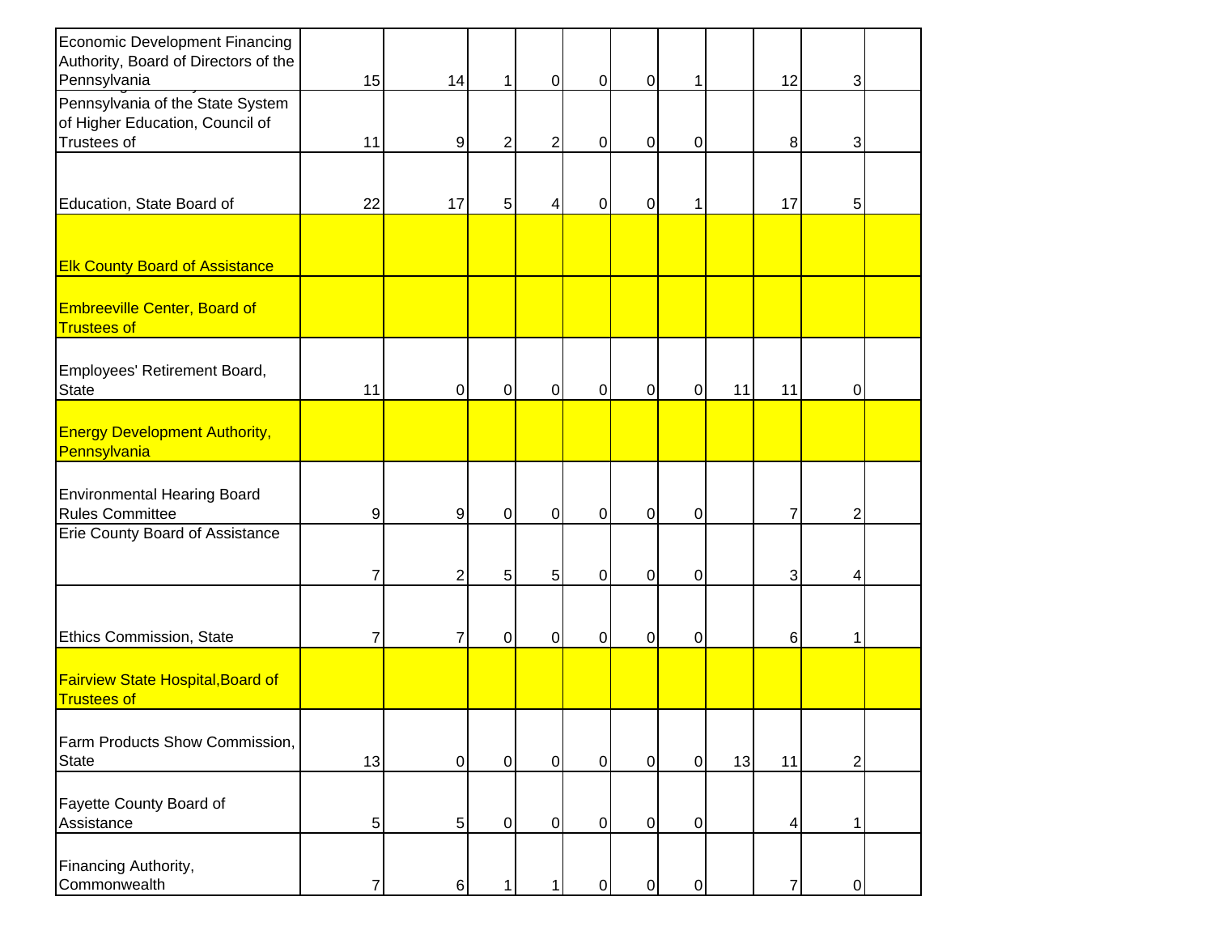| | | | | | | | | | | | |
|---|---|---|---|---|---|---|---|---|---|---|---|
| Economic Development Financing Authority, Board of Directors of the Pennsylvania | 15 | 14 | 1 | 0 | 0 | 0 | 1 | | 12 | 3 | |
| Pennsylvania of the State System of Higher Education, Council of Trustees of | 11 | 9 | 2 | 2 | 0 | 0 | 0 | | 8 | 3 | |
| Education, State Board of | 22 | 17 | 5 | 4 | 0 | 0 | 1 | | 17 | 5 | |
| Elk County Board of Assistance | | | | | | | | | | | |
| Embreeville Center, Board of Trustees of | | | | | | | | | | | |
| Employees' Retirement Board, State | 11 | 0 | 0 | 0 | 0 | 0 | 0 | 11 | 11 | 0 | |
| Energy Development Authority, Pennsylvania | | | | | | | | | | | |
| Environmental Hearing Board Rules Committee | 9 | 9 | 0 | 0 | 0 | 0 | 0 | | 7 | 2 | |
| Erie County Board of Assistance | 7 | 2 | 5 | 5 | 0 | 0 | 0 | | 3 | 4 | |
| Ethics Commission, State | 7 | 7 | 0 | 0 | 0 | 0 | 0 | | 6 | 1 | |
| Fairview State Hospital,Board of Trustees of | | | | | | | | | | | |
| Farm Products Show Commission, State | 13 | 0 | 0 | 0 | 0 | 0 | 0 | 13 | 11 | 2 | |
| Fayette County Board of Assistance | 5 | 5 | 0 | 0 | 0 | 0 | 0 | | 4 | 1 | |
| Financing Authority, Commonwealth | 7 | 6 | 1 | 1 | 0 | 0 | 0 | | 7 | 0 | |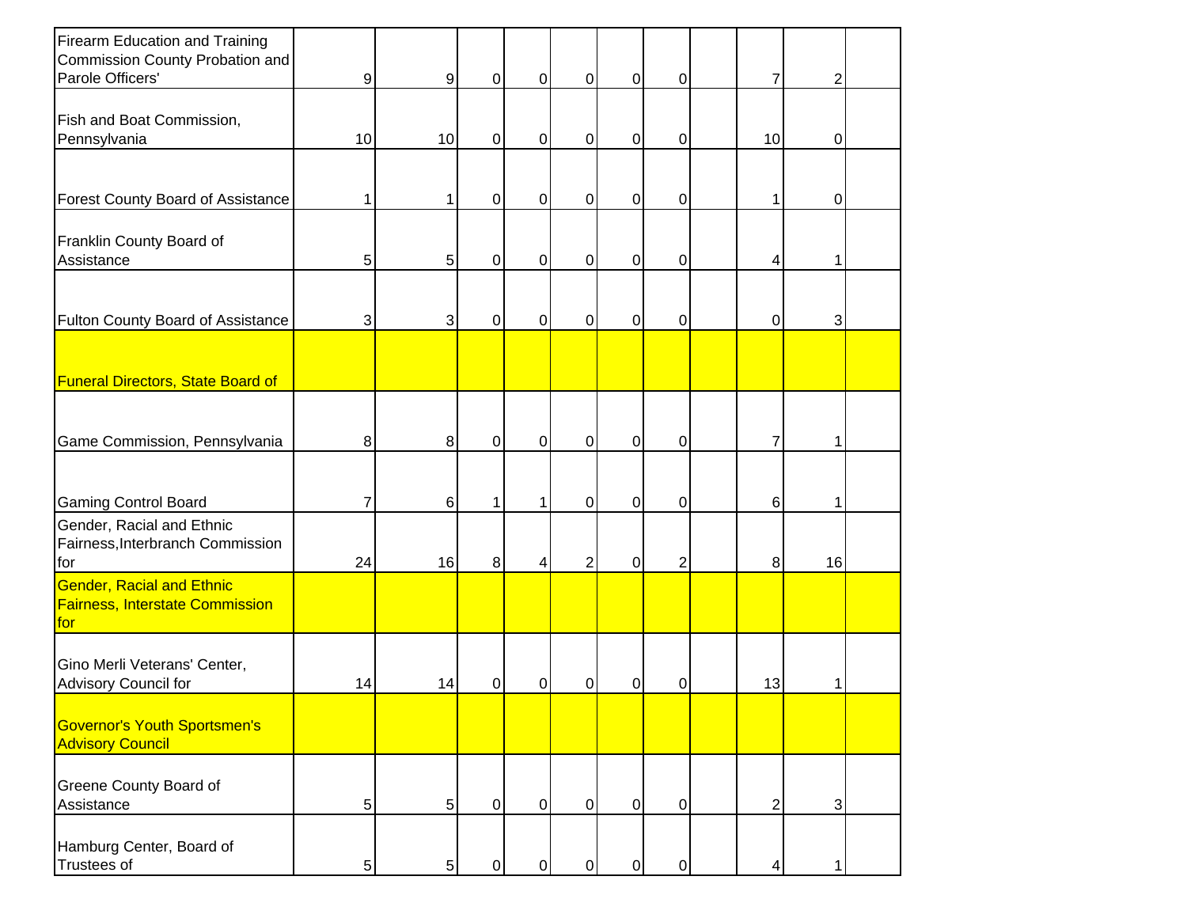| | | | | | | | | | | | |
|---|---|---|---|---|---|---|---|---|---|---|---|
| Firearm Education and Training Commission County Probation and Parole Officers' | 9 | 9 | 0 | 0 | 0 | 0 | 0 | | 7 | 2 | |
| Fish and Boat Commission, Pennsylvania | 10 | 10 | 0 | 0 | 0 | 0 | 0 | | 10 | 0 | |
| Forest County Board of Assistance | 1 | 1 | 0 | 0 | 0 | 0 | 0 | | 1 | 0 | |
| Franklin County Board of Assistance | 5 | 5 | 0 | 0 | 0 | 0 | 0 | | 4 | 1 | |
| Fulton County Board of Assistance | 3 | 3 | 0 | 0 | 0 | 0 | 0 | | 0 | 3 | |
| Funeral Directors, State Board of | | | | | | | | | | | |
| Game Commission, Pennsylvania | 8 | 8 | 0 | 0 | 0 | 0 | 0 | | 7 | 1 | |
| Gaming Control Board | 7 | 6 | 1 | 1 | 0 | 0 | 0 | | 6 | 1 | |
| Gender, Racial and Ethnic Fairness,Interbranch Commission for | 24 | 16 | 8 | 4 | 2 | 0 | 2 | | 8 | 16 | |
| Gender, Racial and Ethnic Fairness, Interstate Commission for | | | | | | | | | | | |
| Gino Merli Veterans' Center, Advisory Council for | 14 | 14 | 0 | 0 | 0 | 0 | 0 | | 13 | 1 | |
| Governor's Youth Sportsmen's Advisory Council | | | | | | | | | | | |
| Greene County Board of Assistance | 5 | 5 | 0 | 0 | 0 | 0 | 0 | | 2 | 3 | |
| Hamburg Center, Board of Trustees of | 5 | 5 | 0 | 0 | 0 | 0 | 0 | | 4 | 1 | |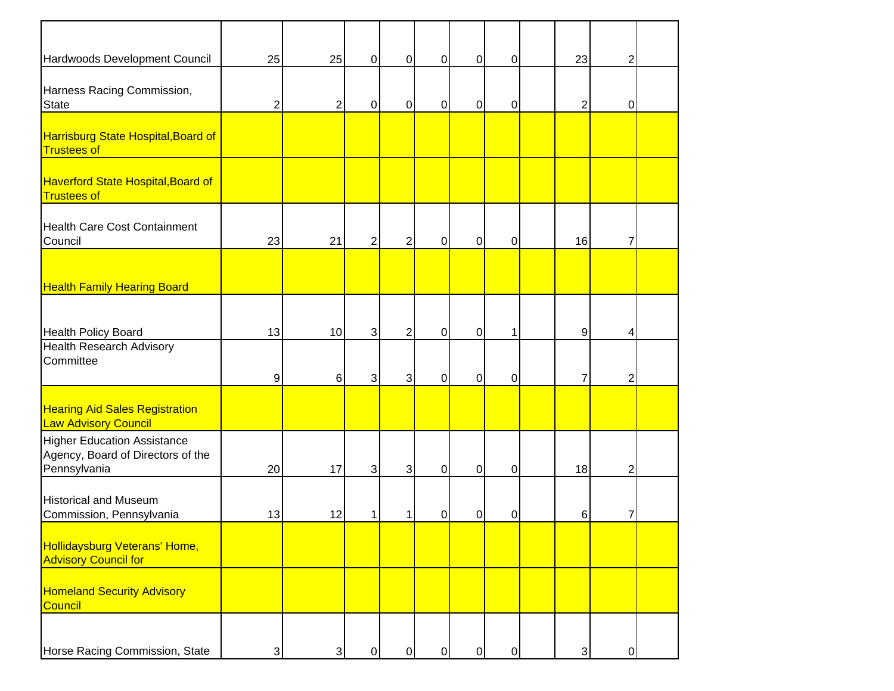| | | | | | | | | | | | |
|---|---|---|---|---|---|---|---|---|---|---|---|
| Hardwoods Development Council | 25 | 25 | 0 | 0 | 0 | 0 | 0 | | 23 | 2 | |
| Harness Racing Commission, State | 2 | 2 | 0 | 0 | 0 | 0 | 0 | | 2 | 0 | |
| Harrisburg State Hospital,Board of Trustees of | | | | | | | | | | | |
| Haverford State Hospital,Board of Trustees of | | | | | | | | | | | |
| Health Care Cost Containment Council | 23 | 21 | 2 | 2 | 0 | 0 | 0 | | 16 | 7 | |
| Health Family Hearing Board | | | | | | | | | | | |
| Health Policy Board | 13 | 10 | 3 | 2 | 0 | 0 | 1 | | 9 | 4 | |
| Health Research Advisory Committee | 9 | 6 | 3 | 3 | 0 | 0 | 0 | | 7 | 2 | |
| Hearing Aid Sales Registration Law Advisory Council | | | | | | | | | | | |
| Higher Education Assistance Agency, Board of Directors of the Pennsylvania | 20 | 17 | 3 | 3 | 0 | 0 | 0 | | 18 | 2 | |
| Historical and Museum Commission, Pennsylvania | 13 | 12 | 1 | 1 | 0 | 0 | 0 | | 6 | 7 | |
| Hollidaysburg Veterans' Home, Advisory Council for | | | | | | | | | | | |
| Homeland Security Advisory Council | | | | | | | | | | | |
| Horse Racing Commission, State | 3 | 3 | 0 | 0 | 0 | 0 | 0 | | 3 | 0 | |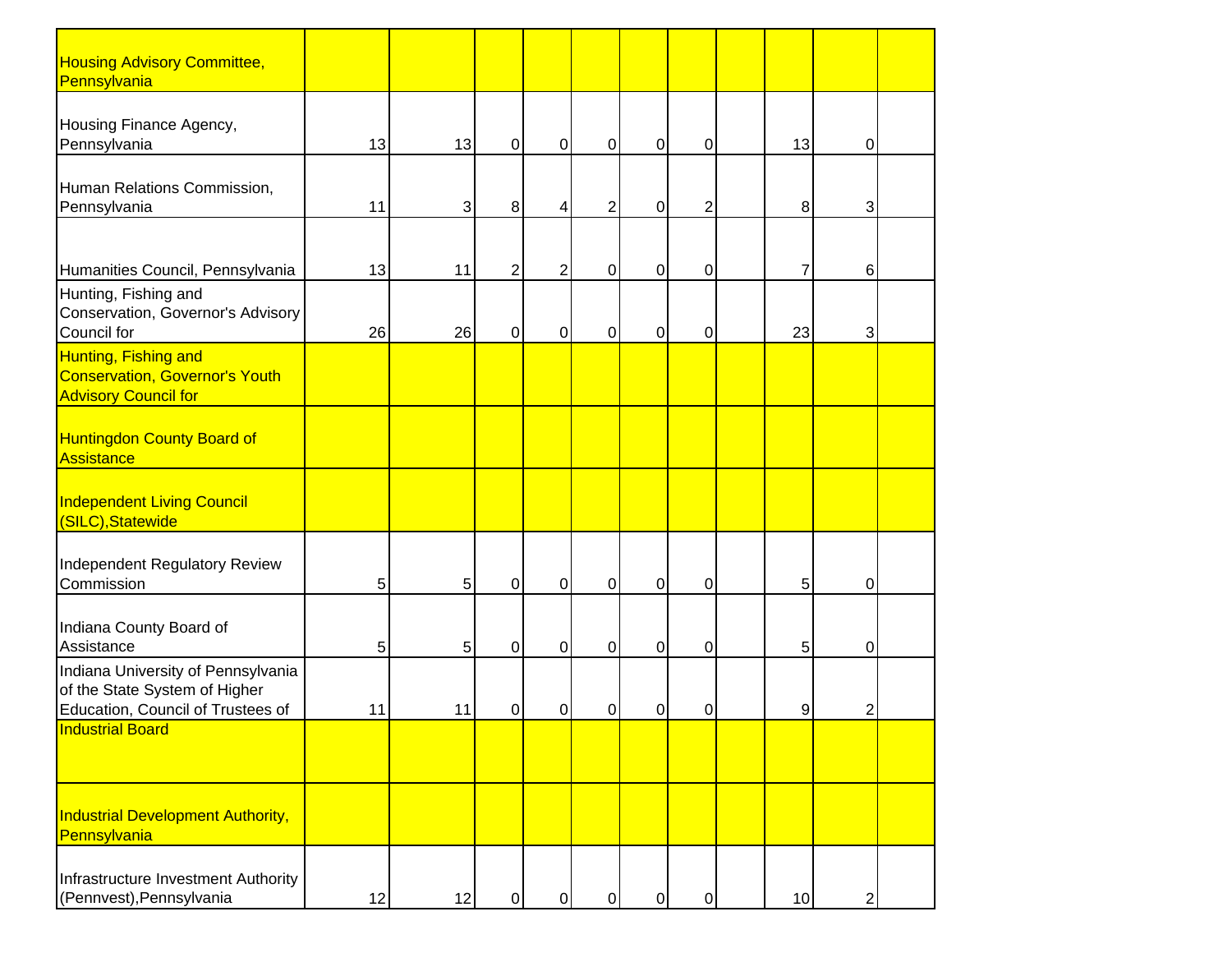| | | | | | | | | | | | |
|---|---|---|---|---|---|---|---|---|---|---|---|
| Housing Advisory Committee, Pennsylvania | | | | | | | | | | | |
| Housing Finance Agency, Pennsylvania | 13 | 13 | 0 | 0 | 0 | 0 | 0 | | 13 | 0 | |
| Human Relations Commission, Pennsylvania | 11 | 3 | 8 | 4 | 2 | 0 | 2 | | 8 | 3 | |
| Humanities Council, Pennsylvania | 13 | 11 | 2 | 2 | 0 | 0 | 0 | | 7 | 6 | |
| Hunting, Fishing and Conservation, Governor's Advisory Council for | 26 | 26 | 0 | 0 | 0 | 0 | 0 | | 23 | 3 | |
| Hunting, Fishing and Conservation, Governor's Youth Advisory Council for | | | | | | | | | | | |
| Huntingdon County Board of Assistance | | | | | | | | | | | |
| Independent Living Council (SILC),Statewide | | | | | | | | | | | |
| Independent Regulatory Review Commission | 5 | 5 | 0 | 0 | 0 | 0 | 0 | | 5 | 0 | |
| Indiana County Board of Assistance | 5 | 5 | 0 | 0 | 0 | 0 | 0 | | 5 | 0 | |
| Indiana University of Pennsylvania of the State System of Higher Education, Council of Trustees of | 11 | 11 | 0 | 0 | 0 | 0 | 0 | | 9 | 2 | |
| Industrial Board | | | | | | | | | | | |
| Industrial Development Authority, Pennsylvania | | | | | | | | | | | |
| Infrastructure Investment Authority (Pennvest),Pennsylvania | 12 | 12 | 0 | 0 | 0 | 0 | 0 | | 10 | 2 | |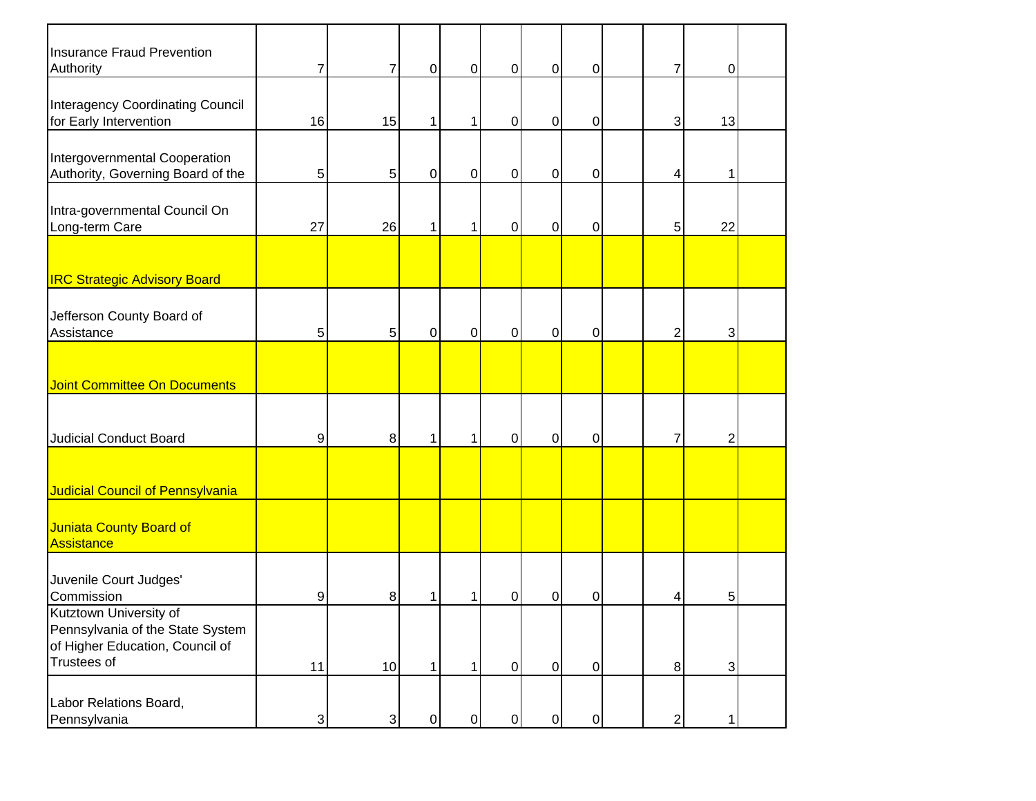| | | | | | | | | | | |
|---|---|---|---|---|---|---|---|---|---|---|
| Insurance Fraud Prevention Authority | 7 | 7 | 0 | 0 | 0 | 0 | 0 | | 7 | 0 | |
| Interagency Coordinating Council for Early Intervention | 16 | 15 | 1 | 1 | 0 | 0 | 0 | | 3 | 13 | |
| Intergovernmental Cooperation Authority, Governing Board of the | 5 | 5 | 0 | 0 | 0 | 0 | 0 | | 4 | 1 | |
| Intra-governmental Council On Long-term Care | 27 | 26 | 1 | 1 | 0 | 0 | 0 | | 5 | 22 | |
| IRC Strategic Advisory Board | | | | | | | | | | | |
| Jefferson County Board of Assistance | 5 | 5 | 0 | 0 | 0 | 0 | 0 | | 2 | 3 | |
| Joint Committee On Documents | | | | | | | | | | | |
| Judicial Conduct Board | 9 | 8 | 1 | 1 | 0 | 0 | 0 | | 7 | 2 | |
| Judicial Council of Pennsylvania | | | | | | | | | | | |
| Juniata County Board of Assistance | | | | | | | | | | | |
| Juvenile Court Judges' Commission | 9 | 8 | 1 | 1 | 0 | 0 | 0 | | 4 | 5 | |
| Kutztown University of Pennsylvania of the State System of Higher Education, Council of Trustees of | 11 | 10 | 1 | 1 | 0 | 0 | 0 | | 8 | 3 | |
| Labor Relations Board, Pennsylvania | 3 | 3 | 0 | 0 | 0 | 0 | 0 | | 2 | 1 | |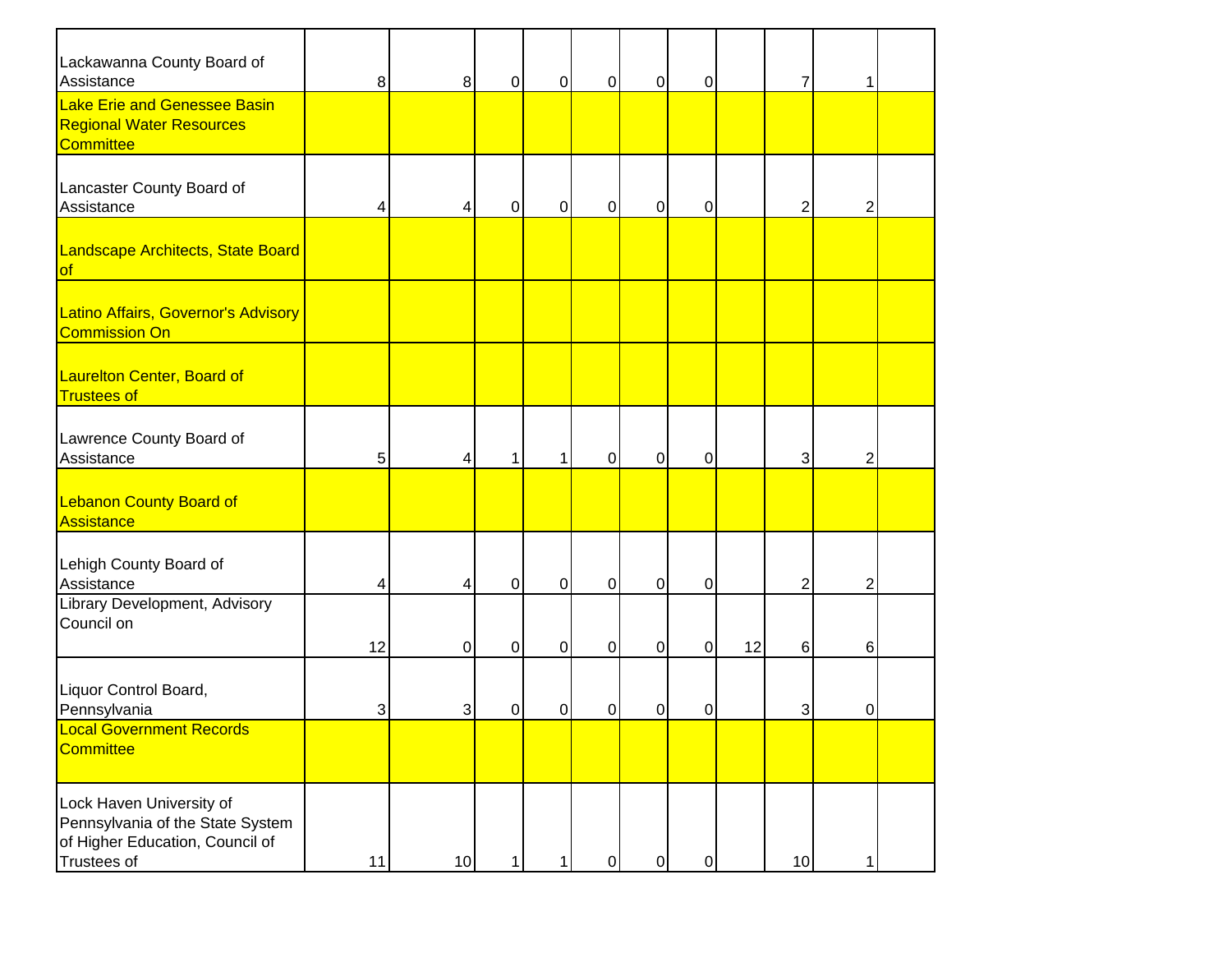| | | | | | | | | | | | |
|---|---|---|---|---|---|---|---|---|---|---|---|
| Lackawanna County Board of Assistance | 8 | 8 | 0 | 0 | 0 | 0 | 0 | | 7 | 1 | |
| Lake Erie and Genessee Basin Regional Water Resources Committee | | | | | | | | | | | |
| Lancaster County Board of Assistance | 4 | 4 | 0 | 0 | 0 | 0 | 0 | | 2 | 2 | |
| Landscape Architects, State Board of | | | | | | | | | | | |
| Latino Affairs, Governor's Advisory Commission On | | | | | | | | | | | |
| Laurelton Center, Board of Trustees of | | | | | | | | | | | |
| Lawrence County Board of Assistance | 5 | 4 | 1 | 1 | 0 | 0 | 0 | | 3 | 2 | |
| Lebanon County Board of Assistance | | | | | | | | | | | |
| Lehigh County Board of Assistance | 4 | 4 | 0 | 0 | 0 | 0 | 0 | | 2 | 2 | |
| Library Development, Advisory Council on | 12 | 0 | 0 | 0 | 0 | 0 | 0 | 12 | 6 | 6 | |
| Liquor Control Board, Pennsylvania | 3 | 3 | 0 | 0 | 0 | 0 | 0 | | 3 | 0 | |
| Local Government Records Committee | | | | | | | | | | | |
| Lock Haven University of Pennsylvania of the State System of Higher Education, Council of Trustees of | 11 | 10 | 1 | 1 | 0 | 0 | 0 | | 10 | 1 | |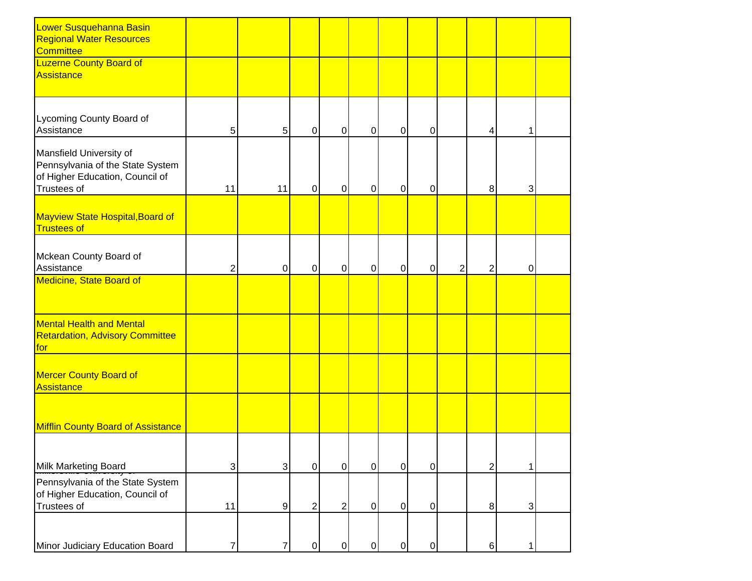| | | | | | | | | | | | |
|---|---|---|---|---|---|---|---|---|---|---|---|
| Lower Susquehanna Basin Regional Water Resources Committee | | | | | | | | | | | |
| Luzerne County Board of Assistance | | | | | | | | | | | |
| Lycoming County Board of Assistance | 5 | 5 | 0 | 0 | 0 | 0 | 0 | | 4 | 1 | |
| Mansfield University of Pennsylvania of the State System of Higher Education, Council of Trustees of | 11 | 11 | 0 | 0 | 0 | 0 | 0 | | 8 | 3 | |
| Mayview State Hospital,Board of Trustees of | | | | | | | | | | | |
| Mckean County Board of Assistance | 2 | 0 | 0 | 0 | 0 | 0 | 0 | 2 | 2 | 0 | |
| Medicine, State Board of | | | | | | | | | | | |
| Mental Health and Mental Retardation, Advisory Committee for | | | | | | | | | | | |
| Mercer County Board of Assistance | | | | | | | | | | | |
| Mifflin County Board of Assistance | | | | | | | | | | | |
| Milk Marketing Board | 3 | 3 | 0 | 0 | 0 | 0 | 0 | | 2 | 1 | |
| Millersville University of Pennsylvania of the State System of Higher Education, Council of Trustees of | 11 | 9 | 2 | 2 | 0 | 0 | 0 | | 8 | 3 | |
| Minor Judiciary Education Board | 7 | 7 | 0 | 0 | 0 | 0 | 0 | | 6 | 1 | |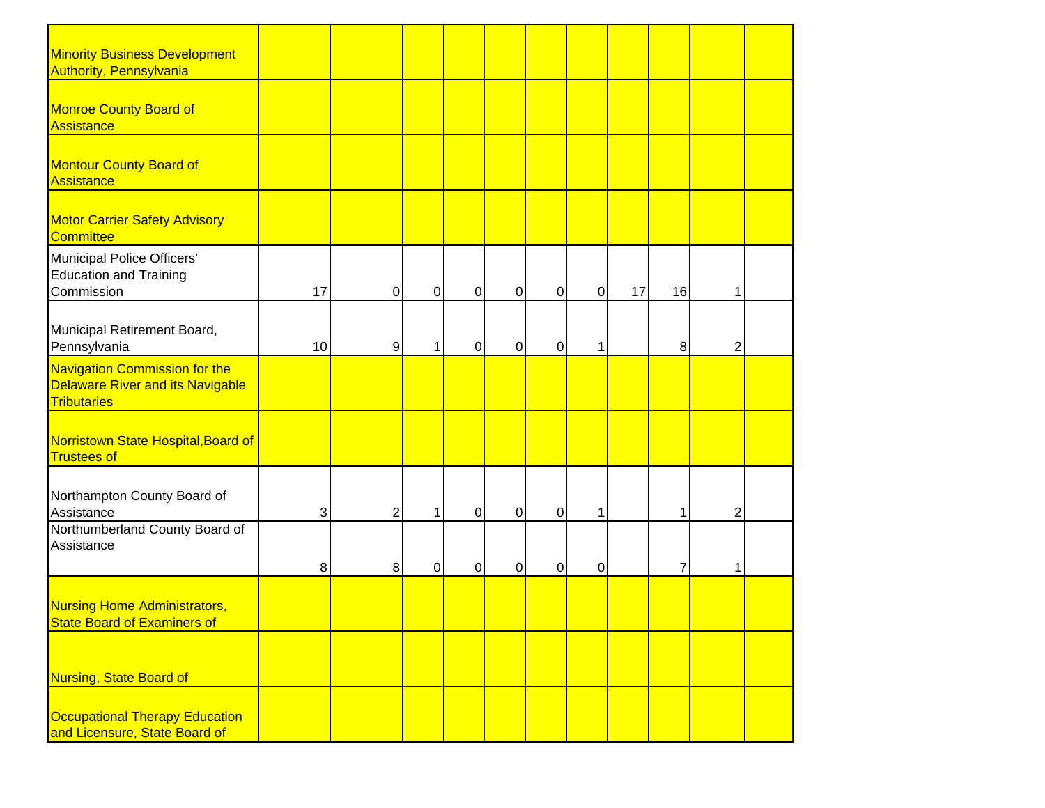| | | | | | | | | | | | |
|---|---|---|---|---|---|---|---|---|---|---|---|
| Minority Business Development Authority, Pennsylvania | | | | | | | | | | | |
| Monroe County Board of Assistance | | | | | | | | | | | |
| Montour County Board of Assistance | | | | | | | | | | | |
| Motor Carrier Safety Advisory Committee | | | | | | | | | | | |
| Municipal Police Officers' Education and Training Commission | 17 | 0 | 0 | 0 | 0 | 0 | 0 | 17 | 16 | 1 | |
| Municipal Retirement Board, Pennsylvania | 10 | 9 | 1 | 0 | 0 | 0 | 1 | | 8 | 2 | |
| Navigation Commission for the Delaware River and its Navigable Tributaries | | | | | | | | | | | |
| Norristown State Hospital,Board of Trustees of | | | | | | | | | | | |
| Northampton County Board of Assistance | 3 | 2 | 1 | 0 | 0 | 0 | 1 | | 1 | 2 | |
| Northumberland County Board of Assistance | 8 | 8 | 0 | 0 | 0 | 0 | 0 | | 7 | 1 | |
| Nursing Home Administrators, State Board of Examiners of | | | | | | | | | | | |
| Nursing, State Board of | | | | | | | | | | | |
| Occupational Therapy Education and Licensure, State Board of | | | | | | | | | | | |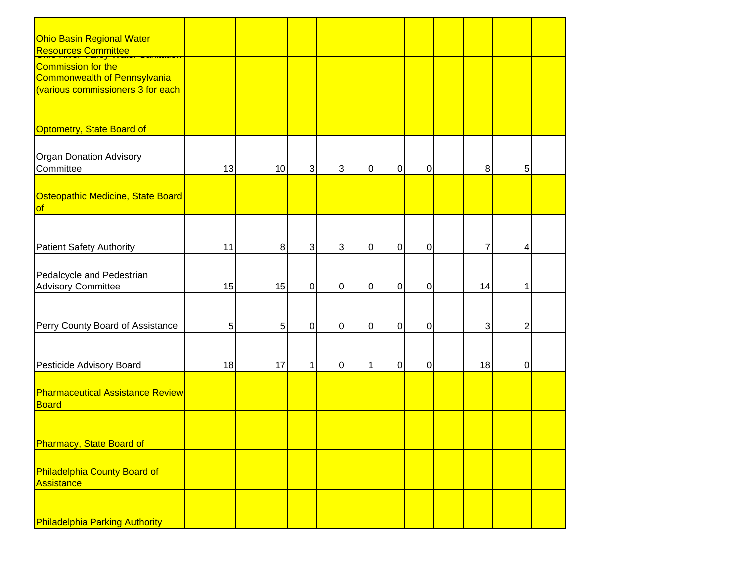| | | | | | | | | | | | |
|---|---|---|---|---|---|---|---|---|---|---|---|
| Ohio Basin Regional Water Resources Committee | | | | | | | | | | | |
| Ohio River Valley Water Sanitation Commission for the Commonwealth of Pennsylvania (various commissioners 3 for each | | | | | | | | | | | |
| Optometry, State Board of | | | | | | | | | | | |
| Organ Donation Advisory Committee | 13 | 10 | 3 | 3 | 0 | 0 | 0 | | 8 | 5 | |
| Osteopathic Medicine, State Board of | | | | | | | | | | | |
| Patient Safety Authority | 11 | 8 | 3 | 3 | 0 | 0 | 0 | | 7 | 4 | |
| Pedalcycle and Pedestrian Advisory Committee | 15 | 15 | 0 | 0 | 0 | 0 | 0 | | 14 | 1 | |
| Perry County Board of Assistance | 5 | 5 | 0 | 0 | 0 | 0 | 0 | | 3 | 2 | |
| Pesticide Advisory Board | 18 | 17 | 1 | 0 | 1 | 0 | 0 | | 18 | 0 | |
| Pharmaceutical Assistance Review Board | | | | | | | | | | | |
| Pharmacy, State Board of | | | | | | | | | | | |
| Philadelphia County Board of Assistance | | | | | | | | | | | |
| Philadelphia Parking Authority | | | | | | | | | | | |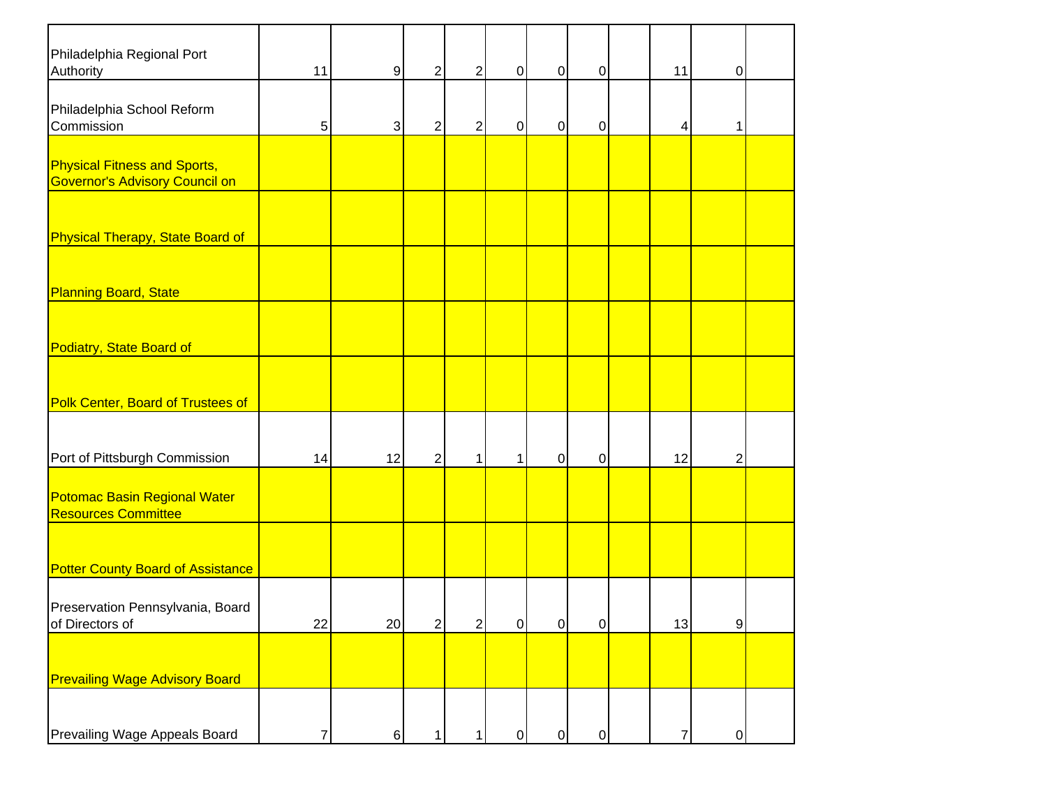| | | | | | | | | | | | |
|---|---|---|---|---|---|---|---|---|---|---|---|
| Philadelphia Regional Port Authority | 11 | 9 | 2 | 2 | 0 | 0 | 0 | | 11 | 0 | |
| Philadelphia School Reform Commission | 5 | 3 | 2 | 2 | 0 | 0 | 0 | | 4 | 1 | |
| Physical Fitness and Sports, Governor's Advisory Council on | | | | | | | | | | | |
| Physical Therapy, State Board of | | | | | | | | | | | |
| Planning Board, State | | | | | | | | | | | |
| Podiatry, State Board of | | | | | | | | | | | |
| Polk Center, Board of Trustees of | | | | | | | | | | | |
| Port of Pittsburgh Commission | 14 | 12 | 2 | 1 | 1 | 0 | 0 | | 12 | 2 | |
| Potomac Basin Regional Water Resources Committee | | | | | | | | | | | |
| Potter County Board of Assistance | | | | | | | | | | | |
| Preservation Pennsylvania, Board of Directors of | 22 | 20 | 2 | 2 | 0 | 0 | 0 | | 13 | 9 | |
| Prevailing Wage Advisory Board | | | | | | | | | | | |
| Prevailing Wage Appeals Board | 7 | 6 | 1 | 1 | 0 | 0 | 0 | | 7 | 0 | |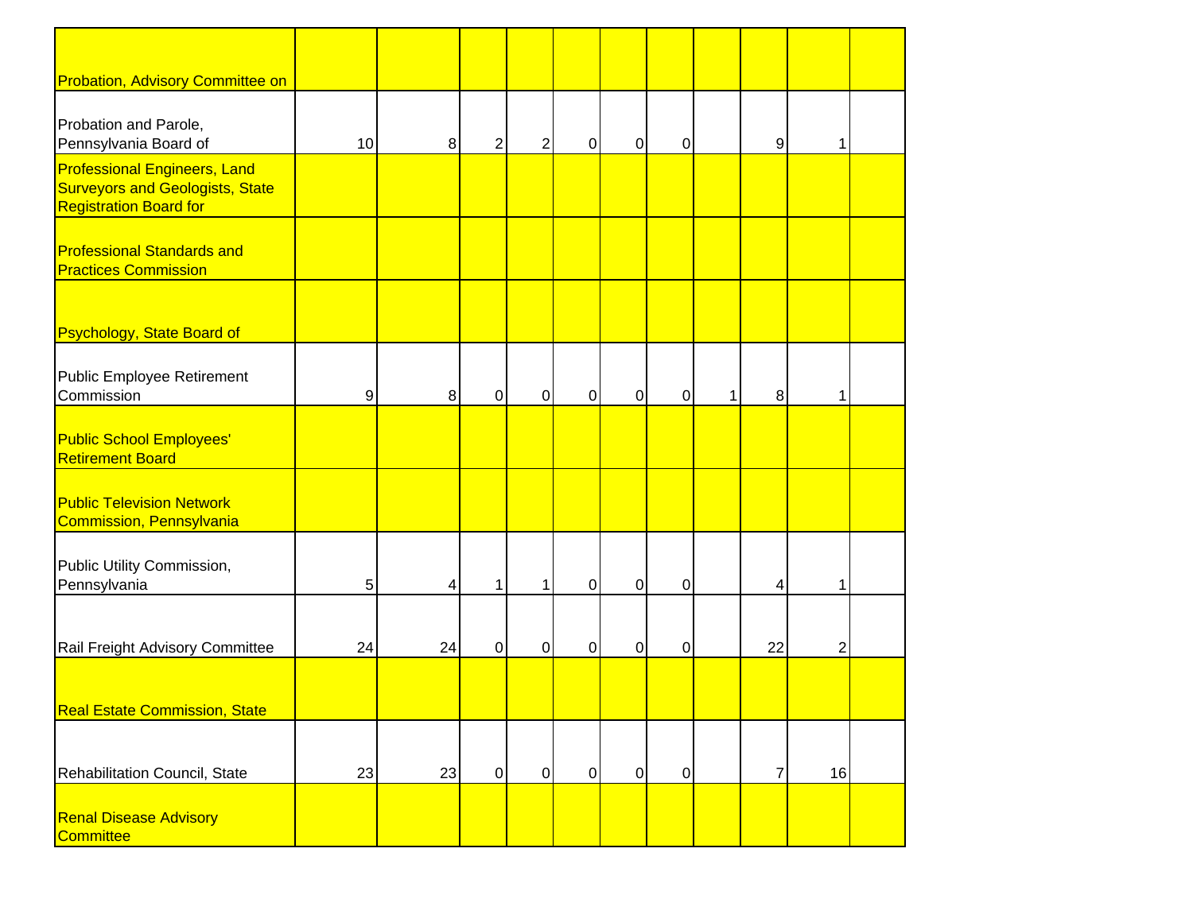| | | | | | | | | | | | |
|---|---|---|---|---|---|---|---|---|---|---|---|
| Probation, Advisory Committee on | | | | | | | | | | | |
| Probation and Parole, Pennsylvania Board of | 10 | 8 | 2 | 2 | 0 | 0 | 0 | | 9 | 1 | |
| Professional Engineers, Land Surveyors and Geologists, State Registration Board for | | | | | | | | | | | |
| Professional Standards and Practices Commission | | | | | | | | | | | |
| Psychology, State Board of | | | | | | | | | | | |
| Public Employee Retirement Commission | 9 | 8 | 0 | 0 | 0 | 0 | 0 | 1 | 8 | 1 | |
| Public School Employees' Retirement Board | | | | | | | | | | | |
| Public Television Network Commission, Pennsylvania | | | | | | | | | | | |
| Public Utility Commission, Pennsylvania | 5 | 4 | 1 | 1 | 0 | 0 | 0 | | 4 | 1 | |
| Rail Freight Advisory Committee | 24 | 24 | 0 | 0 | 0 | 0 | 0 | | 22 | 2 | |
| Real Estate Commission, State | | | | | | | | | | | |
| Rehabilitation Council, State | 23 | 23 | 0 | 0 | 0 | 0 | 0 | | 7 | 16 | |
| Renal Disease Advisory Committee | | | | | | | | | | | |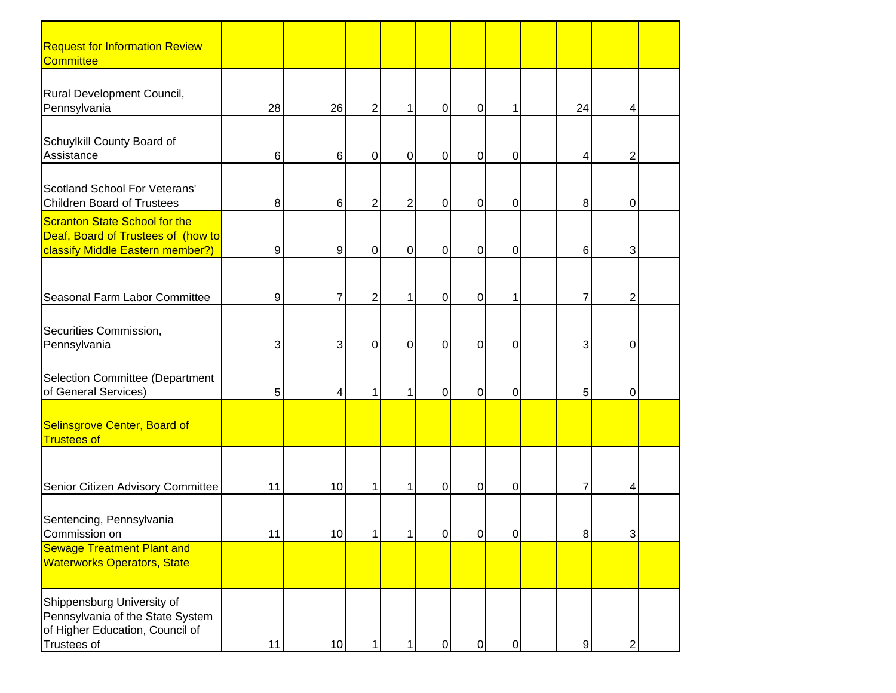| Request for Information Review Committee | | | | | | | | | | | |
|---|---|---|---|---|---|---|---|---|---|---|---|
| Rural Development Council, Pennsylvania | 28 | 26 | 2 | 1 | 0 | 0 | 1 | | 24 | 4 | |
| Schuylkill County Board of Assistance | 6 | 6 | 0 | 0 | 0 | 0 | 0 | | 4 | 2 | |
| Scotland School For Veterans' Children Board of Trustees | 8 | 6 | 2 | 2 | 0 | 0 | 0 | | 8 | 0 | |
| Scranton State School for the Deaf, Board of Trustees of (how to classify Middle Eastern member?) | 9 | 9 | 0 | 0 | 0 | 0 | 0 | | 6 | 3 | |
| Seasonal Farm Labor Committee | 9 | 7 | 2 | 1 | 0 | 0 | 1 | | 7 | 2 | |
| Securities Commission, Pennsylvania | 3 | 3 | 0 | 0 | 0 | 0 | 0 | | 3 | 0 | |
| Selection Committee (Department of General Services) | 5 | 4 | 1 | 1 | 0 | 0 | 0 | | 5 | 0 | |
| Selinsgrove Center, Board of Trustees of | | | | | | | | | | | |
| Senior Citizen Advisory Committee | 11 | 10 | 1 | 1 | 0 | 0 | 0 | | 7 | 4 | |
| Sentencing, Pennsylvania Commission on | 11 | 10 | 1 | 1 | 0 | 0 | 0 | | 8 | 3 | |
| Sewage Treatment Plant and Waterworks Operators, State | | | | | | | | | | | |
| Shippensburg University of Pennsylvania of the State System of Higher Education, Council of Trustees of | 11 | 10 | 1 | 1 | 0 | 0 | 0 | | 9 | 2 | |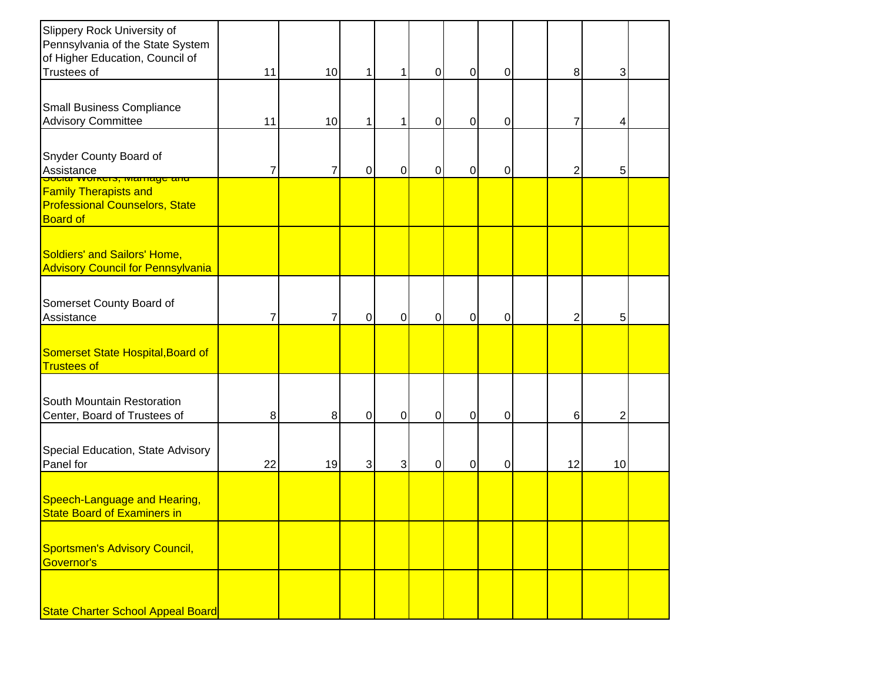| | | | | | | | | | | | |
|---|---|---|---|---|---|---|---|---|---|---|---|
| Slippery Rock University of Pennsylvania of the State System of Higher Education, Council of Trustees of | 11 | 10 | 1 | 1 | 0 | 0 | 0 | | 8 | 3 | |
| Small Business Compliance Advisory Committee | 11 | 10 | 1 | 1 | 0 | 0 | 0 | | 7 | 4 | |
| Snyder County Board of Assistance | 7 | 7 | 0 | 0 | 0 | 0 | 0 | | 2 | 5 | |
| Social Workers, Marriage and Family Therapists and Professional Counselors, State Board of | | | | | | | | | | | |
| Soldiers' and Sailors' Home, Advisory Council for Pennsylvania | | | | | | | | | | | |
| Somerset County Board of Assistance | 7 | 7 | 0 | 0 | 0 | 0 | 0 | | 2 | 5 | |
| Somerset State Hospital,Board of Trustees of | | | | | | | | | | | |
| South Mountain Restoration Center, Board of Trustees of | 8 | 8 | 0 | 0 | 0 | 0 | 0 | | 6 | 2 | |
| Special Education, State Advisory Panel for | 22 | 19 | 3 | 3 | 0 | 0 | 0 | | 12 | 10 | |
| Speech-Language and Hearing, State Board of Examiners in | | | | | | | | | | | |
| Sportsmen's Advisory Council, Governor's | | | | | | | | | | | |
| State Charter School Appeal Board | | | | | | | | | | | |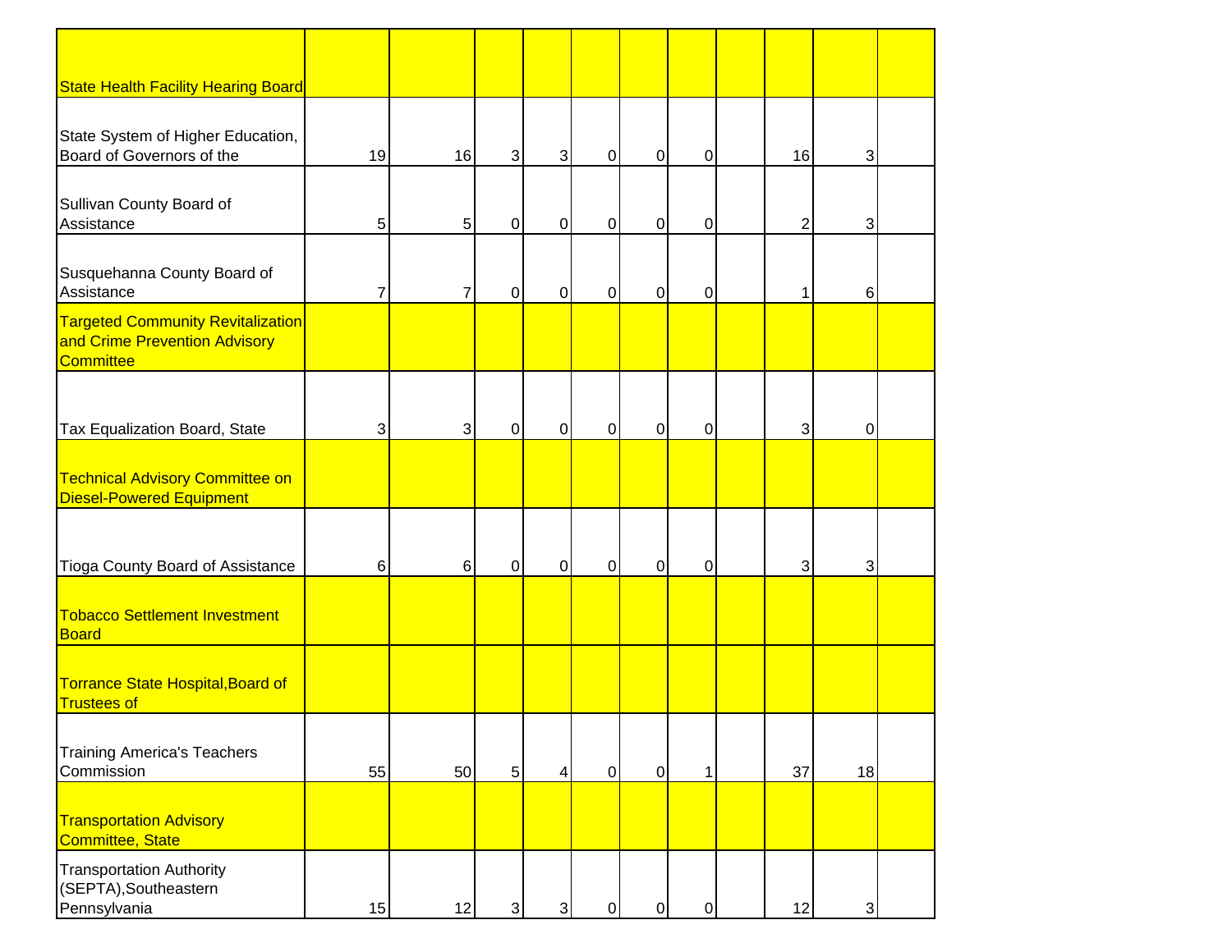| | | | | | | | | | | |
|---|---|---|---|---|---|---|---|---|---|---|
| State Health Facility Hearing Board | | | | | | | | | | |
| State System of Higher Education, Board of Governors of the | 19 | 16 | 3 | 3 | 0 | 0 | 0 | | 16 | 3 | |
| Sullivan County Board of Assistance | 5 | 5 | 0 | 0 | 0 | 0 | 0 | | 2 | 3 | |
| Susquehanna County Board of Assistance | 7 | 7 | 0 | 0 | 0 | 0 | 0 | | 1 | 6 | |
| Targeted Community Revitalization and Crime Prevention Advisory Committee | | | | | | | | | | |
| Tax Equalization Board, State | 3 | 3 | 0 | 0 | 0 | 0 | 0 | | 3 | 0 | |
| Technical Advisory Committee on Diesel-Powered Equipment | | | | | | | | | | |
| Tioga County Board of Assistance | 6 | 6 | 0 | 0 | 0 | 0 | 0 | | 3 | 3 | |
| Tobacco Settlement Investment Board | | | | | | | | | | |
| Torrance State Hospital,Board of Trustees of | | | | | | | | | | |
| Training America's Teachers Commission | 55 | 50 | 5 | 4 | 0 | 0 | 1 | | 37 | 18 | |
| Transportation Advisory Committee, State | | | | | | | | | | |
| Transportation Authority (SEPTA),Southeastern Pennsylvania | 15 | 12 | 3 | 3 | 0 | 0 | 0 | | 12 | 3 | |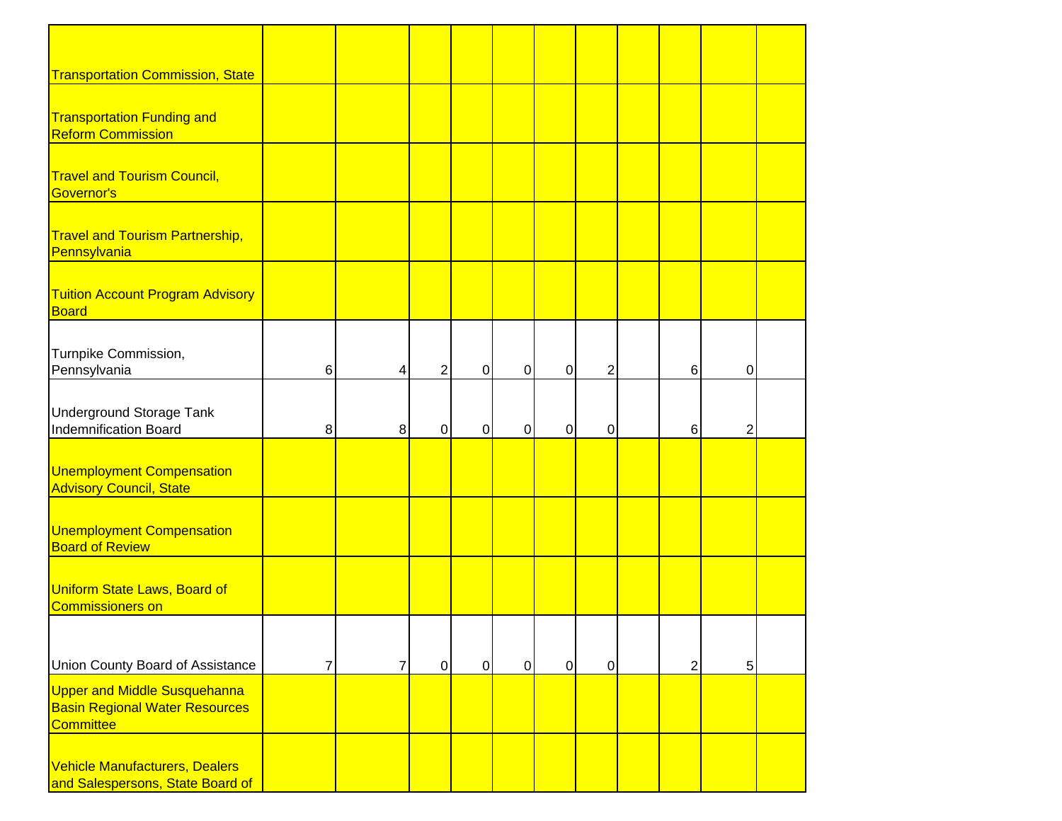| | | | | | | | | | | | |
|---|---|---|---|---|---|---|---|---|---|---|---|
| Transportation Commission, State | | | | | | | | | | | |
| Transportation Funding and Reform Commission | | | | | | | | | | | |
| Travel and Tourism Council, Governor's | | | | | | | | | | | |
| Travel and Tourism Partnership, Pennsylvania | | | | | | | | | | | |
| Tuition Account Program Advisory Board | | | | | | | | | | | |
| Turnpike Commission, Pennsylvania | 6 | 4 | 2 | 0 | 0 | 0 | 2 | | 6 | 0 | |
| Underground Storage Tank Indemnification Board | 8 | 8 | 0 | 0 | 0 | 0 | 0 | | 6 | 2 | |
| Unemployment Compensation Advisory Council, State | | | | | | | | | | | |
| Unemployment Compensation Board of Review | | | | | | | | | | | |
| Uniform State Laws, Board of Commissioners on | | | | | | | | | | | |
| Union County Board of Assistance | 7 | 7 | 0 | 0 | 0 | 0 | 0 | | 2 | 5 | |
| Upper and Middle Susquehanna Basin Regional Water Resources Committee | | | | | | | | | | | |
| Vehicle Manufacturers, Dealers and Salespersons, State Board of | | | | | | | | | | | |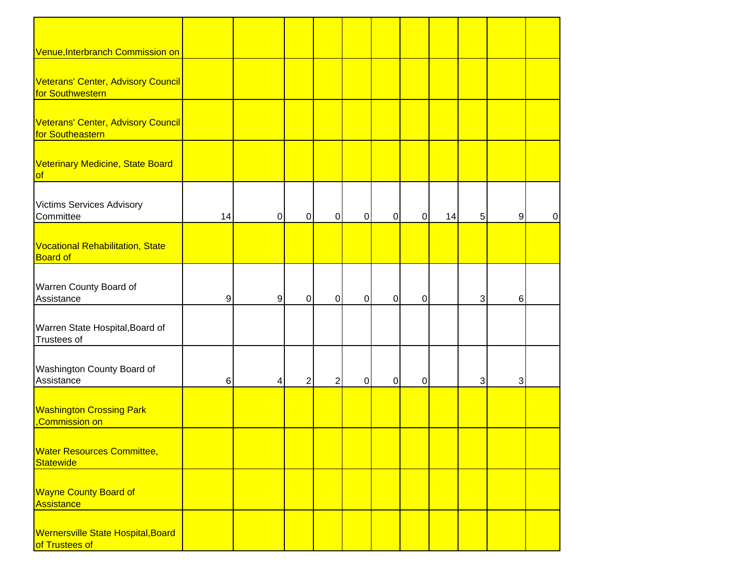| | | | | | | | | | | | |
|---|---|---|---|---|---|---|---|---|---|---|---|
| Venue,Interbranch Commission on | | | | | | | | | | | |
| Veterans' Center, Advisory Council for Southwestern | | | | | | | | | | | |
| Veterans' Center, Advisory Council for Southeastern | | | | | | | | | | | |
| Veterinary Medicine, State Board of | | | | | | | | | | | |
| Victims Services Advisory Committee | 14 | 0 | 0 | 0 | 0 | 0 | 0 | 14 | 5 | 9 | 0 |
| Vocational Rehabilitation, State Board of | | | | | | | | | | | |
| Warren County Board of Assistance | 9 | 9 | 0 | 0 | 0 | 0 | 0 | | 3 | 6 | |
| Warren State Hospital,Board of Trustees of | | | | | | | | | | | |
| Washington County Board of Assistance | 6 | 4 | 2 | 2 | 0 | 0 | 0 | | 3 | 3 | |
| Washington Crossing Park ,Commission on | | | | | | | | | | | |
| Water Resources Committee, Statewide | | | | | | | | | | | |
| Wayne County Board of Assistance | | | | | | | | | | | |
| Wernersville State Hospital,Board of Trustees of | | | | | | | | | | | |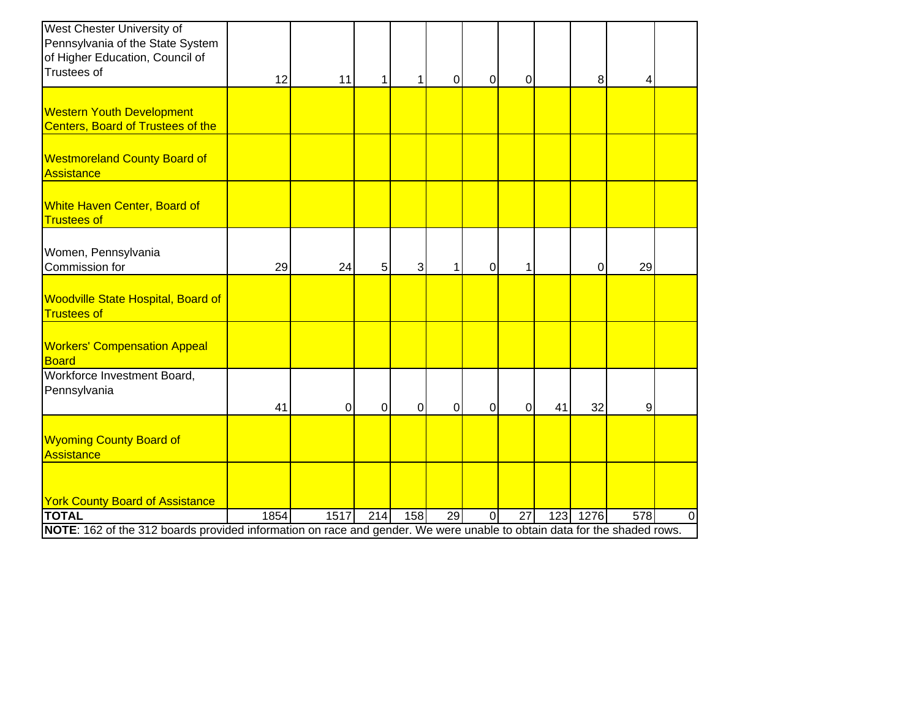| | | | | | | | | | | | |
|---|---|---|---|---|---|---|---|---|---|---|---|
| West Chester University of Pennsylvania of the State System of Higher Education, Council of Trustees of | 12 | 11 | 1 | 1 | 0 | 0 | 0 | | 8 | 4 | |
| Western Youth Development Centers, Board of Trustees of the | | | | | | | | | | | |
| Westmoreland County Board of Assistance | | | | | | | | | | | |
| White Haven Center, Board of Trustees of | | | | | | | | | | | |
| Women, Pennsylvania Commission for | 29 | 24 | 5 | 3 | 1 | 0 | 1 | | 0 | 29 | |
| Woodville State Hospital, Board of Trustees of | | | | | | | | | | | |
| Workers' Compensation Appeal Board | | | | | | | | | | | |
| Workforce Investment Board, Pennsylvania | 41 | 0 | 0 | 0 | 0 | 0 | 0 | 41 | 32 | 9 | |
| Wyoming County Board of Assistance | | | | | | | | | | | |
| York County Board of Assistance | | | | | | | | | | | |
| **TOTAL** | 1854 | 1517 | 214 | 158 | 29 | 0 | 27 | 123 | 1276 | 578 | 0 |

**NOTE**: 162 of the 312 boards provided information on race and gender. We were unable to obtain data for the shaded rows.